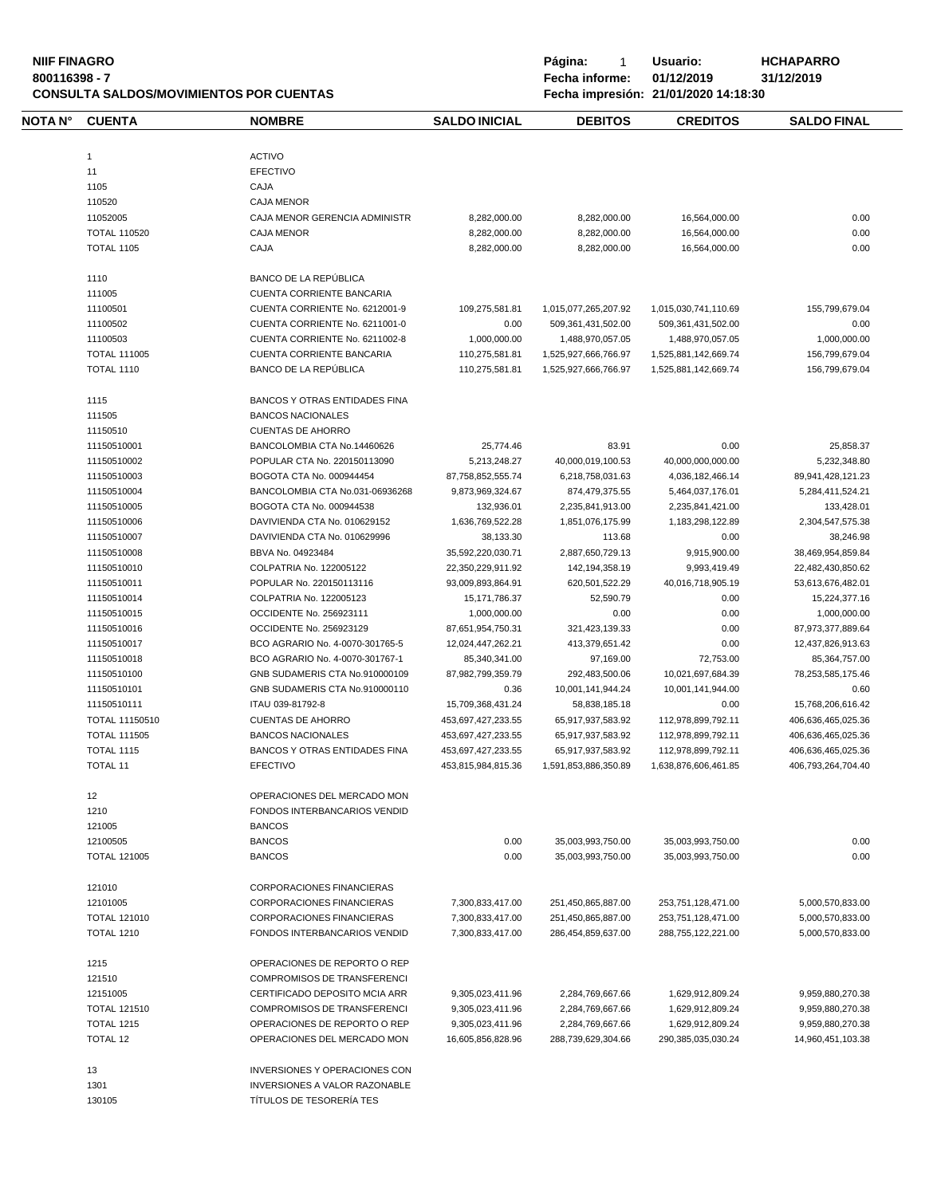**NIIF FINAGRO**
**800116398 - 7**
**CONSULTA SALDOS/MOVIMIENTOS POR CUENTAS**

**Página:** 1 **Usuario:** **HCHAPARRO**
**Fecha informe:** **01/12/2019** **31/12/2019**
**Fecha impresión: 21/01/2020 14:18:30**

| NOTA N° | CUENTA | NOMBRE | SALDO INICIAL | DEBITOS | CREDITOS | SALDO FINAL |
|---|---|---|---|---|---|---|
| | 1 | ACTIVO | | | | |
| | 11 | EFECTIVO | | | | |
| | 1105 | CAJA | | | | |
| | 110520 | CAJA MENOR | | | | |
| | 11052005 | CAJA MENOR GERENCIA ADMINISTR | 8,282,000.00 | 8,282,000.00 | 16,564,000.00 | 0.00 |
| | TOTAL 110520 | CAJA MENOR | 8,282,000.00 | 8,282,000.00 | 16,564,000.00 | 0.00 |
| | TOTAL 1105 | CAJA | 8,282,000.00 | 8,282,000.00 | 16,564,000.00 | 0.00 |
| | 1110 | BANCO DE LA REPÚBLICA | | | | |
| | 111005 | CUENTA CORRIENTE BANCARIA | | | | |
| | 11100501 | CUENTA CORRIENTE No. 6212001-9 | 109,275,581.81 | 1,015,077,265,207.92 | 1,015,030,741,110.69 | 155,799,679.04 |
| | 11100502 | CUENTA CORRIENTE No. 6211001-0 | 0.00 | 509,361,431,502.00 | 509,361,431,502.00 | 0.00 |
| | 11100503 | CUENTA CORRIENTE No. 6211002-8 | 1,000,000.00 | 1,488,970,057.05 | 1,488,970,057.05 | 1,000,000.00 |
| | TOTAL 111005 | CUENTA CORRIENTE BANCARIA | 110,275,581.81 | 1,525,927,666,766.97 | 1,525,881,142,669.74 | 156,799,679.04 |
| | TOTAL 1110 | BANCO DE LA REPÚBLICA | 110,275,581.81 | 1,525,927,666,766.97 | 1,525,881,142,669.74 | 156,799,679.04 |
| | 1115 | BANCOS Y OTRAS ENTIDADES FINA | | | | |
| | 111505 | BANCOS NACIONALES | | | | |
| | 11150510 | CUENTAS DE AHORRO | | | | |
| | 11150510001 | BANCOLOMBIA CTA No.14460626 | 25,774.46 | 83.91 | 0.00 | 25,858.37 |
| | 11150510002 | POPULAR CTA No. 220150113090 | 5,213,248.27 | 40,000,019,100.53 | 40,000,000,000.00 | 5,232,348.80 |
| | 11150510003 | BOGOTA CTA No. 000944454 | 87,758,852,555.74 | 6,218,758,031.63 | 4,036,182,466.14 | 89,941,428,121.23 |
| | 11150510004 | BANCOLOMBIA CTA No.031-06936268 | 9,873,969,324.67 | 874,479,375.55 | 5,464,037,176.01 | 5,284,411,524.21 |
| | 11150510005 | BOGOTA CTA No. 000944538 | 132,936.01 | 2,235,841,913.00 | 2,235,841,421.00 | 133,428.01 |
| | 11150510006 | DAVIVIENDA CTA No. 010629152 | 1,636,769,522.28 | 1,851,076,175.99 | 1,183,298,122.89 | 2,304,547,575.38 |
| | 11150510007 | DAVIVIENDA CTA No. 010629996 | 38,133.30 | 113.68 | 0.00 | 38,246.98 |
| | 11150510008 | BBVA No. 04923484 | 35,592,220,030.71 | 2,887,650,729.13 | 9,915,900.00 | 38,469,954,859.84 |
| | 11150510010 | COLPATRIA No. 122005122 | 22,350,229,911.92 | 142,194,358.19 | 9,993,419.49 | 22,482,430,850.62 |
| | 11150510011 | POPULAR No. 220150113116 | 93,009,893,864.91 | 620,501,522.29 | 40,016,718,905.19 | 53,613,676,482.01 |
| | 11150510014 | COLPATRIA No. 122005123 | 15,171,786.37 | 52,590.79 | 0.00 | 15,224,377.16 |
| | 11150510015 | OCCIDENTE No. 256923111 | 1,000,000.00 | 0.00 | 0.00 | 1,000,000.00 |
| | 11150510016 | OCCIDENTE No. 256923129 | 87,651,954,750.31 | 321,423,139.33 | 0.00 | 87,973,377,889.64 |
| | 11150510017 | BCO AGRARIO No. 4-0070-301765-5 | 12,024,447,262.21 | 413,379,651.42 | 0.00 | 12,437,826,913.63 |
| | 11150510018 | BCO AGRARIO No. 4-0070-301767-1 | 85,340,341.00 | 97,169.00 | 72,753.00 | 85,364,757.00 |
| | 11150510100 | GNB SUDAMERIS CTA No.910000109 | 87,982,799,359.79 | 292,483,500.06 | 10,021,697,684.39 | 78,253,585,175.46 |
| | 11150510101 | GNB SUDAMERIS CTA No.910000110 | 0.36 | 10,001,141,944.24 | 10,001,141,944.00 | 0.60 |
| | 11150510111 | ITAU 039-81792-8 | 15,709,368,431.24 | 58,838,185.18 | 0.00 | 15,768,206,616.42 |
| | TOTAL 11150510 | CUENTAS DE AHORRO | 453,697,427,233.55 | 65,917,937,583.92 | 112,978,899,792.11 | 406,636,465,025.36 |
| | TOTAL 111505 | BANCOS NACIONALES | 453,697,427,233.55 | 65,917,937,583.92 | 112,978,899,792.11 | 406,636,465,025.36 |
| | TOTAL 1115 | BANCOS Y OTRAS ENTIDADES FINA | 453,697,427,233.55 | 65,917,937,583.92 | 112,978,899,792.11 | 406,636,465,025.36 |
| | TOTAL 11 | EFECTIVO | 453,815,984,815.36 | 1,591,853,886,350.89 | 1,638,876,606,461.85 | 406,793,264,704.40 |
| | 12 | OPERACIONES DEL MERCADO MON | | | | |
| | 1210 | FONDOS INTERBANCARIOS VENDID | | | | |
| | 121005 | BANCOS | | | | |
| | 12100505 | BANCOS | 0.00 | 35,003,993,750.00 | 35,003,993,750.00 | 0.00 |
| | TOTAL 121005 | BANCOS | 0.00 | 35,003,993,750.00 | 35,003,993,750.00 | 0.00 |
| | 121010 | CORPORACIONES FINANCIERAS | | | | |
| | 12101005 | CORPORACIONES FINANCIERAS | 7,300,833,417.00 | 251,450,865,887.00 | 253,751,128,471.00 | 5,000,570,833.00 |
| | TOTAL 121010 | CORPORACIONES FINANCIERAS | 7,300,833,417.00 | 251,450,865,887.00 | 253,751,128,471.00 | 5,000,570,833.00 |
| | TOTAL 1210 | FONDOS INTERBANCARIOS VENDID | 7,300,833,417.00 | 286,454,859,637.00 | 288,755,122,221.00 | 5,000,570,833.00 |
| | 1215 | OPERACIONES DE REPORTO O REP | | | | |
| | 121510 | COMPROMISOS DE TRANSFERENCI | | | | |
| | 12151005 | CERTIFICADO DEPOSITO MCIA ARR | 9,305,023,411.96 | 2,284,769,667.66 | 1,629,912,809.24 | 9,959,880,270.38 |
| | TOTAL 121510 | COMPROMISOS DE TRANSFERENCI | 9,305,023,411.96 | 2,284,769,667.66 | 1,629,912,809.24 | 9,959,880,270.38 |
| | TOTAL 1215 | OPERACIONES DE REPORTO O REP | 9,305,023,411.96 | 2,284,769,667.66 | 1,629,912,809.24 | 9,959,880,270.38 |
| | TOTAL 12 | OPERACIONES DEL MERCADO MON | 16,605,856,828.96 | 288,739,629,304.66 | 290,385,035,030.24 | 14,960,451,103.38 |
| | 13 | INVERSIONES Y OPERACIONES CON | | | | |
| | 1301 | INVERSIONES A VALOR RAZONABLE | | | | |
| | 130105 | TÍTULOS DE TESORERÍA TES | | | | |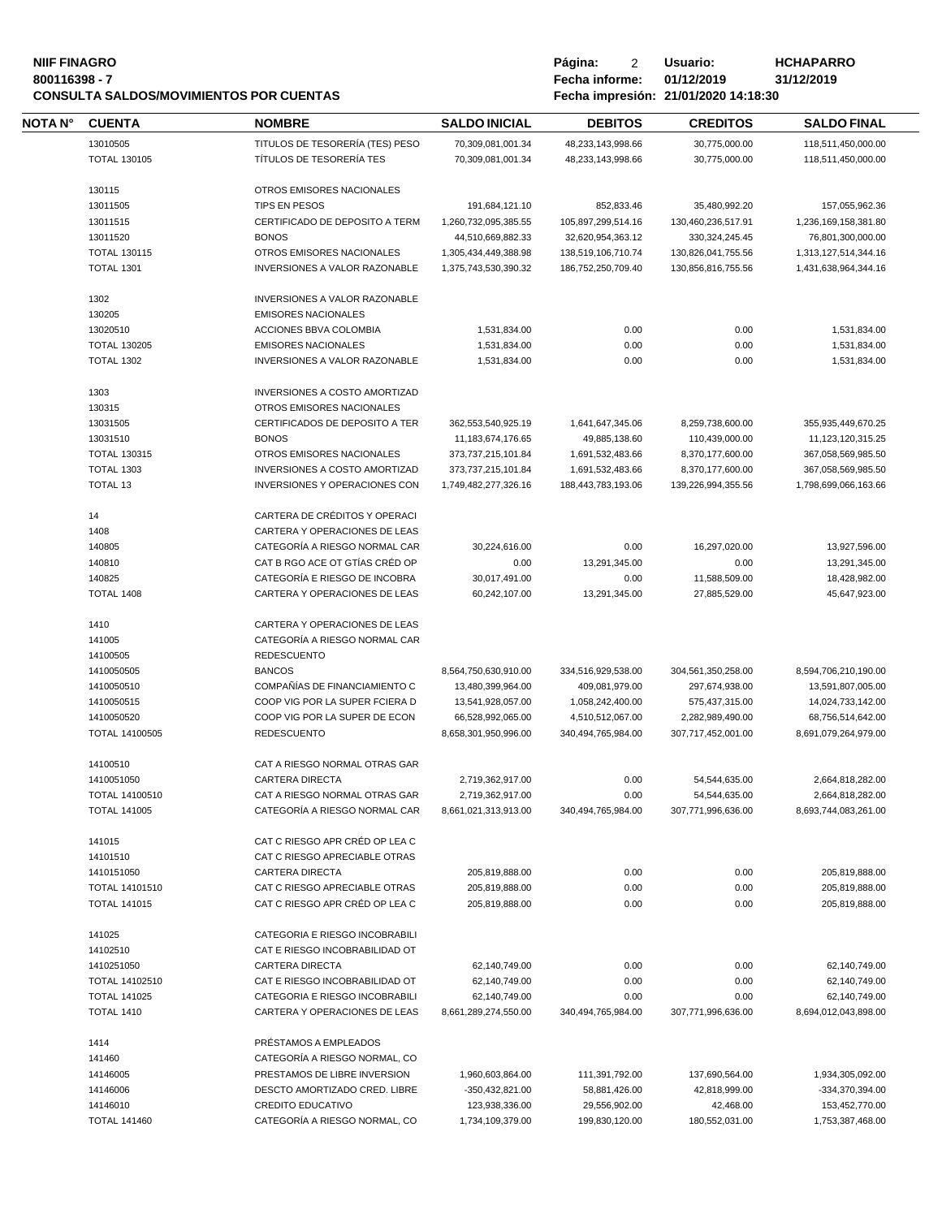**NIIF FINAGRO**
**800116398 - 7**
**CONSULTA SALDOS/MOVIMIENTOS POR CUENTAS**

**Página:** 2 **Usuario:** HCHAPARRO
**Fecha informe:** 01/12/2019 31/12/2019
**Fecha impresión:** 21/01/2020 14:18:30

| NOTA N° | CUENTA | NOMBRE | SALDO INICIAL | DEBITOS | CREDITOS | SALDO FINAL |
|---|---|---|---|---|---|---|
| | 13010505 | TITULOS DE TESORERÍA (TES) PESO | 70,309,081,001.34 | 48,233,143,998.66 | 30,775,000.00 | 118,511,450,000.00 |
| | TOTAL 130105 | TÍTULOS DE TESORERÍA TES | 70,309,081,001.34 | 48,233,143,998.66 | 30,775,000.00 | 118,511,450,000.00 |
| | 130115 | OTROS EMISORES NACIONALES | | | | |
| | 13011505 | TIPS EN PESOS | 191,684,121.10 | 852,833.46 | 35,480,992.20 | 157,055,962.36 |
| | 13011515 | CERTIFICADO DE DEPOSITO A TERM | 1,260,732,095,385.55 | 105,897,299,514.16 | 130,460,236,517.91 | 1,236,169,158,381.80 |
| | 13011520 | BONOS | 44,510,669,882.33 | 32,620,954,363.12 | 330,324,245.45 | 76,801,300,000.00 |
| | TOTAL 130115 | OTROS EMISORES NACIONALES | 1,305,434,449,388.98 | 138,519,106,710.74 | 130,826,041,755.56 | 1,313,127,514,344.16 |
| | TOTAL 1301 | INVERSIONES A VALOR RAZONABLE | 1,375,743,530,390.32 | 186,752,250,709.40 | 130,856,816,755.56 | 1,431,638,964,344.16 |
| | 1302 | INVERSIONES A VALOR RAZONABLE | | | | |
| | 130205 | EMISORES NACIONALES | | | | |
| | 13020510 | ACCIONES BBVA COLOMBIA | 1,531,834.00 | 0.00 | 0.00 | 1,531,834.00 |
| | TOTAL 130205 | EMISORES NACIONALES | 1,531,834.00 | 0.00 | 0.00 | 1,531,834.00 |
| | TOTAL 1302 | INVERSIONES A VALOR RAZONABLE | 1,531,834.00 | 0.00 | 0.00 | 1,531,834.00 |
| | 1303 | INVERSIONES A COSTO AMORTIZAD | | | | |
| | 130315 | OTROS EMISORES NACIONALES | | | | |
| | 13031505 | CERTIFICADOS DE DEPOSITO A TER | 362,553,540,925.19 | 1,641,647,345.06 | 8,259,738,600.00 | 355,935,449,670.25 |
| | 13031510 | BONOS | 11,183,674,176.65 | 49,885,138.60 | 110,439,000.00 | 11,123,120,315.25 |
| | TOTAL 130315 | OTROS EMISORES NACIONALES | 373,737,215,101.84 | 1,691,532,483.66 | 8,370,177,600.00 | 367,058,569,985.50 |
| | TOTAL 1303 | INVERSIONES A COSTO AMORTIZAD | 373,737,215,101.84 | 1,691,532,483.66 | 8,370,177,600.00 | 367,058,569,985.50 |
| | TOTAL 13 | INVERSIONES Y OPERACIONES CON | 1,749,482,277,326.16 | 188,443,783,193.06 | 139,226,994,355.56 | 1,798,699,066,163.66 |
| | 14 | CARTERA DE CRÉDITOS Y OPERACI | | | | |
| | 1408 | CARTERA Y OPERACIONES DE LEAS | | | | |
| | 140805 | CATEGORÍA A RIESGO NORMAL CAR | 30,224,616.00 | 0.00 | 16,297,020.00 | 13,927,596.00 |
| | 140810 | CAT B RGO ACE OT GTÍAS CRÉD OP | 0.00 | 13,291,345.00 | 0.00 | 13,291,345.00 |
| | 140825 | CATEGORÍA E RIESGO DE INCOBRA | 30,017,491.00 | 0.00 | 11,588,509.00 | 18,428,982.00 |
| | TOTAL 1408 | CARTERA Y OPERACIONES DE LEAS | 60,242,107.00 | 13,291,345.00 | 27,885,529.00 | 45,647,923.00 |
| | 1410 | CARTERA Y OPERACIONES DE LEAS | | | | |
| | 141005 | CATEGORÍA A RIESGO NORMAL CAR | | | | |
| | 14100505 | REDESCUENTO | | | | |
| | 1410050505 | BANCOS | 8,564,750,630,910.00 | 334,516,929,538.00 | 304,561,350,258.00 | 8,594,706,210,190.00 |
| | 1410050510 | COMPAÑÍAS DE FINANCIAMIENTO C | 13,480,399,964.00 | 409,081,979.00 | 297,674,938.00 | 13,591,807,005.00 |
| | 1410050515 | COOP VIG POR LA SUPER FCIERA D | 13,541,928,057.00 | 1,058,242,400.00 | 575,437,315.00 | 14,024,733,142.00 |
| | 1410050520 | COOP VIG POR LA SUPER DE ECON | 66,528,992,065.00 | 4,510,512,067.00 | 2,282,989,490.00 | 68,756,514,642.00 |
| | TOTAL 14100505 | REDESCUENTO | 8,658,301,950,996.00 | 340,494,765,984.00 | 307,717,452,001.00 | 8,691,079,264,979.00 |
| | 14100510 | CAT A RIESGO NORMAL OTRAS GAR | | | | |
| | 1410051050 | CARTERA DIRECTA | 2,719,362,917.00 | 0.00 | 54,544,635.00 | 2,664,818,282.00 |
| | TOTAL 14100510 | CAT A RIESGO NORMAL OTRAS GAR | 2,719,362,917.00 | 0.00 | 54,544,635.00 | 2,664,818,282.00 |
| | TOTAL 141005 | CATEGORÍA A RIESGO NORMAL CAR | 8,661,021,313,913.00 | 340,494,765,984.00 | 307,771,996,636.00 | 8,693,744,083,261.00 |
| | 141015 | CAT C RIESGO APR CRÉD OP LEA C | | | | |
| | 14101510 | CAT C RIESGO APRECIABLE OTRAS | | | | |
| | 1410151050 | CARTERA DIRECTA | 205,819,888.00 | 0.00 | 0.00 | 205,819,888.00 |
| | TOTAL 14101510 | CAT C RIESGO APRECIABLE OTRAS | 205,819,888.00 | 0.00 | 0.00 | 205,819,888.00 |
| | TOTAL 141015 | CAT C RIESGO APR CRÉD OP LEA C | 205,819,888.00 | 0.00 | 0.00 | 205,819,888.00 |
| | 141025 | CATEGORIA E RIESGO INCOBRABILI | | | | |
| | 14102510 | CAT E RIESGO INCOBRABILIDAD OT | | | | |
| | 1410251050 | CARTERA DIRECTA | 62,140,749.00 | 0.00 | 0.00 | 62,140,749.00 |
| | TOTAL 14102510 | CAT E RIESGO INCOBRABILIDAD OT | 62,140,749.00 | 0.00 | 0.00 | 62,140,749.00 |
| | TOTAL 141025 | CATEGORIA E RIESGO INCOBRABILI | 62,140,749.00 | 0.00 | 0.00 | 62,140,749.00 |
| | TOTAL 1410 | CARTERA Y OPERACIONES DE LEAS | 8,661,289,274,550.00 | 340,494,765,984.00 | 307,771,996,636.00 | 8,694,012,043,898.00 |
| | 1414 | PRÉSTAMOS A EMPLEADOS | | | | |
| | 141460 | CATEGORÍA A RIESGO NORMAL, CO | | | | |
| | 14146005 | PRESTAMOS DE LIBRE INVERSION | 1,960,603,864.00 | 111,391,792.00 | 137,690,564.00 | 1,934,305,092.00 |
| | 14146006 | DESCTO AMORTIZADO CRED. LIBRE | -350,432,821.00 | 58,881,426.00 | 42,818,999.00 | -334,370,394.00 |
| | 14146010 | CREDITO EDUCATIVO | 123,938,336.00 | 29,556,902.00 | 42,468.00 | 153,452,770.00 |
| | TOTAL 141460 | CATEGORÍA A RIESGO NORMAL, CO | 1,734,109,379.00 | 199,830,120.00 | 180,552,031.00 | 1,753,387,468.00 |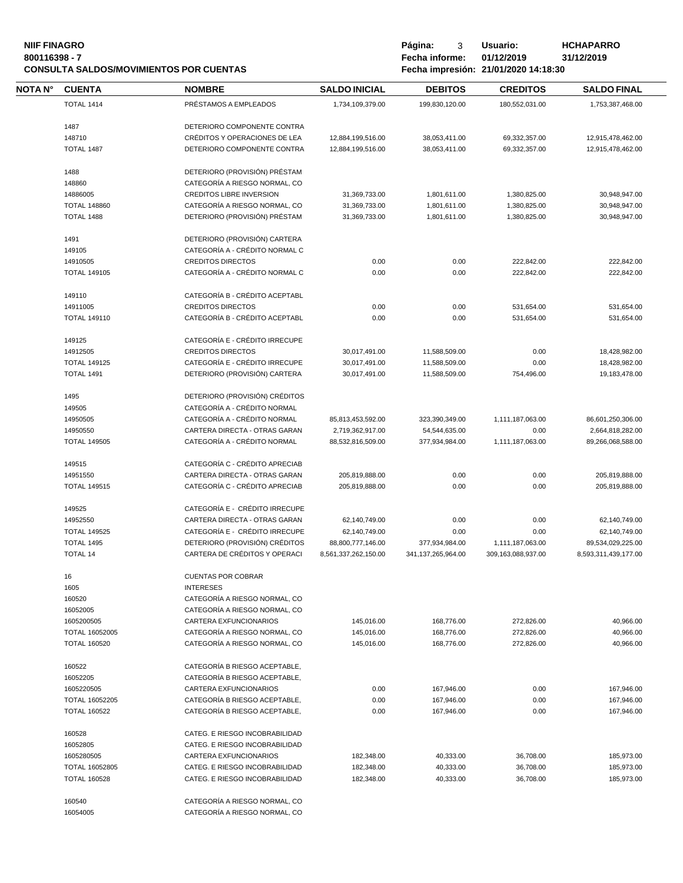**NIIF FINAGRO**
**800116398 - 7**
**CONSULTA SALDOS/MOVIMIENTOS POR CUENTAS**

**Fecha informe:** 01/12/2019 31/12/2019
**Fecha impresión:** 21/01/2020 14:18:30
**Usuario:** HCHAPARRO

| NOTA N° | CUENTA | NOMBRE | SALDO INICIAL | DEBITOS | CREDITOS | SALDO FINAL |
|---|---|---|---|---|---|---|
| | TOTAL 1414 | PRÉSTAMOS A EMPLEADOS | 1,734,109,379.00 | 199,830,120.00 | 180,552,031.00 | 1,753,387,468.00 |
| | 1487 | DETERIORO COMPONENTE CONTRA | | | | |
| | 148710 | CRÉDITOS Y OPERACIONES DE LEA | 12,884,199,516.00 | 38,053,411.00 | 69,332,357.00 | 12,915,478,462.00 |
| | TOTAL 1487 | DETERIORO COMPONENTE CONTRA | 12,884,199,516.00 | 38,053,411.00 | 69,332,357.00 | 12,915,478,462.00 |
| | 1488 | DETERIORO (PROVISIÓN) PRÉSTAM | | | | |
| | 148860 | CATEGORÍA A RIESGO NORMAL, CO | | | | |
| | 14886005 | CREDITOS LIBRE INVERSION | 31,369,733.00 | 1,801,611.00 | 1,380,825.00 | 30,948,947.00 |
| | TOTAL 148860 | CATEGORÍA A RIESGO NORMAL, CO | 31,369,733.00 | 1,801,611.00 | 1,380,825.00 | 30,948,947.00 |
| | TOTAL 1488 | DETERIORO (PROVISIÓN) PRÉSTAM | 31,369,733.00 | 1,801,611.00 | 1,380,825.00 | 30,948,947.00 |
| | 1491 | DETERIORO (PROVISIÓN) CARTERA | | | | |
| | 149105 | CATEGORÍA A - CRÉDITO NORMAL C | | | | |
| | 14910505 | CREDITOS DIRECTOS | 0.00 | 0.00 | 222,842.00 | 222,842.00 |
| | TOTAL 149105 | CATEGORÍA A - CRÉDITO NORMAL C | 0.00 | 0.00 | 222,842.00 | 222,842.00 |
| | 149110 | CATEGORÍA B - CRÉDITO ACEPTABL | | | | |
| | 14911005 | CREDITOS DIRECTOS | 0.00 | 0.00 | 531,654.00 | 531,654.00 |
| | TOTAL 149110 | CATEGORÍA B - CRÉDITO ACEPTABL | 0.00 | 0.00 | 531,654.00 | 531,654.00 |
| | 149125 | CATEGORÍA E - CRÉDITO IRRECUPE | | | | |
| | 14912505 | CREDITOS DIRECTOS | 30,017,491.00 | 11,588,509.00 | 0.00 | 18,428,982.00 |
| | TOTAL 149125 | CATEGORÍA E - CRÉDITO IRRECUPE | 30,017,491.00 | 11,588,509.00 | 0.00 | 18,428,982.00 |
| | TOTAL 1491 | DETERIORO (PROVISIÓN) CARTERA | 30,017,491.00 | 11,588,509.00 | 754,496.00 | 19,183,478.00 |
| | 1495 | DETERIORO (PROVISIÓN) CRÉDITOS | | | | |
| | 149505 | CATEGORÍA A - CRÉDITO NORMAL | | | | |
| | 14950505 | CATEGORÍA A - CRÉDITO NORMAL | 85,813,453,592.00 | 323,390,349.00 | 1,111,187,063.00 | 86,601,250,306.00 |
| | 14950550 | CARTERA DIRECTA - OTRAS GARAN | 2,719,362,917.00 | 54,544,635.00 | 0.00 | 2,664,818,282.00 |
| | TOTAL 149505 | CATEGORÍA A - CRÉDITO NORMAL | 88,532,816,509.00 | 377,934,984.00 | 1,111,187,063.00 | 89,266,068,588.00 |
| | 149515 | CATEGORÍA C - CRÉDITO APRECIAB | | | | |
| | 14951550 | CARTERA DIRECTA - OTRAS GARAN | 205,819,888.00 | 0.00 | 0.00 | 205,819,888.00 |
| | TOTAL 149515 | CATEGORÍA C - CRÉDITO APRECIAB | 205,819,888.00 | 0.00 | 0.00 | 205,819,888.00 |
| | 149525 | CATEGORÍA E - CRÉDITO IRRECUPE | | | | |
| | 14952550 | CARTERA DIRECTA - OTRAS GARAN | 62,140,749.00 | 0.00 | 0.00 | 62,140,749.00 |
| | TOTAL 149525 | CATEGORÍA E - CRÉDITO IRRECUPE | 62,140,749.00 | 0.00 | 0.00 | 62,140,749.00 |
| | TOTAL 1495 | DETERIORO (PROVISIÓN) CRÉDITOS | 88,800,777,146.00 | 377,934,984.00 | 1,111,187,063.00 | 89,534,029,225.00 |
| | TOTAL 14 | CARTERA DE CRÉDITOS Y OPERACI | 8,561,337,262,150.00 | 341,137,265,964.00 | 309,163,088,937.00 | 8,593,311,439,177.00 |
| | 16 | CUENTAS POR COBRAR | | | | |
| | 1605 | INTERESES | | | | |
| | 160520 | CATEGORÍA A RIESGO NORMAL, CO | | | | |
| | 16052005 | CATEGORÍA A RIESGO NORMAL, CO | | | | |
| | 1605200505 | CARTERA EXFUNCIONARIOS | 145,016.00 | 168,776.00 | 272,826.00 | 40,966.00 |
| | TOTAL 16052005 | CATEGORÍA A RIESGO NORMAL, CO | 145,016.00 | 168,776.00 | 272,826.00 | 40,966.00 |
| | TOTAL 160520 | CATEGORÍA A RIESGO NORMAL, CO | 145,016.00 | 168,776.00 | 272,826.00 | 40,966.00 |
| | 160522 | CATEGORÍA B RIESGO ACEPTABLE, | | | | |
| | 16052205 | CATEGORÍA B RIESGO ACEPTABLE, | | | | |
| | 1605220505 | CARTERA EXFUNCIONARIOS | 0.00 | 167,946.00 | 0.00 | 167,946.00 |
| | TOTAL 16052205 | CATEGORÍA B RIESGO ACEPTABLE, | 0.00 | 167,946.00 | 0.00 | 167,946.00 |
| | TOTAL 160522 | CATEGORÍA B RIESGO ACEPTABLE, | 0.00 | 167,946.00 | 0.00 | 167,946.00 |
| | 160528 | CATEG. E RIESGO INCOBRABILIDAD | | | | |
| | 16052805 | CATEG. E RIESGO INCOBRABILIDAD | | | | |
| | 1605280505 | CARTERA EXFUNCIONARIOS | 182,348.00 | 40,333.00 | 36,708.00 | 185,973.00 |
| | TOTAL 16052805 | CATEG. E RIESGO INCOBRABILIDAD | 182,348.00 | 40,333.00 | 36,708.00 | 185,973.00 |
| | TOTAL 160528 | CATEG. E RIESGO INCOBRABILIDAD | 182,348.00 | 40,333.00 | 36,708.00 | 185,973.00 |
| | 160540 | CATEGORÍA A RIESGO NORMAL, CO | | | | |
| | 16054005 | CATEGORÍA A RIESGO NORMAL, CO | | | | |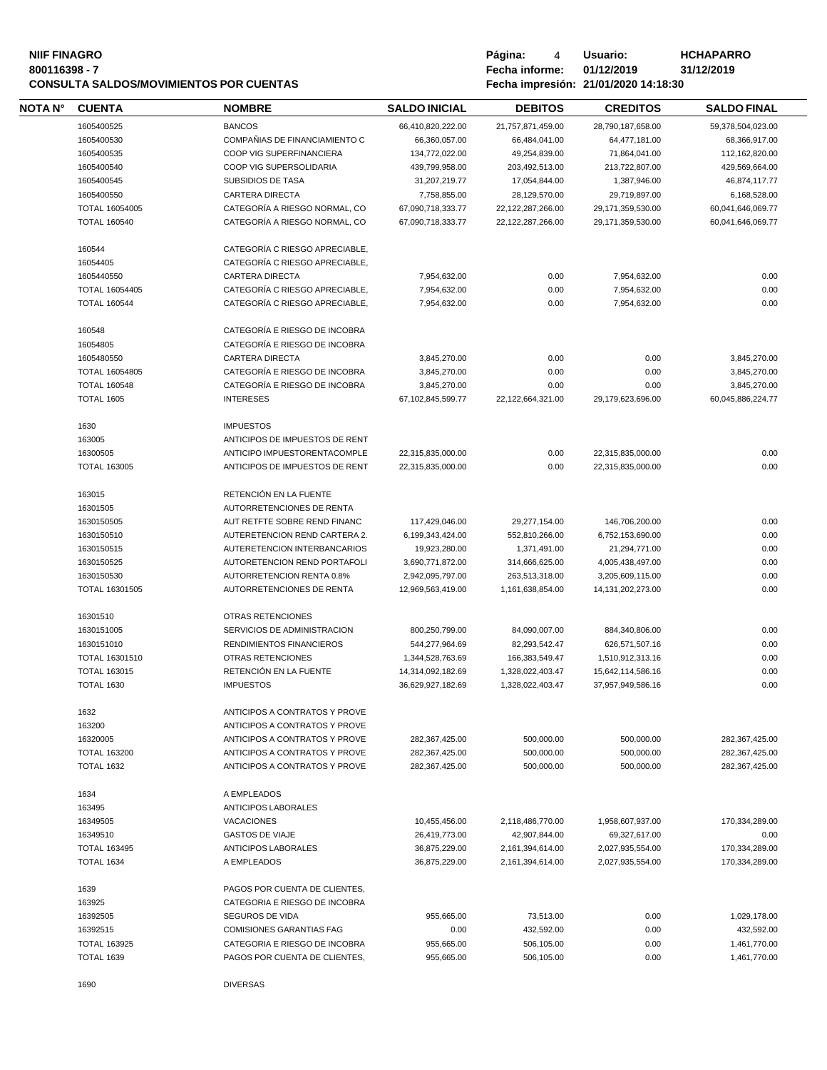| NOTA N° | CUENTA | NOMBRE | SALDO INICIAL | DEBITOS | CREDITOS | SALDO FINAL |
|---|---|---|---|---|---|---|
| | 1605400525 | BANCOS | 66,410,820,222.00 | 21,757,871,459.00 | 28,790,187,658.00 | 59,378,504,023.00 |
| | 1605400530 | COMPAÑIAS DE FINANCIAMIENTO C | 66,360,057.00 | 66,484,041.00 | 64,477,181.00 | 68,366,917.00 |
| | 1605400535 | COOP VIG SUPERFINANCIERA | 134,772,022.00 | 49,254,839.00 | 71,864,041.00 | 112,162,820.00 |
| | 1605400540 | COOP VIG SUPERSOLIDARIA | 439,799,958.00 | 203,492,513.00 | 213,722,807.00 | 429,569,664.00 |
| | 1605400545 | SUBSIDIOS DE TASA | 31,207,219.77 | 17,054,844.00 | 1,387,946.00 | 46,874,117.77 |
| | 1605400550 | CARTERA DIRECTA | 7,758,855.00 | 28,129,570.00 | 29,719,897.00 | 6,168,528.00 |
| | TOTAL 16054005 | CATEGORÍA A RIESGO NORMAL, CO | 67,090,718,333.77 | 22,122,287,266.00 | 29,171,359,530.00 | 60,041,646,069.77 |
| | TOTAL 160540 | CATEGORÍA A RIESGO NORMAL, CO | 67,090,718,333.77 | 22,122,287,266.00 | 29,171,359,530.00 | 60,041,646,069.77 |
| | 160544 | CATEGORÍA C RIESGO APRECIABLE, | | | | |
| | 16054405 | CATEGORÍA C RIESGO APRECIABLE, | | | | |
| | 1605440550 | CARTERA DIRECTA | 7,954,632.00 | 0.00 | 7,954,632.00 | 0.00 |
| | TOTAL 16054405 | CATEGORÍA C RIESGO APRECIABLE, | 7,954,632.00 | 0.00 | 7,954,632.00 | 0.00 |
| | TOTAL 160544 | CATEGORÍA C RIESGO APRECIABLE, | 7,954,632.00 | 0.00 | 7,954,632.00 | 0.00 |
| | 160548 | CATEGORÍA E RIESGO DE INCOBRA | | | | |
| | 16054805 | CATEGORÍA E RIESGO DE INCOBRA | | | | |
| | 1605480550 | CARTERA DIRECTA | 3,845,270.00 | 0.00 | 0.00 | 3,845,270.00 |
| | TOTAL 16054805 | CATEGORÍA E RIESGO DE INCOBRA | 3,845,270.00 | 0.00 | 0.00 | 3,845,270.00 |
| | TOTAL 160548 | CATEGORÍA E RIESGO DE INCOBRA | 3,845,270.00 | 0.00 | 0.00 | 3,845,270.00 |
| | TOTAL 1605 | INTERESES | 67,102,845,599.77 | 22,122,664,321.00 | 29,179,623,696.00 | 60,045,886,224.77 |
| | 1630 | IMPUESTOS | | | | |
| | 163005 | ANTICIPOS DE IMPUESTOS DE RENT | | | | |
| | 16300505 | ANTICIPO IMPUESTORENTACOMPLE | 22,315,835,000.00 | 0.00 | 22,315,835,000.00 | 0.00 |
| | TOTAL 163005 | ANTICIPOS DE IMPUESTOS DE RENT | 22,315,835,000.00 | 0.00 | 22,315,835,000.00 | 0.00 |
| | 163015 | RETENCIÓN EN LA FUENTE | | | | |
| | 16301505 | AUTORRETENCIONES DE RENTA | | | | |
| | 1630150505 | AUT RETFTE SOBRE REND FINANC | 117,429,046.00 | 29,277,154.00 | 146,706,200.00 | 0.00 |
| | 1630150510 | AUTERETENCION REND CARTERA 2. | 6,199,343,424.00 | 552,810,266.00 | 6,752,153,690.00 | 0.00 |
| | 1630150515 | AUTERETENCION INTERBANCARIOS | 19,923,280.00 | 1,371,491.00 | 21,294,771.00 | 0.00 |
| | 1630150525 | AUTORETENCION REND PORTAFOLI | 3,690,771,872.00 | 314,666,625.00 | 4,005,438,497.00 | 0.00 |
| | 1630150530 | AUTORRETENCION RENTA 0.8% | 2,942,095,797.00 | 263,513,318.00 | 3,205,609,115.00 | 0.00 |
| | TOTAL 16301505 | AUTORRETENCIONES DE RENTA | 12,969,563,419.00 | 1,161,638,854.00 | 14,131,202,273.00 | 0.00 |
| | 16301510 | OTRAS RETENCIONES | | | | |
| | 1630151005 | SERVICIOS DE ADMINISTRACION | 800,250,799.00 | 84,090,007.00 | 884,340,806.00 | 0.00 |
| | 1630151010 | RENDIMIENTOS FINANCIEROS | 544,277,964.69 | 82,293,542.47 | 626,571,507.16 | 0.00 |
| | TOTAL 16301510 | OTRAS RETENCIONES | 1,344,528,763.69 | 166,383,549.47 | 1,510,912,313.16 | 0.00 |
| | TOTAL 163015 | RETENCIÓN EN LA FUENTE | 14,314,092,182.69 | 1,328,022,403.47 | 15,642,114,586.16 | 0.00 |
| | TOTAL 1630 | IMPUESTOS | 36,629,927,182.69 | 1,328,022,403.47 | 37,957,949,586.16 | 0.00 |
| | 1632 | ANTICIPOS A CONTRATOS Y PROVE | | | | |
| | 163200 | ANTICIPOS A CONTRATOS Y PROVE | | | | |
| | 16320005 | ANTICIPOS A CONTRATOS Y PROVE | 282,367,425.00 | 500,000.00 | 500,000.00 | 282,367,425.00 |
| | TOTAL 163200 | ANTICIPOS A CONTRATOS Y PROVE | 282,367,425.00 | 500,000.00 | 500,000.00 | 282,367,425.00 |
| | TOTAL 1632 | ANTICIPOS A CONTRATOS Y PROVE | 282,367,425.00 | 500,000.00 | 500,000.00 | 282,367,425.00 |
| | 1634 | A EMPLEADOS | | | | |
| | 163495 | ANTICIPOS LABORALES | | | | |
| | 16349505 | VACACIONES | 10,455,456.00 | 2,118,486,770.00 | 1,958,607,937.00 | 170,334,289.00 |
| | 16349510 | GASTOS DE VIAJE | 26,419,773.00 | 42,907,844.00 | 69,327,617.00 | 0.00 |
| | TOTAL 163495 | ANTICIPOS LABORALES | 36,875,229.00 | 2,161,394,614.00 | 2,027,935,554.00 | 170,334,289.00 |
| | TOTAL 1634 | A EMPLEADOS | 36,875,229.00 | 2,161,394,614.00 | 2,027,935,554.00 | 170,334,289.00 |
| | 1639 | PAGOS POR CUENTA DE CLIENTES, | | | | |
| | 163925 | CATEGORIA E RIESGO DE INCOBRA | | | | |
| | 16392505 | SEGUROS DE VIDA | 955,665.00 | 73,513.00 | 0.00 | 1,029,178.00 |
| | 16392515 | COMISIONES GARANTIAS FAG | 0.00 | 432,592.00 | 0.00 | 432,592.00 |
| | TOTAL 163925 | CATEGORIA E RIESGO DE INCOBRA | 955,665.00 | 506,105.00 | 0.00 | 1,461,770.00 |
| | TOTAL 1639 | PAGOS POR CUENTA DE CLIENTES, | 955,665.00 | 506,105.00 | 0.00 | 1,461,770.00 |
| | 1690 | DIVERSAS | | | | |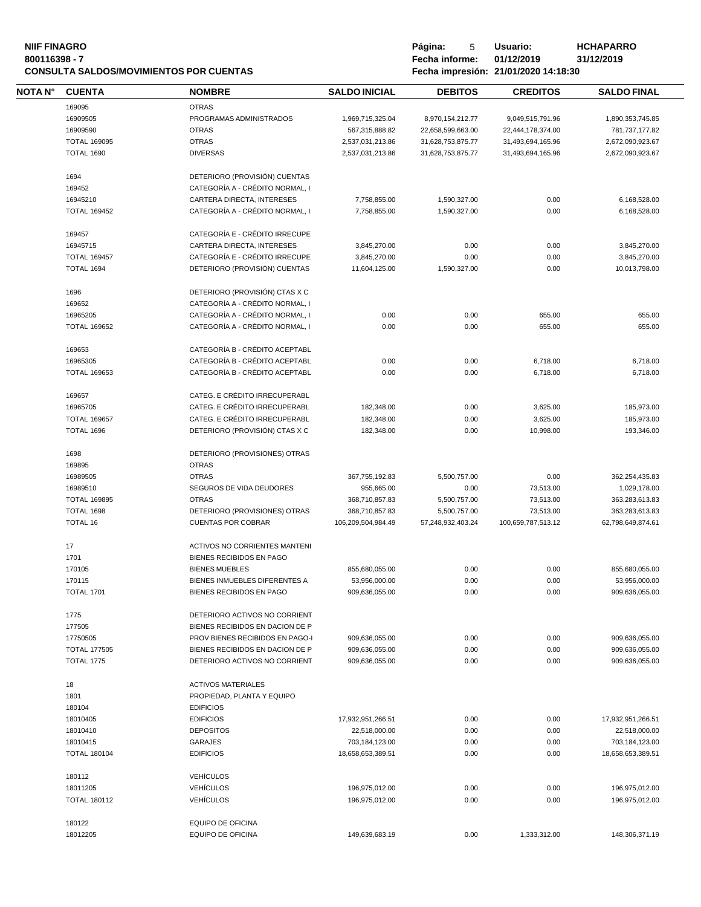**NIIF FINAGRO**
**800116398 - 7**
**CONSULTA SALDOS/MOVIMIENTOS POR CUENTAS**

**Página:** 5 **Usuario:** **HCHAPARRO**
**Fecha informe:** **01/12/2019** **31/12/2019**
**Fecha impresión: 21/01/2020 14:18:30**

| NOTA N° | CUENTA | NOMBRE | SALDO INICIAL | DEBITOS | CREDITOS | SALDO FINAL |
|---|---|---|---|---|---|---|
| | 169095 | OTRAS | | | | |
| | 16909505 | PROGRAMAS ADMINISTRADOS | 1,969,715,325.04 | 8,970,154,212.77 | 9,049,515,791.96 | 1,890,353,745.85 |
| | 16909590 | OTRAS | 567,315,888.82 | 22,658,599,663.00 | 22,444,178,374.00 | 781,737,177.82 |
| | TOTAL 169095 | OTRAS | 2,537,031,213.86 | 31,628,753,875.77 | 31,493,694,165.96 | 2,672,090,923.67 |
| | TOTAL 1690 | DIVERSAS | 2,537,031,213.86 | 31,628,753,875.77 | 31,493,694,165.96 | 2,672,090,923.67 |
| | 1694 | DETERIORO (PROVISIÓN) CUENTAS | | | | |
| | 169452 | CATEGORÍA A - CRÉDITO NORMAL, I | | | | |
| | 16945210 | CARTERA DIRECTA, INTERESES | 7,758,855.00 | 1,590,327.00 | 0.00 | 6,168,528.00 |
| | TOTAL 169452 | CATEGORÍA A - CRÉDITO NORMAL, I | 7,758,855.00 | 1,590,327.00 | 0.00 | 6,168,528.00 |
| | 169457 | CATEGORÍA E - CRÉDITO IRRECUPE | | | | |
| | 16945715 | CARTERA DIRECTA, INTERESES | 3,845,270.00 | 0.00 | 0.00 | 3,845,270.00 |
| | TOTAL 169457 | CATEGORÍA E - CRÉDITO IRRECUPE | 3,845,270.00 | 0.00 | 0.00 | 3,845,270.00 |
| | TOTAL 1694 | DETERIORO (PROVISIÓN) CUENTAS | 11,604,125.00 | 1,590,327.00 | 0.00 | 10,013,798.00 |
| | 1696 | DETERIORO (PROVISIÓN) CTAS X C | | | | |
| | 169652 | CATEGORÍA A - CRÉDITO NORMAL, I | | | | |
| | 16965205 | CATEGORÍA A - CRÉDITO NORMAL, I | 0.00 | 0.00 | 655.00 | 655.00 |
| | TOTAL 169652 | CATEGORÍA A - CRÉDITO NORMAL, I | 0.00 | 0.00 | 655.00 | 655.00 |
| | 169653 | CATEGORÍA B - CRÉDITO ACEPTABL | | | | |
| | 16965305 | CATEGORÍA B - CRÉDITO ACEPTABL | 0.00 | 0.00 | 6,718.00 | 6,718.00 |
| | TOTAL 169653 | CATEGORÍA B - CRÉDITO ACEPTABL | 0.00 | 0.00 | 6,718.00 | 6,718.00 |
| | 169657 | CATEG. E CRÉDITO IRRECUPERABL | | | | |
| | 16965705 | CATEG. E CRÉDITO IRRECUPERABL | 182,348.00 | 0.00 | 3,625.00 | 185,973.00 |
| | TOTAL 169657 | CATEG. E CRÉDITO IRRECUPERABL | 182,348.00 | 0.00 | 3,625.00 | 185,973.00 |
| | TOTAL 1696 | DETERIORO (PROVISIÓN) CTAS X C | 182,348.00 | 0.00 | 10,998.00 | 193,346.00 |
| | 1698 | DETERIORO (PROVISIONES) OTRAS | | | | |
| | 169895 | OTRAS | | | | |
| | 16989505 | OTRAS | 367,755,192.83 | 5,500,757.00 | 0.00 | 362,254,435.83 |
| | 16989510 | SEGUROS DE VIDA DEUDORES | 955,665.00 | 0.00 | 73,513.00 | 1,029,178.00 |
| | TOTAL 169895 | OTRAS | 368,710,857.83 | 5,500,757.00 | 73,513.00 | 363,283,613.83 |
| | TOTAL 1698 | DETERIORO (PROVISIONES) OTRAS | 368,710,857.83 | 5,500,757.00 | 73,513.00 | 363,283,613.83 |
| | TOTAL 16 | CUENTAS POR COBRAR | 106,209,504,984.49 | 57,248,932,403.24 | 100,659,787,513.12 | 62,798,649,874.61 |
| | 17 | ACTIVOS NO CORRIENTES MANTENI | | | | |
| | 1701 | BIENES RECIBIDOS EN PAGO | | | | |
| | 170105 | BIENES MUEBLES | 855,680,055.00 | 0.00 | 0.00 | 855,680,055.00 |
| | 170115 | BIENES INMUEBLES DIFERENTES A | 53,956,000.00 | 0.00 | 0.00 | 53,956,000.00 |
| | TOTAL 1701 | BIENES RECIBIDOS EN PAGO | 909,636,055.00 | 0.00 | 0.00 | 909,636,055.00 |
| | 1775 | DETERIORO ACTIVOS NO CORRIENT | | | | |
| | 177505 | BIENES RECIBIDOS EN DACION DE P | | | | |
| | 17750505 | PROV BIENES RECIBIDOS EN PAGO-I | 909,636,055.00 | 0.00 | 0.00 | 909,636,055.00 |
| | TOTAL 177505 | BIENES RECIBIDOS EN DACION DE P | 909,636,055.00 | 0.00 | 0.00 | 909,636,055.00 |
| | TOTAL 1775 | DETERIORO ACTIVOS NO CORRIENT | 909,636,055.00 | 0.00 | 0.00 | 909,636,055.00 |
| | 18 | ACTIVOS MATERIALES | | | | |
| | 1801 | PROPIEDAD, PLANTA Y EQUIPO | | | | |
| | 180104 | EDIFICIOS | | | | |
| | 18010405 | EDIFICIOS | 17,932,951,266.51 | 0.00 | 0.00 | 17,932,951,266.51 |
| | 18010410 | DEPOSITOS | 22,518,000.00 | 0.00 | 0.00 | 22,518,000.00 |
| | 18010415 | GARAJES | 703,184,123.00 | 0.00 | 0.00 | 703,184,123.00 |
| | TOTAL 180104 | EDIFICIOS | 18,658,653,389.51 | 0.00 | 0.00 | 18,658,653,389.51 |
| | 180112 | VEHÍCULOS | | | | |
| | 18011205 | VEHÍCULOS | 196,975,012.00 | 0.00 | 0.00 | 196,975,012.00 |
| | TOTAL 180112 | VEHÍCULOS | 196,975,012.00 | 0.00 | 0.00 | 196,975,012.00 |
| | 180122 | EQUIPO DE OFICINA | | | | |
| | 18012205 | EQUIPO DE OFICINA | 149,639,683.19 | 0.00 | 1,333,312.00 | 148,306,371.19 |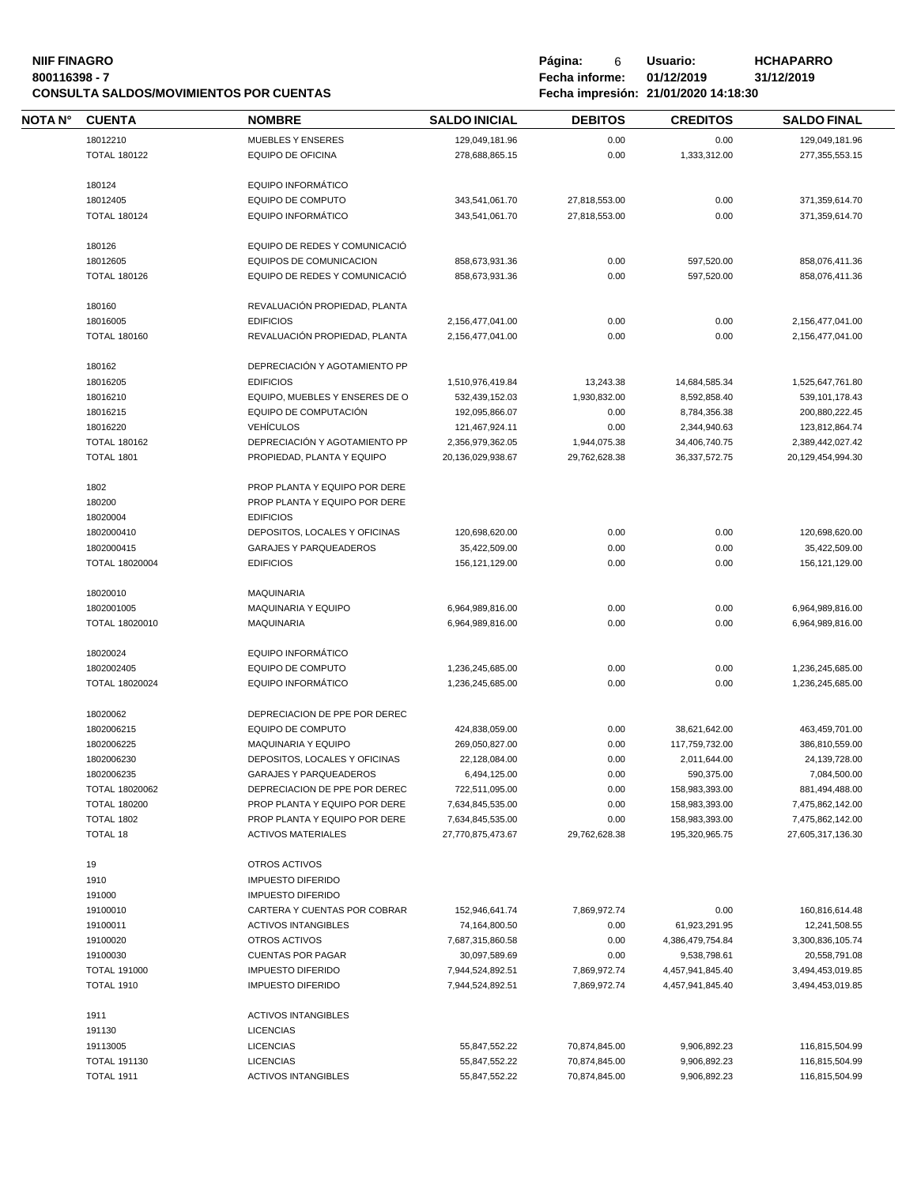**NIIF FINAGRO**
**800116398 - 7**
**CONSULTA SALDOS/MOVIMIENTOS POR CUENTAS**

**Página:** 6 **Usuario:** HCHAPARRO
**Fecha informe:** 01/12/2019 31/12/2019
**Fecha impresión:** 21/01/2020 14:18:30

| NOTA N° | CUENTA | NOMBRE | SALDO INICIAL | DEBITOS | CREDITOS | SALDO FINAL |
|---|---|---|---|---|---|---|
| | 18012210 | MUEBLES Y ENSERES | 129,049,181.96 | 0.00 | 0.00 | 129,049,181.96 |
| | TOTAL 180122 | EQUIPO DE OFICINA | 278,688,865.15 | 0.00 | 1,333,312.00 | 277,355,553.15 |
| | 180124 | EQUIPO INFORMÁTICO | | | | |
| | 18012405 | EQUIPO DE COMPUTO | 343,541,061.70 | 27,818,553.00 | 0.00 | 371,359,614.70 |
| | TOTAL 180124 | EQUIPO INFORMÁTICO | 343,541,061.70 | 27,818,553.00 | 0.00 | 371,359,614.70 |
| | 180126 | EQUIPO DE REDES Y COMUNICACIÓ | | | | |
| | 18012605 | EQUIPOS DE COMUNICACION | 858,673,931.36 | 0.00 | 597,520.00 | 858,076,411.36 |
| | TOTAL 180126 | EQUIPO DE REDES Y COMUNICACIÓ | 858,673,931.36 | 0.00 | 597,520.00 | 858,076,411.36 |
| | 180160 | REVALUACIÓN PROPIEDAD, PLANTA | | | | |
| | 18016005 | EDIFICIOS | 2,156,477,041.00 | 0.00 | 0.00 | 2,156,477,041.00 |
| | TOTAL 180160 | REVALUACIÓN PROPIEDAD, PLANTA | 2,156,477,041.00 | 0.00 | 0.00 | 2,156,477,041.00 |
| | 180162 | DEPRECIACIÓN Y AGOTAMIENTO PP | | | | |
| | 18016205 | EDIFICIOS | 1,510,976,419.84 | 13,243.38 | 14,684,585.34 | 1,525,647,761.80 |
| | 18016210 | EQUIPO, MUEBLES Y ENSERES DE O | 532,439,152.03 | 1,930,832.00 | 8,592,858.40 | 539,101,178.43 |
| | 18016215 | EQUIPO DE COMPUTACIÓN | 192,095,866.07 | 0.00 | 8,784,356.38 | 200,880,222.45 |
| | 18016220 | VEHÍCULOS | 121,467,924.11 | 0.00 | 2,344,940.63 | 123,812,864.74 |
| | TOTAL 180162 | DEPRECIACIÓN Y AGOTAMIENTO PP | 2,356,979,362.05 | 1,944,075.38 | 34,406,740.75 | 2,389,442,027.42 |
| | TOTAL 1801 | PROPIEDAD, PLANTA Y EQUIPO | 20,136,029,938.67 | 29,762,628.38 | 36,337,572.75 | 20,129,454,994.30 |
| | 1802 | PROP PLANTA Y EQUIPO POR DERE | | | | |
| | 180200 | PROP PLANTA Y EQUIPO POR DERE | | | | |
| | 18020004 | EDIFICIOS | | | | |
| | 1802000410 | DEPOSITOS, LOCALES Y OFICINAS | 120,698,620.00 | 0.00 | 0.00 | 120,698,620.00 |
| | 1802000415 | GARAJES Y PARQUEADEROS | 35,422,509.00 | 0.00 | 0.00 | 35,422,509.00 |
| | TOTAL 18020004 | EDIFICIOS | 156,121,129.00 | 0.00 | 0.00 | 156,121,129.00 |
| | 18020010 | MAQUINARIA | | | | |
| | 1802001005 | MAQUINARIA Y EQUIPO | 6,964,989,816.00 | 0.00 | 0.00 | 6,964,989,816.00 |
| | TOTAL 18020010 | MAQUINARIA | 6,964,989,816.00 | 0.00 | 0.00 | 6,964,989,816.00 |
| | 18020024 | EQUIPO INFORMÁTICO | | | | |
| | 1802002405 | EQUIPO DE COMPUTO | 1,236,245,685.00 | 0.00 | 0.00 | 1,236,245,685.00 |
| | TOTAL 18020024 | EQUIPO INFORMÁTICO | 1,236,245,685.00 | 0.00 | 0.00 | 1,236,245,685.00 |
| | 18020062 | DEPRECIACION DE PPE POR DEREC | | | | |
| | 1802006215 | EQUIPO DE COMPUTO | 424,838,059.00 | 0.00 | 38,621,642.00 | 463,459,701.00 |
| | 1802006225 | MAQUINARIA Y EQUIPO | 269,050,827.00 | 0.00 | 117,759,732.00 | 386,810,559.00 |
| | 1802006230 | DEPOSITOS, LOCALES Y OFICINAS | 22,128,084.00 | 0.00 | 2,011,644.00 | 24,139,728.00 |
| | 1802006235 | GARAJES Y PARQUEADEROS | 6,494,125.00 | 0.00 | 590,375.00 | 7,084,500.00 |
| | TOTAL 18020062 | DEPRECIACION DE PPE POR DEREC | 722,511,095.00 | 0.00 | 158,983,393.00 | 881,494,488.00 |
| | TOTAL 180200 | PROP PLANTA Y EQUIPO POR DERE | 7,634,845,535.00 | 0.00 | 158,983,393.00 | 7,475,862,142.00 |
| | TOTAL 1802 | PROP PLANTA Y EQUIPO POR DERE | 7,634,845,535.00 | 0.00 | 158,983,393.00 | 7,475,862,142.00 |
| | TOTAL 18 | ACTIVOS MATERIALES | 27,770,875,473.67 | 29,762,628.38 | 195,320,965.75 | 27,605,317,136.30 |
| | 19 | OTROS ACTIVOS | | | | |
| | 1910 | IMPUESTO DIFERIDO | | | | |
| | 191000 | IMPUESTO DIFERIDO | | | | |
| | 19100010 | CARTERA Y CUENTAS POR COBRAR | 152,946,641.74 | 7,869,972.74 | 0.00 | 160,816,614.48 |
| | 19100011 | ACTIVOS INTANGIBLES | 74,164,800.50 | 0.00 | 61,923,291.95 | 12,241,508.55 |
| | 19100020 | OTROS ACTIVOS | 7,687,315,860.58 | 0.00 | 4,386,479,754.84 | 3,300,836,105.74 |
| | 19100030 | CUENTAS POR PAGAR | 30,097,589.69 | 0.00 | 9,538,798.61 | 20,558,791.08 |
| | TOTAL 191000 | IMPUESTO DIFERIDO | 7,944,524,892.51 | 7,869,972.74 | 4,457,941,845.40 | 3,494,453,019.85 |
| | TOTAL 1910 | IMPUESTO DIFERIDO | 7,944,524,892.51 | 7,869,972.74 | 4,457,941,845.40 | 3,494,453,019.85 |
| | 1911 | ACTIVOS INTANGIBLES | | | | |
| | 191130 | LICENCIAS | | | | |
| | 19113005 | LICENCIAS | 55,847,552.22 | 70,874,845.00 | 9,906,892.23 | 116,815,504.99 |
| | TOTAL 191130 | LICENCIAS | 55,847,552.22 | 70,874,845.00 | 9,906,892.23 | 116,815,504.99 |
| | TOTAL 1911 | ACTIVOS INTANGIBLES | 55,847,552.22 | 70,874,845.00 | 9,906,892.23 | 116,815,504.99 |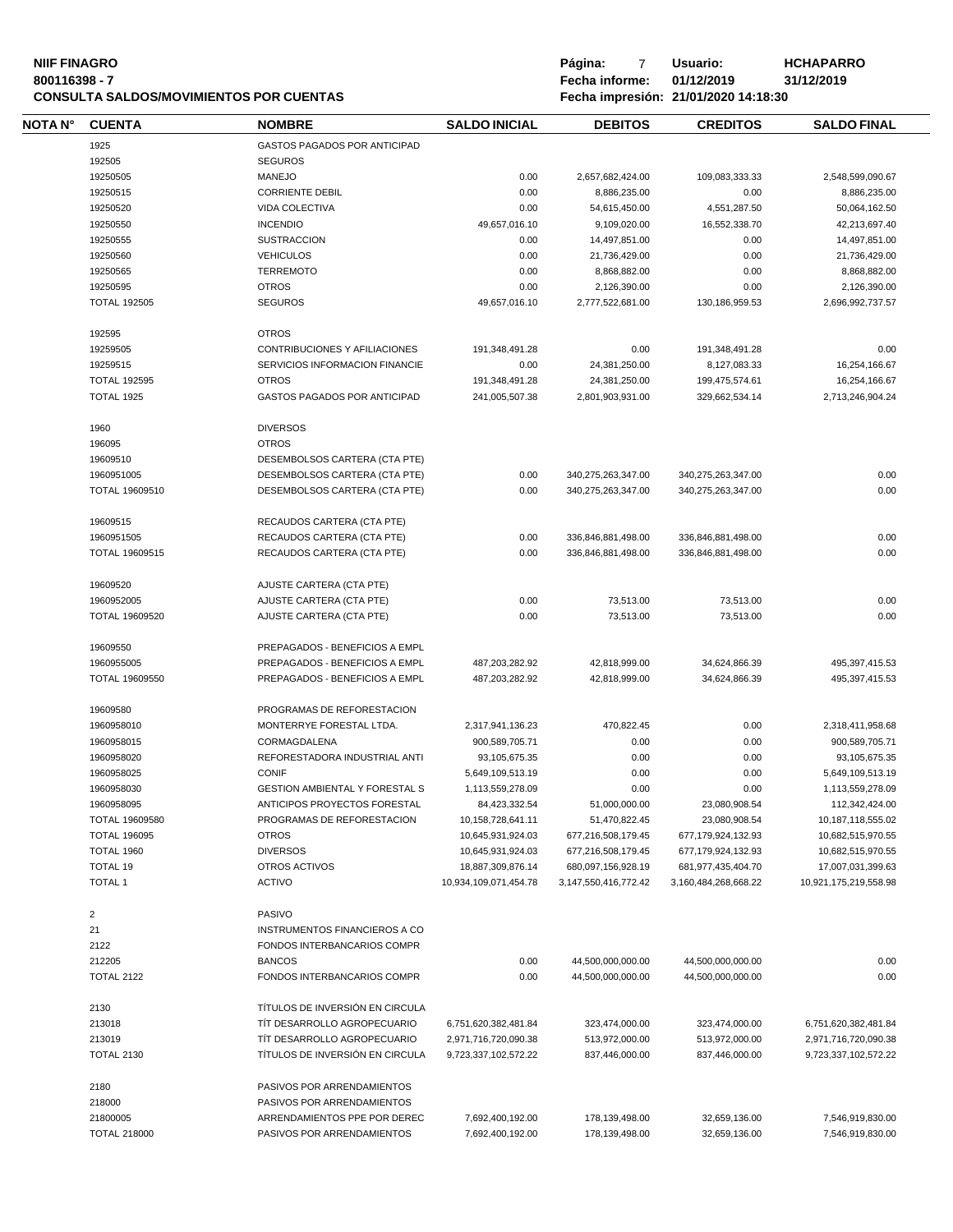**NIIF FINAGRO**
**800116398 - 7**
**CONSULTA SALDOS/MOVIMIENTOS POR CUENTAS**

**Página:** 7 **Usuario:** **HCHAPARRO**
**Fecha informe:** **01/12/2019** **31/12/2019**
**Fecha impresión: 21/01/2020 14:18:30**

| NOTA N° | CUENTA | NOMBRE | SALDO INICIAL | DEBITOS | CREDITOS | SALDO FINAL |
|---|---|---|---|---|---|---|
| | 1925 | GASTOS PAGADOS POR ANTICIPAD | | | | |
| | 192505 | SEGUROS | | | | |
| | 19250505 | MANEJO | 0.00 | 2,657,682,424.00 | 109,083,333.33 | 2,548,599,090.67 |
| | 19250515 | CORRIENTE DEBIL | 0.00 | 8,886,235.00 | 0.00 | 8,886,235.00 |
| | 19250520 | VIDA COLECTIVA | 0.00 | 54,615,450.00 | 4,551,287.50 | 50,064,162.50 |
| | 19250550 | INCENDIO | 49,657,016.10 | 9,109,020.00 | 16,552,338.70 | 42,213,697.40 |
| | 19250555 | SUSTRACCION | 0.00 | 14,497,851.00 | 0.00 | 14,497,851.00 |
| | 19250560 | VEHICULOS | 0.00 | 21,736,429.00 | 0.00 | 21,736,429.00 |
| | 19250565 | TERREMOTO | 0.00 | 8,868,882.00 | 0.00 | 8,868,882.00 |
| | 19250595 | OTROS | 0.00 | 2,126,390.00 | 0.00 | 2,126,390.00 |
| | TOTAL 192505 | SEGUROS | 49,657,016.10 | 2,777,522,681.00 | 130,186,959.53 | 2,696,992,737.57 |
| | 192595 | OTROS | | | | |
| | 19259505 | CONTRIBUCIONES Y AFILIACIONES | 191,348,491.28 | 0.00 | 191,348,491.28 | 0.00 |
| | 19259515 | SERVICIOS INFORMACION FINANCIE | 0.00 | 24,381,250.00 | 8,127,083.33 | 16,254,166.67 |
| | TOTAL 192595 | OTROS | 191,348,491.28 | 24,381,250.00 | 199,475,574.61 | 16,254,166.67 |
| | TOTAL 1925 | GASTOS PAGADOS POR ANTICIPAD | 241,005,507.38 | 2,801,903,931.00 | 329,662,534.14 | 2,713,246,904.24 |
| | 1960 | DIVERSOS | | | | |
| | 196095 | OTROS | | | | |
| | 19609510 | DESEMBOLSOS CARTERA (CTA PTE) | | | | |
| | 1960951005 | DESEMBOLSOS CARTERA (CTA PTE) | 0.00 | 340,275,263,347.00 | 340,275,263,347.00 | 0.00 |
| | TOTAL 19609510 | DESEMBOLSOS CARTERA (CTA PTE) | 0.00 | 340,275,263,347.00 | 340,275,263,347.00 | 0.00 |
| | 19609515 | RECAUDOS CARTERA (CTA PTE) | | | | |
| | 1960951505 | RECAUDOS CARTERA (CTA PTE) | 0.00 | 336,846,881,498.00 | 336,846,881,498.00 | 0.00 |
| | TOTAL 19609515 | RECAUDOS CARTERA (CTA PTE) | 0.00 | 336,846,881,498.00 | 336,846,881,498.00 | 0.00 |
| | 19609520 | AJUSTE CARTERA (CTA PTE) | | | | |
| | 1960952005 | AJUSTE CARTERA (CTA PTE) | 0.00 | 73,513.00 | 73,513.00 | 0.00 |
| | TOTAL 19609520 | AJUSTE CARTERA (CTA PTE) | 0.00 | 73,513.00 | 73,513.00 | 0.00 |
| | 19609550 | PREPAGADOS - BENEFICIOS A EMPL | | | | |
| | 1960955005 | PREPAGADOS - BENEFICIOS A EMPL | 487,203,282.92 | 42,818,999.00 | 34,624,866.39 | 495,397,415.53 |
| | TOTAL 19609550 | PREPAGADOS - BENEFICIOS A EMPL | 487,203,282.92 | 42,818,999.00 | 34,624,866.39 | 495,397,415.53 |
| | 19609580 | PROGRAMAS DE REFORESTACION | | | | |
| | 1960958010 | MONTERRYE FORESTAL LTDA. | 2,317,941,136.23 | 470,822.45 | 0.00 | 2,318,411,958.68 |
| | 1960958015 | CORMAGDALENA | 900,589,705.71 | 0.00 | 0.00 | 900,589,705.71 |
| | 1960958020 | REFORESTADORA INDUSTRIAL ANTI | 93,105,675.35 | 0.00 | 0.00 | 93,105,675.35 |
| | 1960958025 | CONIF | 5,649,109,513.19 | 0.00 | 0.00 | 5,649,109,513.19 |
| | 1960958030 | GESTION AMBIENTAL Y FORESTAL S | 1,113,559,278.09 | 0.00 | 0.00 | 1,113,559,278.09 |
| | 1960958095 | ANTICIPOS PROYECTOS FORESTAL | 84,423,332.54 | 51,000,000.00 | 23,080,908.54 | 112,342,424.00 |
| | TOTAL 19609580 | PROGRAMAS DE REFORESTACION | 10,158,728,641.11 | 51,470,822.45 | 23,080,908.54 | 10,187,118,555.02 |
| | TOTAL 196095 | OTROS | 10,645,931,924.03 | 677,216,508,179.45 | 677,179,924,132.93 | 10,682,515,970.55 |
| | TOTAL 1960 | DIVERSOS | 10,645,931,924.03 | 677,216,508,179.45 | 677,179,924,132.93 | 10,682,515,970.55 |
| | TOTAL 19 | OTROS ACTIVOS | 18,887,309,876.14 | 680,097,156,928.19 | 681,977,435,404.70 | 17,007,031,399.63 |
| | TOTAL 1 | ACTIVO | 10,934,109,071,454.78 | 3,147,550,416,772.42 | 3,160,484,268,668.22 | 10,921,175,219,558.98 |
| | 2 | PASIVO | | | | |
| | 21 | INSTRUMENTOS FINANCIEROS A CO | | | | |
| | 2122 | FONDOS INTERBANCARIOS COMPR | | | | |
| | 212205 | BANCOS | 0.00 | 44,500,000,000.00 | 44,500,000,000.00 | 0.00 |
| | TOTAL 2122 | FONDOS INTERBANCARIOS COMPR | 0.00 | 44,500,000,000.00 | 44,500,000,000.00 | 0.00 |
| | 2130 | TÍTULOS DE INVERSIÓN EN CIRCULA | | | | |
| | 213018 | TÍT DESARROLLO AGROPECUARIO | 6,751,620,382,481.84 | 323,474,000.00 | 323,474,000.00 | 6,751,620,382,481.84 |
| | 213019 | TÍT DESARROLLO AGROPECUARIO | 2,971,716,720,090.38 | 513,972,000.00 | 513,972,000.00 | 2,971,716,720,090.38 |
| | TOTAL 2130 | TÍTULOS DE INVERSIÓN EN CIRCULA | 9,723,337,102,572.22 | 837,446,000.00 | 837,446,000.00 | 9,723,337,102,572.22 |
| | 2180 | PASIVOS POR ARRENDAMIENTOS | | | | |
| | 218000 | PASIVOS POR ARRENDAMIENTOS | | | | |
| | 21800005 | ARRENDAMIENTOS PPE POR DEREC | 7,692,400,192.00 | 178,139,498.00 | 32,659,136.00 | 7,546,919,830.00 |
| | TOTAL 218000 | PASIVOS POR ARRENDAMIENTOS | 7,692,400,192.00 | 178,139,498.00 | 32,659,136.00 | 7,546,919,830.00 |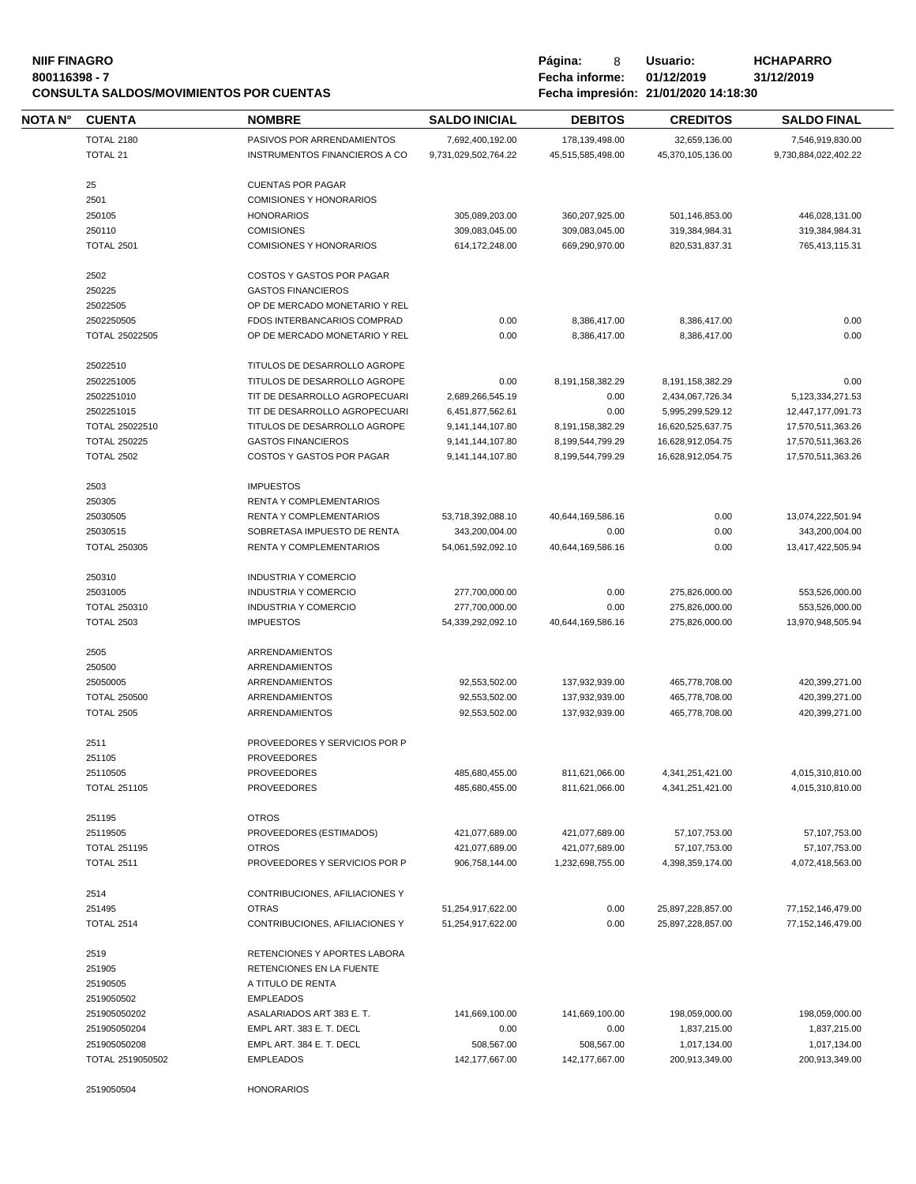| NOTA N° | CUENTA | NOMBRE | SALDO INICIAL | DEBITOS | CREDITOS | SALDO FINAL |
|---|---|---|---|---|---|---|
| | TOTAL 2180 | PASIVOS POR ARRENDAMIENTOS | 7,692,400,192.00 | 178,139,498.00 | 32,659,136.00 | 7,546,919,830.00 |
| | TOTAL 21 | INSTRUMENTOS FINANCIEROS A CO | 9,731,029,502,764.22 | 45,515,585,498.00 | 45,370,105,136.00 | 9,730,884,022,402.22 |
| | 25 | CUENTAS POR PAGAR | | | | |
| | 2501 | COMISIONES Y HONORARIOS | | | | |
| | 250105 | HONORARIOS | 305,089,203.00 | 360,207,925.00 | 501,146,853.00 | 446,028,131.00 |
| | 250110 | COMISIONES | 309,083,045.00 | 309,083,045.00 | 319,384,984.31 | 319,384,984.31 |
| | TOTAL 2501 | COMISIONES Y HONORARIOS | 614,172,248.00 | 669,290,970.00 | 820,531,837.31 | 765,413,115.31 |
| | 2502 | COSTOS Y GASTOS POR PAGAR | | | | |
| | 250225 | GASTOS FINANCIEROS | | | | |
| | 25022505 | OP DE MERCADO MONETARIO Y REL | | | | |
| | 2502250505 | FDOS INTERBANCARIOS COMPRAD | 0.00 | 8,386,417.00 | 8,386,417.00 | 0.00 |
| | TOTAL 25022505 | OP DE MERCADO MONETARIO Y REL | 0.00 | 8,386,417.00 | 8,386,417.00 | 0.00 |
| | 25022510 | TITULOS DE DESARROLLO AGROPE | | | | |
| | 2502251005 | TITULOS DE DESARROLLO AGROPE | 0.00 | 8,191,158,382.29 | 8,191,158,382.29 | 0.00 |
| | 2502251010 | TIT DE DESARROLLO AGROPECUARI | 2,689,266,545.19 | 0.00 | 2,434,067,726.34 | 5,123,334,271.53 |
| | 2502251015 | TIT DE DESARROLLO AGROPECUARI | 6,451,877,562.61 | 0.00 | 5,995,299,529.12 | 12,447,177,091.73 |
| | TOTAL 25022510 | TITULOS DE DESARROLLO AGROPE | 9,141,144,107.80 | 8,191,158,382.29 | 16,620,525,637.75 | 17,570,511,363.26 |
| | TOTAL 250225 | GASTOS FINANCIEROS | 9,141,144,107.80 | 8,199,544,799.29 | 16,628,912,054.75 | 17,570,511,363.26 |
| | TOTAL 2502 | COSTOS Y GASTOS POR PAGAR | 9,141,144,107.80 | 8,199,544,799.29 | 16,628,912,054.75 | 17,570,511,363.26 |
| | 2503 | IMPUESTOS | | | | |
| | 250305 | RENTA Y COMPLEMENTARIOS | | | | |
| | 25030505 | RENTA Y COMPLEMENTARIOS | 53,718,392,088.10 | 40,644,169,586.16 | 0.00 | 13,074,222,501.94 |
| | 25030515 | SOBRETASA IMPUESTO DE RENTA | 343,200,004.00 | 0.00 | 0.00 | 343,200,004.00 |
| | TOTAL 250305 | RENTA Y COMPLEMENTARIOS | 54,061,592,092.10 | 40,644,169,586.16 | 0.00 | 13,417,422,505.94 |
| | 250310 | INDUSTRIA Y COMERCIO | | | | |
| | 25031005 | INDUSTRIA Y COMERCIO | 277,700,000.00 | 0.00 | 275,826,000.00 | 553,526,000.00 |
| | TOTAL 250310 | INDUSTRIA Y COMERCIO | 277,700,000.00 | 0.00 | 275,826,000.00 | 553,526,000.00 |
| | TOTAL 2503 | IMPUESTOS | 54,339,292,092.10 | 40,644,169,586.16 | 275,826,000.00 | 13,970,948,505.94 |
| | 2505 | ARRENDAMIENTOS | | | | |
| | 250500 | ARRENDAMIENTOS | | | | |
| | 25050005 | ARRENDAMIENTOS | 92,553,502.00 | 137,932,939.00 | 465,778,708.00 | 420,399,271.00 |
| | TOTAL 250500 | ARRENDAMIENTOS | 92,553,502.00 | 137,932,939.00 | 465,778,708.00 | 420,399,271.00 |
| | TOTAL 2505 | ARRENDAMIENTOS | 92,553,502.00 | 137,932,939.00 | 465,778,708.00 | 420,399,271.00 |
| | 2511 | PROVEEDORES Y SERVICIOS POR P | | | | |
| | 251105 | PROVEEDORES | | | | |
| | 25110505 | PROVEEDORES | 485,680,455.00 | 811,621,066.00 | 4,341,251,421.00 | 4,015,310,810.00 |
| | TOTAL 251105 | PROVEEDORES | 485,680,455.00 | 811,621,066.00 | 4,341,251,421.00 | 4,015,310,810.00 |
| | 251195 | OTROS | | | | |
| | 25119505 | PROVEEDORES (ESTIMADOS) | 421,077,689.00 | 421,077,689.00 | 57,107,753.00 | 57,107,753.00 |
| | TOTAL 251195 | OTROS | 421,077,689.00 | 421,077,689.00 | 57,107,753.00 | 57,107,753.00 |
| | TOTAL 2511 | PROVEEDORES Y SERVICIOS POR P | 906,758,144.00 | 1,232,698,755.00 | 4,398,359,174.00 | 4,072,418,563.00 |
| | 2514 | CONTRIBUCIONES, AFILIACIONES Y | | | | |
| | 251495 | OTRAS | 51,254,917,622.00 | 0.00 | 25,897,228,857.00 | 77,152,146,479.00 |
| | TOTAL 2514 | CONTRIBUCIONES, AFILIACIONES Y | 51,254,917,622.00 | 0.00 | 25,897,228,857.00 | 77,152,146,479.00 |
| | 2519 | RETENCIONES Y APORTES LABORA | | | | |
| | 251905 | RETENCIONES EN LA FUENTE | | | | |
| | 25190505 | A TITULO DE RENTA | | | | |
| | 2519050502 | EMPLEADOS | | | | |
| | 251905050202 | ASALARIADOS ART 383 E. T. | 141,669,100.00 | 141,669,100.00 | 198,059,000.00 | 198,059,000.00 |
| | 251905050204 | EMPL ART. 383 E. T. DECL | 0.00 | 0.00 | 1,837,215.00 | 1,837,215.00 |
| | 251905050208 | EMPL ART. 384 E. T. DECL | 508,567.00 | 508,567.00 | 1,017,134.00 | 1,017,134.00 |
| | TOTAL 2519050502 | EMPLEADOS | 142,177,667.00 | 142,177,667.00 | 200,913,349.00 | 200,913,349.00 |
| | 2519050504 | HONORARIOS | | | | |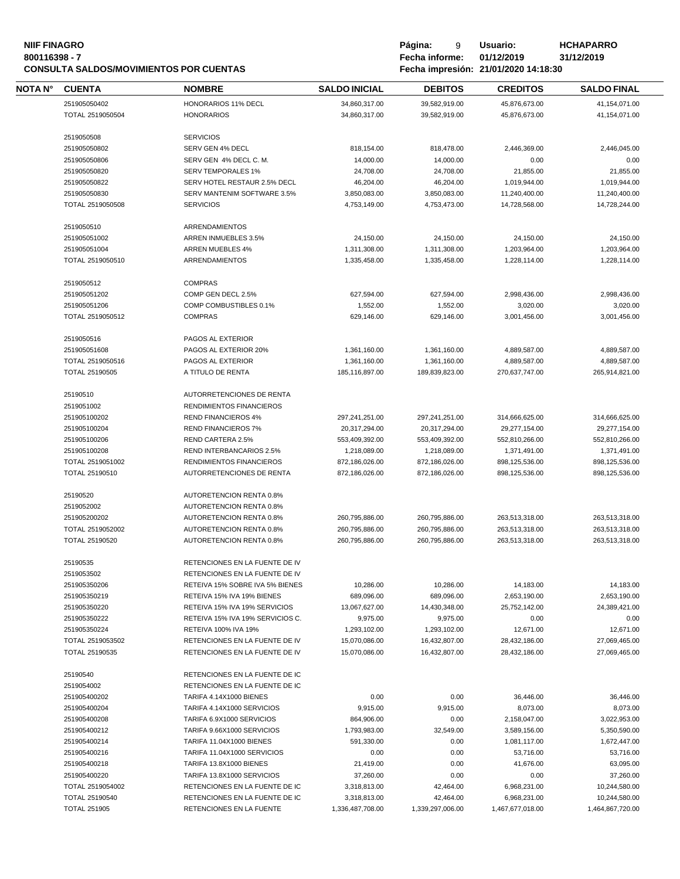**NIIF FINAGRO**
**800116398 - 7**
**CONSULTA SALDOS/MOVIMIENTOS POR CUENTAS**

**Página:** 9 **Usuario:** HCHAPARRO
**Fecha informe:** 01/12/2019 31/12/2019
**Fecha impresión:** 21/01/2020 14:18:30

| NOTA N° | CUENTA | NOMBRE | SALDO INICIAL | DEBITOS | CREDITOS | SALDO FINAL |
|---|---|---|---|---|---|---|
| | 251905050402 | HONORARIOS 11% DECL | 34,860,317.00 | 39,582,919.00 | 45,876,673.00 | 41,154,071.00 |
| | TOTAL 2519050504 | HONORARIOS | 34,860,317.00 | 39,582,919.00 | 45,876,673.00 | 41,154,071.00 |
| | 2519050508 | SERVICIOS | | | | |
| | 251905050802 | SERV GEN 4% DECL | 818,154.00 | 818,478.00 | 2,446,369.00 | 2,446,045.00 |
| | 251905050806 | SERV GEN 4% DECL C. M. | 14,000.00 | 14,000.00 | 0.00 | 0.00 |
| | 251905050820 | SERV TEMPORALES 1% | 24,708.00 | 24,708.00 | 21,855.00 | 21,855.00 |
| | 251905050822 | SERV HOTEL RESTAUR 2.5% DECL | 46,204.00 | 46,204.00 | 1,019,944.00 | 1,019,944.00 |
| | 251905050830 | SERV MANTENIM SOFTWARE 3.5% | 3,850,083.00 | 3,850,083.00 | 11,240,400.00 | 11,240,400.00 |
| | TOTAL 2519050508 | SERVICIOS | 4,753,149.00 | 4,753,473.00 | 14,728,568.00 | 14,728,244.00 |
| | 2519050510 | ARRENDAMIENTOS | | | | |
| | 251905051002 | ARREN INMUEBLES 3.5% | 24,150.00 | 24,150.00 | 24,150.00 | 24,150.00 |
| | 251905051004 | ARREN MUEBLES 4% | 1,311,308.00 | 1,311,308.00 | 1,203,964.00 | 1,203,964.00 |
| | TOTAL 2519050510 | ARRENDAMIENTOS | 1,335,458.00 | 1,335,458.00 | 1,228,114.00 | 1,228,114.00 |
| | 2519050512 | COMPRAS | | | | |
| | 251905051202 | COMP GEN DECL 2.5% | 627,594.00 | 627,594.00 | 2,998,436.00 | 2,998,436.00 |
| | 251905051206 | COMP COMBUSTIBLES 0.1% | 1,552.00 | 1,552.00 | 3,020.00 | 3,020.00 |
| | TOTAL 2519050512 | COMPRAS | 629,146.00 | 629,146.00 | 3,001,456.00 | 3,001,456.00 |
| | 2519050516 | PAGOS AL EXTERIOR | | | | |
| | 251905051608 | PAGOS AL EXTERIOR 20% | 1,361,160.00 | 1,361,160.00 | 4,889,587.00 | 4,889,587.00 |
| | TOTAL 2519050516 | PAGOS AL EXTERIOR | 1,361,160.00 | 1,361,160.00 | 4,889,587.00 | 4,889,587.00 |
| | TOTAL 25190505 | A TITULO DE RENTA | 185,116,897.00 | 189,839,823.00 | 270,637,747.00 | 265,914,821.00 |
| | 25190510 | AUTORRETENCIONES DE RENTA | | | | |
| | 2519051002 | RENDIMIENTOS FINANCIEROS | | | | |
| | 251905100202 | REND FINANCIEROS 4% | 297,241,251.00 | 297,241,251.00 | 314,666,625.00 | 314,666,625.00 |
| | 251905100204 | REND FINANCIEROS 7% | 20,317,294.00 | 20,317,294.00 | 29,277,154.00 | 29,277,154.00 |
| | 251905100206 | REND CARTERA 2.5% | 553,409,392.00 | 553,409,392.00 | 552,810,266.00 | 552,810,266.00 |
| | 251905100208 | REND INTERBANCARIOS 2.5% | 1,218,089.00 | 1,218,089.00 | 1,371,491.00 | 1,371,491.00 |
| | TOTAL 2519051002 | RENDIMIENTOS FINANCIEROS | 872,186,026.00 | 872,186,026.00 | 898,125,536.00 | 898,125,536.00 |
| | TOTAL 25190510 | AUTORRETENCIONES DE RENTA | 872,186,026.00 | 872,186,026.00 | 898,125,536.00 | 898,125,536.00 |
| | 25190520 | AUTORETENCION RENTA 0.8% | | | | |
| | 2519052002 | AUTORETENCION RENTA 0.8% | | | | |
| | 251905200202 | AUTORETENCION RENTA 0.8% | 260,795,886.00 | 260,795,886.00 | 263,513,318.00 | 263,513,318.00 |
| | TOTAL 2519052002 | AUTORETENCION RENTA 0.8% | 260,795,886.00 | 260,795,886.00 | 263,513,318.00 | 263,513,318.00 |
| | TOTAL 25190520 | AUTORETENCION RENTA 0.8% | 260,795,886.00 | 260,795,886.00 | 263,513,318.00 | 263,513,318.00 |
| | 25190535 | RETENCIONES EN LA FUENTE DE IV | | | | |
| | 2519053502 | RETENCIONES EN LA FUENTE DE IV | | | | |
| | 251905350206 | RETEIVA 15% SOBRE IVA 5% BIENES | 10,286.00 | 10,286.00 | 14,183.00 | 14,183.00 |
| | 251905350219 | RETEIVA 15% IVA 19% BIENES | 689,096.00 | 689,096.00 | 2,653,190.00 | 2,653,190.00 |
| | 251905350220 | RETEIVA 15% IVA 19% SERVICIOS | 13,067,627.00 | 14,430,348.00 | 25,752,142.00 | 24,389,421.00 |
| | 251905350222 | RETEIVA 15% IVA 19% SERVICIOS C. | 9,975.00 | 9,975.00 | 0.00 | 0.00 |
| | 251905350224 | RETEIVA 100% IVA 19% | 1,293,102.00 | 1,293,102.00 | 12,671.00 | 12,671.00 |
| | TOTAL 2519053502 | RETENCIONES EN LA FUENTE DE IV | 15,070,086.00 | 16,432,807.00 | 28,432,186.00 | 27,069,465.00 |
| | TOTAL 25190535 | RETENCIONES EN LA FUENTE DE IV | 15,070,086.00 | 16,432,807.00 | 28,432,186.00 | 27,069,465.00 |
| | 25190540 | RETENCIONES EN LA FUENTE DE IC | | | | |
| | 2519054002 | RETENCIONES EN LA FUENTE DE IC | | | | |
| | 251905400202 | TARIFA 4.14X1000 BIENES | 0.00 | 0.00 | 36,446.00 | 36,446.00 |
| | 251905400204 | TARIFA 4.14X1000 SERVICIOS | 9,915.00 | 9,915.00 | 8,073.00 | 8,073.00 |
| | 251905400208 | TARIFA 6.9X1000 SERVICIOS | 864,906.00 | 0.00 | 2,158,047.00 | 3,022,953.00 |
| | 251905400212 | TARIFA 9.66X1000 SERVICIOS | 1,793,983.00 | 32,549.00 | 3,589,156.00 | 5,350,590.00 |
| | 251905400214 | TARIFA 11.04X1000 BIENES | 591,330.00 | 0.00 | 1,081,117.00 | 1,672,447.00 |
| | 251905400216 | TARIFA 11.04X1000 SERVICIOS | 0.00 | 0.00 | 53,716.00 | 53,716.00 |
| | 251905400218 | TARIFA 13.8X1000 BIENES | 21,419.00 | 0.00 | 41,676.00 | 63,095.00 |
| | 251905400220 | TARIFA 13.8X1000 SERVICIOS | 37,260.00 | 0.00 | 0.00 | 37,260.00 |
| | TOTAL 2519054002 | RETENCIONES EN LA FUENTE DE IC | 3,318,813.00 | 42,464.00 | 6,968,231.00 | 10,244,580.00 |
| | TOTAL 25190540 | RETENCIONES EN LA FUENTE DE IC | 3,318,813.00 | 42,464.00 | 6,968,231.00 | 10,244,580.00 |
| | TOTAL 251905 | RETENCIONES EN LA FUENTE | 1,336,487,708.00 | 1,339,297,006.00 | 1,467,677,018.00 | 1,464,867,720.00 |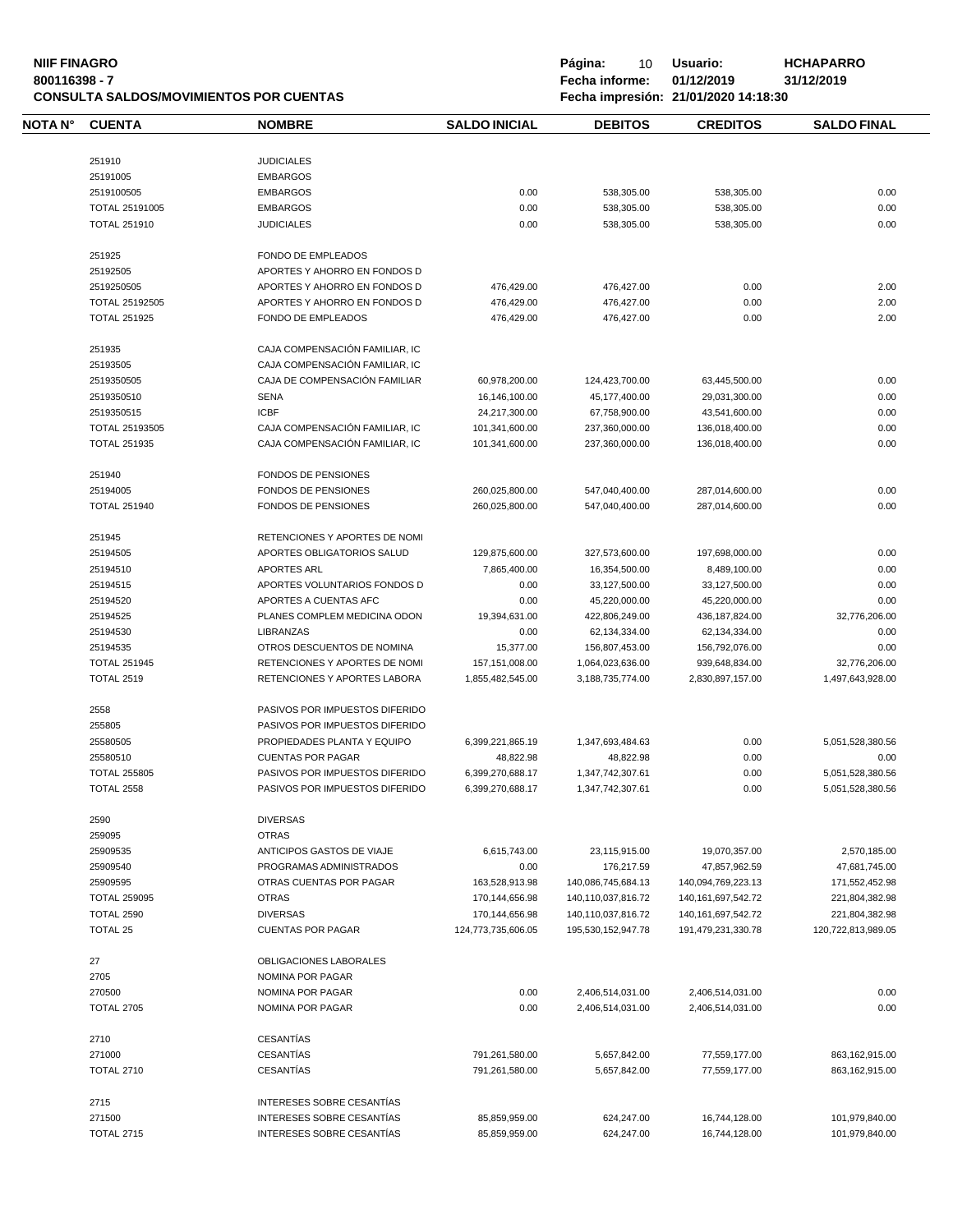**NIIF FINAGRO**
**800116398 - 7**
**CONSULTA SALDOS/MOVIMIENTOS POR CUENTAS**

**Página:** 10 **Usuario:** HCHAPARRO
**Fecha informe:** 01/12/2019 31/12/2019
**Fecha impresión:** 21/01/2020 14:18:30

| NOTA N° | CUENTA | NOMBRE | SALDO INICIAL | DEBITOS | CREDITOS | SALDO FINAL |
|---|---|---|---|---|---|---|
| | 251910 | JUDICIALES | | | | |
| | 25191005 | EMBARGOS | | | | |
| | 2519100505 | EMBARGOS | 0.00 | 538,305.00 | 538,305.00 | 0.00 |
| | TOTAL 25191005 | EMBARGOS | 0.00 | 538,305.00 | 538,305.00 | 0.00 |
| | TOTAL 251910 | JUDICIALES | 0.00 | 538,305.00 | 538,305.00 | 0.00 |
| | 251925 | FONDO DE EMPLEADOS | | | | |
| | 25192505 | APORTES Y AHORRO EN FONDOS D | | | | |
| | 2519250505 | APORTES Y AHORRO EN FONDOS D | 476,429.00 | 476,427.00 | 0.00 | 2.00 |
| | TOTAL 25192505 | APORTES Y AHORRO EN FONDOS D | 476,429.00 | 476,427.00 | 0.00 | 2.00 |
| | TOTAL 251925 | FONDO DE EMPLEADOS | 476,429.00 | 476,427.00 | 0.00 | 2.00 |
| | 251935 | CAJA COMPENSACIÓN FAMILIAR, IC | | | | |
| | 25193505 | CAJA COMPENSACIÓN FAMILIAR, IC | | | | |
| | 2519350505 | CAJA DE COMPENSACIÓN FAMILIAR | 60,978,200.00 | 124,423,700.00 | 63,445,500.00 | 0.00 |
| | 2519350510 | SENA | 16,146,100.00 | 45,177,400.00 | 29,031,300.00 | 0.00 |
| | 2519350515 | ICBF | 24,217,300.00 | 67,758,900.00 | 43,541,600.00 | 0.00 |
| | TOTAL 25193505 | CAJA COMPENSACIÓN FAMILIAR, IC | 101,341,600.00 | 237,360,000.00 | 136,018,400.00 | 0.00 |
| | TOTAL 251935 | CAJA COMPENSACIÓN FAMILIAR, IC | 101,341,600.00 | 237,360,000.00 | 136,018,400.00 | 0.00 |
| | 251940 | FONDOS DE PENSIONES | | | | |
| | 25194005 | FONDOS DE PENSIONES | 260,025,800.00 | 547,040,400.00 | 287,014,600.00 | 0.00 |
| | TOTAL 251940 | FONDOS DE PENSIONES | 260,025,800.00 | 547,040,400.00 | 287,014,600.00 | 0.00 |
| | 251945 | RETENCIONES Y APORTES DE NOMI | | | | |
| | 25194505 | APORTES OBLIGATORIOS SALUD | 129,875,600.00 | 327,573,600.00 | 197,698,000.00 | 0.00 |
| | 25194510 | APORTES ARL | 7,865,400.00 | 16,354,500.00 | 8,489,100.00 | 0.00 |
| | 25194515 | APORTES VOLUNTARIOS FONDOS D | 0.00 | 33,127,500.00 | 33,127,500.00 | 0.00 |
| | 25194520 | APORTES A CUENTAS AFC | 0.00 | 45,220,000.00 | 45,220,000.00 | 0.00 |
| | 25194525 | PLANES COMPLEM MEDICINA ODON | 19,394,631.00 | 422,806,249.00 | 436,187,824.00 | 32,776,206.00 |
| | 25194530 | LIBRANZAS | 0.00 | 62,134,334.00 | 62,134,334.00 | 0.00 |
| | 25194535 | OTROS DESCUENTOS DE NOMINA | 15,377.00 | 156,807,453.00 | 156,792,076.00 | 0.00 |
| | TOTAL 251945 | RETENCIONES Y APORTES DE NOMI | 157,151,008.00 | 1,064,023,636.00 | 939,648,834.00 | 32,776,206.00 |
| | TOTAL 2519 | RETENCIONES Y APORTES LABORA | 1,855,482,545.00 | 3,188,735,774.00 | 2,830,897,157.00 | 1,497,643,928.00 |
| | 2558 | PASIVOS POR IMPUESTOS DIFERIDO | | | | |
| | 255805 | PASIVOS POR IMPUESTOS DIFERIDO | | | | |
| | 25580505 | PROPIEDADES PLANTA Y EQUIPO | 6,399,221,865.19 | 1,347,693,484.63 | 0.00 | 5,051,528,380.56 |
| | 25580510 | CUENTAS POR PAGAR | 48,822.98 | 48,822.98 | 0.00 | 0.00 |
| | TOTAL 255805 | PASIVOS POR IMPUESTOS DIFERIDO | 6,399,270,688.17 | 1,347,742,307.61 | 0.00 | 5,051,528,380.56 |
| | TOTAL 2558 | PASIVOS POR IMPUESTOS DIFERIDO | 6,399,270,688.17 | 1,347,742,307.61 | 0.00 | 5,051,528,380.56 |
| | 2590 | DIVERSAS | | | | |
| | 259095 | OTRAS | | | | |
| | 25909535 | ANTICIPOS GASTOS DE VIAJE | 6,615,743.00 | 23,115,915.00 | 19,070,357.00 | 2,570,185.00 |
| | 25909540 | PROGRAMAS ADMINISTRADOS | 0.00 | 176,217.59 | 47,857,962.59 | 47,681,745.00 |
| | 25909595 | OTRAS CUENTAS POR PAGAR | 163,528,913.98 | 140,086,745,684.13 | 140,094,769,223.13 | 171,552,452.98 |
| | TOTAL 259095 | OTRAS | 170,144,656.98 | 140,110,037,816.72 | 140,161,697,542.72 | 221,804,382.98 |
| | TOTAL 2590 | DIVERSAS | 170,144,656.98 | 140,110,037,816.72 | 140,161,697,542.72 | 221,804,382.98 |
| | TOTAL 25 | CUENTAS POR PAGAR | 124,773,735,606.05 | 195,530,152,947.78 | 191,479,231,330.78 | 120,722,813,989.05 |
| | 27 | OBLIGACIONES LABORALES | | | | |
| | 2705 | NOMINA POR PAGAR | | | | |
| | 270500 | NOMINA POR PAGAR | 0.00 | 2,406,514,031.00 | 2,406,514,031.00 | 0.00 |
| | TOTAL 2705 | NOMINA POR PAGAR | 0.00 | 2,406,514,031.00 | 2,406,514,031.00 | 0.00 |
| | 2710 | CESANTÍAS | | | | |
| | 271000 | CESANTÍAS | 791,261,580.00 | 5,657,842.00 | 77,559,177.00 | 863,162,915.00 |
| | TOTAL 2710 | CESANTÍAS | 791,261,580.00 | 5,657,842.00 | 77,559,177.00 | 863,162,915.00 |
| | 2715 | INTERESES SOBRE CESANTÍAS | | | | |
| | 271500 | INTERESES SOBRE CESANTÍAS | 85,859,959.00 | 624,247.00 | 16,744,128.00 | 101,979,840.00 |
| | TOTAL 2715 | INTERESES SOBRE CESANTÍAS | 85,859,959.00 | 624,247.00 | 16,744,128.00 | 101,979,840.00 |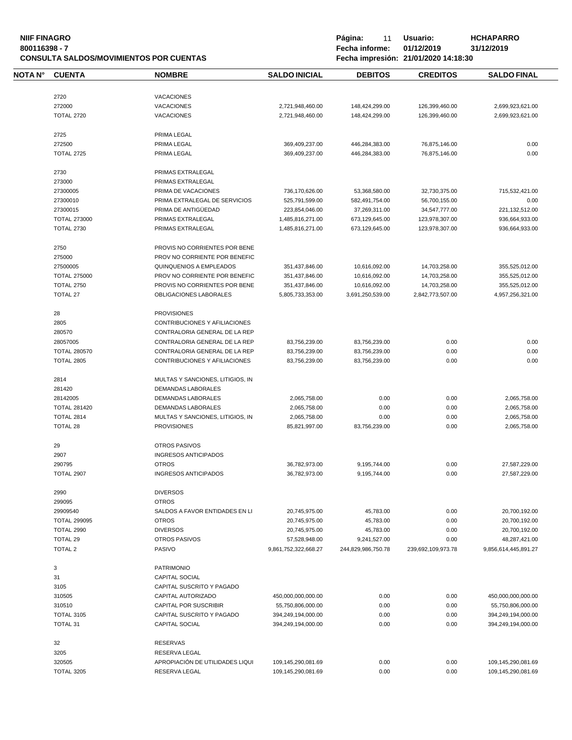**NIIF FINAGRO**
**800116398 - 7**
**CONSULTA SALDOS/MOVIMIENTOS POR CUENTAS**

**Fecha informe:** 01/12/2019 31/12/2019
**Usuario:** HCHAPARRO
**Fecha impresión:** 21/01/2020 14:18:30

| NOTA N° | CUENTA | NOMBRE | SALDO INICIAL | DEBITOS | CREDITOS | SALDO FINAL |
|---|---|---|---|---|---|---|
| | 2720 | VACACIONES | | | | |
| | 272000 | VACACIONES | 2,721,948,460.00 | 148,424,299.00 | 126,399,460.00 | 2,699,923,621.00 |
| | TOTAL 2720 | VACACIONES | 2,721,948,460.00 | 148,424,299.00 | 126,399,460.00 | 2,699,923,621.00 |
| | 2725 | PRIMA LEGAL | | | | |
| | 272500 | PRIMA LEGAL | 369,409,237.00 | 446,284,383.00 | 76,875,146.00 | 0.00 |
| | TOTAL 2725 | PRIMA LEGAL | 369,409,237.00 | 446,284,383.00 | 76,875,146.00 | 0.00 |
| | 2730 | PRIMAS EXTRALEGAL | | | | |
| | 273000 | PRIMAS EXTRALEGAL | | | | |
| | 27300005 | PRIMA DE VACACIONES | 736,170,626.00 | 53,368,580.00 | 32,730,375.00 | 715,532,421.00 |
| | 27300010 | PRIMA EXTRALEGAL DE SERVICIOS | 525,791,599.00 | 582,491,754.00 | 56,700,155.00 | 0.00 |
| | 27300015 | PRIMA DE ANTIGÜEDAD | 223,854,046.00 | 37,269,311.00 | 34,547,777.00 | 221,132,512.00 |
| | TOTAL 273000 | PRIMAS EXTRALEGAL | 1,485,816,271.00 | 673,129,645.00 | 123,978,307.00 | 936,664,933.00 |
| | TOTAL 2730 | PRIMAS EXTRALEGAL | 1,485,816,271.00 | 673,129,645.00 | 123,978,307.00 | 936,664,933.00 |
| | 2750 | PROVIS NO CORRIENTES POR BENE | | | | |
| | 275000 | PROV NO CORRIENTE POR BENEFIC | | | | |
| | 27500005 | QUINQUENIOS A EMPLEADOS | 351,437,846.00 | 10,616,092.00 | 14,703,258.00 | 355,525,012.00 |
| | TOTAL 275000 | PROV NO CORRIENTE POR BENEFIC | 351,437,846.00 | 10,616,092.00 | 14,703,258.00 | 355,525,012.00 |
| | TOTAL 2750 | PROVIS NO CORRIENTES POR BENE | 351,437,846.00 | 10,616,092.00 | 14,703,258.00 | 355,525,012.00 |
| | TOTAL 27 | OBLIGACIONES LABORALES | 5,805,733,353.00 | 3,691,250,539.00 | 2,842,773,507.00 | 4,957,256,321.00 |
| | 28 | PROVISIONES | | | | |
| | 2805 | CONTRIBUCIONES Y AFILIACIONES | | | | |
| | 280570 | CONTRALORIA GENERAL DE LA REP | | | | |
| | 28057005 | CONTRALORIA GENERAL DE LA REP | 83,756,239.00 | 83,756,239.00 | 0.00 | 0.00 |
| | TOTAL 280570 | CONTRALORIA GENERAL DE LA REP | 83,756,239.00 | 83,756,239.00 | 0.00 | 0.00 |
| | TOTAL 2805 | CONTRIBUCIONES Y AFILIACIONES | 83,756,239.00 | 83,756,239.00 | 0.00 | 0.00 |
| | 2814 | MULTAS Y SANCIONES, LITIGIOS, IN | | | | |
| | 281420 | DEMANDAS LABORALES | | | | |
| | 28142005 | DEMANDAS LABORALES | 2,065,758.00 | 0.00 | 0.00 | 2,065,758.00 |
| | TOTAL 281420 | DEMANDAS LABORALES | 2,065,758.00 | 0.00 | 0.00 | 2,065,758.00 |
| | TOTAL 2814 | MULTAS Y SANCIONES, LITIGIOS, IN | 2,065,758.00 | 0.00 | 0.00 | 2,065,758.00 |
| | TOTAL 28 | PROVISIONES | 85,821,997.00 | 83,756,239.00 | 0.00 | 2,065,758.00 |
| | 29 | OTROS PASIVOS | | | | |
| | 2907 | INGRESOS ANTICIPADOS | | | | |
| | 290795 | OTROS | 36,782,973.00 | 9,195,744.00 | 0.00 | 27,587,229.00 |
| | TOTAL 2907 | INGRESOS ANTICIPADOS | 36,782,973.00 | 9,195,744.00 | 0.00 | 27,587,229.00 |
| | 2990 | DIVERSOS | | | | |
| | 299095 | OTROS | | | | |
| | 29909540 | SALDOS A FAVOR ENTIDADES EN LI | 20,745,975.00 | 45,783.00 | 0.00 | 20,700,192.00 |
| | TOTAL 299095 | OTROS | 20,745,975.00 | 45,783.00 | 0.00 | 20,700,192.00 |
| | TOTAL 2990 | DIVERSOS | 20,745,975.00 | 45,783.00 | 0.00 | 20,700,192.00 |
| | TOTAL 29 | OTROS PASIVOS | 57,528,948.00 | 9,241,527.00 | 0.00 | 48,287,421.00 |
| | TOTAL 2 | PASIVO | 9,861,752,322,668.27 | 244,829,986,750.78 | 239,692,109,973.78 | 9,856,614,445,891.27 |
| | 3 | PATRIMONIO | | | | |
| | 31 | CAPITAL SOCIAL | | | | |
| | 3105 | CAPITAL SUSCRITO Y PAGADO | | | | |
| | 310505 | CAPITAL AUTORIZADO | 450,000,000,000.00 | 0.00 | 0.00 | 450,000,000,000.00 |
| | 310510 | CAPITAL POR SUSCRIBIR | 55,750,806,000.00 | 0.00 | 0.00 | 55,750,806,000.00 |
| | TOTAL 3105 | CAPITAL SUSCRITO Y PAGADO | 394,249,194,000.00 | 0.00 | 0.00 | 394,249,194,000.00 |
| | TOTAL 31 | CAPITAL SOCIAL | 394,249,194,000.00 | 0.00 | 0.00 | 394,249,194,000.00 |
| | 32 | RESERVAS | | | | |
| | 3205 | RESERVA LEGAL | | | | |
| | 320505 | APROPIACIÓN DE UTILIDADES LIQUI | 109,145,290,081.69 | 0.00 | 0.00 | 109,145,290,081.69 |
| | TOTAL 3205 | RESERVA LEGAL | 109,145,290,081.69 | 0.00 | 0.00 | 109,145,290,081.69 |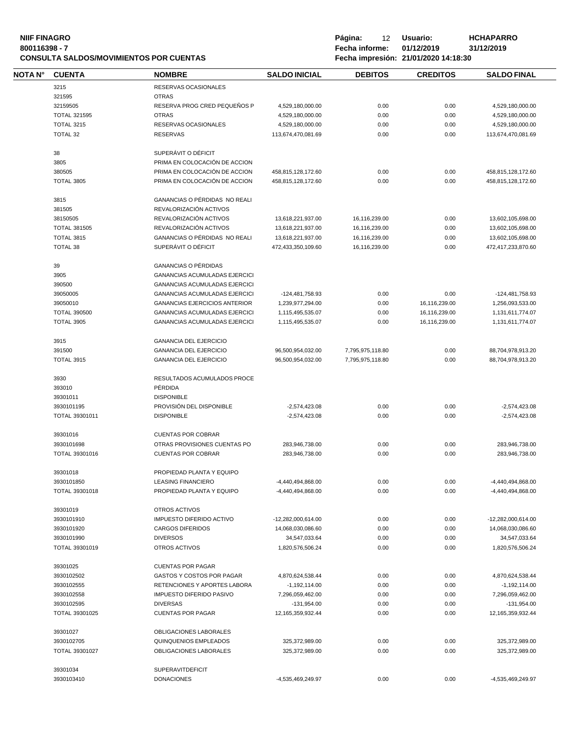**NIIF FINAGRO**
**800116398 - 7**
**CONSULTA SALDOS/MOVIMIENTOS POR CUENTAS**

**Usuario:** HCHAPARRO
**Fecha informe:** 01/12/2019 31/12/2019
**Fecha impresión:** 21/01/2020 14:18:30

| NOTA N° | CUENTA | NOMBRE | SALDO INICIAL | DEBITOS | CREDITOS | SALDO FINAL |
|---|---|---|---|---|---|---|
| | 3215 | RESERVAS OCASIONALES | | | | |
| | 321595 | OTRAS | | | | |
| | 32159505 | RESERVA PROG CRED PEQUEÑOS P | 4,529,180,000.00 | 0.00 | 0.00 | 4,529,180,000.00 |
| | TOTAL 321595 | OTRAS | 4,529,180,000.00 | 0.00 | 0.00 | 4,529,180,000.00 |
| | TOTAL 3215 | RESERVAS OCASIONALES | 4,529,180,000.00 | 0.00 | 0.00 | 4,529,180,000.00 |
| | TOTAL 32 | RESERVAS | 113,674,470,081.69 | 0.00 | 0.00 | 113,674,470,081.69 |
| | 38 | SUPERÁVIT O DÉFICIT | | | | |
| | 3805 | PRIMA EN COLOCACIÓN DE ACCION | | | | |
| | 380505 | PRIMA EN COLOCACIÓN DE ACCION | 458,815,128,172.60 | 0.00 | 0.00 | 458,815,128,172.60 |
| | TOTAL 3805 | PRIMA EN COLOCACIÓN DE ACCION | 458,815,128,172.60 | 0.00 | 0.00 | 458,815,128,172.60 |
| | 3815 | GANANCIAS O PÉRDIDAS NO REALI | | | | |
| | 381505 | REVALORIZACIÓN ACTIVOS | | | | |
| | 38150505 | REVALORIZACIÓN ACTIVOS | 13,618,221,937.00 | 16,116,239.00 | 0.00 | 13,602,105,698.00 |
| | TOTAL 381505 | REVALORIZACIÓN ACTIVOS | 13,618,221,937.00 | 16,116,239.00 | 0.00 | 13,602,105,698.00 |
| | TOTAL 3815 | GANANCIAS O PÉRDIDAS NO REALI | 13,618,221,937.00 | 16,116,239.00 | 0.00 | 13,602,105,698.00 |
| | TOTAL 38 | SUPERÁVIT O DÉFICIT | 472,433,350,109.60 | 16,116,239.00 | 0.00 | 472,417,233,870.60 |
| | 39 | GANANCIAS O PÉRDIDAS | | | | |
| | 3905 | GANANCIAS ACUMULADAS EJERCICI | | | | |
| | 390500 | GANANCIAS ACUMULADAS EJERCICI | | | | |
| | 39050005 | GANANCIAS ACUMULADAS EJERCICI | -124,481,758.93 | 0.00 | 0.00 | -124,481,758.93 |
| | 39050010 | GANANCIAS EJERCICIOS ANTERIOR | 1,239,977,294.00 | 0.00 | 16,116,239.00 | 1,256,093,533.00 |
| | TOTAL 390500 | GANANCIAS ACUMULADAS EJERCICI | 1,115,495,535.07 | 0.00 | 16,116,239.00 | 1,131,611,774.07 |
| | TOTAL 3905 | GANANCIAS ACUMULADAS EJERCICI | 1,115,495,535.07 | 0.00 | 16,116,239.00 | 1,131,611,774.07 |
| | 3915 | GANANCIA DEL EJERCICIO | | | | |
| | 391500 | GANANCIA DEL EJERCICIO | 96,500,954,032.00 | 7,795,975,118.80 | 0.00 | 88,704,978,913.20 |
| | TOTAL 3915 | GANANCIA DEL EJERCICIO | 96,500,954,032.00 | 7,795,975,118.80 | 0.00 | 88,704,978,913.20 |
| | 3930 | RESULTADOS ACUMULADOS PROCE | | | | |
| | 393010 | PÉRDIDA | | | | |
| | 39301011 | DISPONIBLE | | | | |
| | 3930101195 | PROVISIÓN DEL DISPONIBLE | -2,574,423.08 | 0.00 | 0.00 | -2,574,423.08 |
| | TOTAL 39301011 | DISPONIBLE | -2,574,423.08 | 0.00 | 0.00 | -2,574,423.08 |
| | 39301016 | CUENTAS POR COBRAR | | | | |
| | 3930101698 | OTRAS PROVISIONES CUENTAS PO | 283,946,738.00 | 0.00 | 0.00 | 283,946,738.00 |
| | TOTAL 39301016 | CUENTAS POR COBRAR | 283,946,738.00 | 0.00 | 0.00 | 283,946,738.00 |
| | 39301018 | PROPIEDAD PLANTA Y EQUIPO | | | | |
| | 3930101850 | LEASING FINANCIERO | -4,440,494,868.00 | 0.00 | 0.00 | -4,440,494,868.00 |
| | TOTAL 39301018 | PROPIEDAD PLANTA Y EQUIPO | -4,440,494,868.00 | 0.00 | 0.00 | -4,440,494,868.00 |
| | 39301019 | OTROS ACTIVOS | | | | |
| | 3930101910 | IMPUESTO DIFERIDO ACTIVO | -12,282,000,614.00 | 0.00 | 0.00 | -12,282,000,614.00 |
| | 3930101920 | CARGOS DIFERIDOS | 14,068,030,086.60 | 0.00 | 0.00 | 14,068,030,086.60 |
| | 3930101990 | DIVERSOS | 34,547,033.64 | 0.00 | 0.00 | 34,547,033.64 |
| | TOTAL 39301019 | OTROS ACTIVOS | 1,820,576,506.24 | 0.00 | 0.00 | 1,820,576,506.24 |
| | 39301025 | CUENTAS POR PAGAR | | | | |
| | 3930102502 | GASTOS Y COSTOS POR PAGAR | 4,870,624,538.44 | 0.00 | 0.00 | 4,870,624,538.44 |
| | 3930102555 | RETENCIONES Y APORTES LABORA | -1,192,114.00 | 0.00 | 0.00 | -1,192,114.00 |
| | 3930102558 | IMPUESTO DIFERIDO PASIVO | 7,296,059,462.00 | 0.00 | 0.00 | 7,296,059,462.00 |
| | 3930102595 | DIVERSAS | -131,954.00 | 0.00 | 0.00 | -131,954.00 |
| | TOTAL 39301025 | CUENTAS POR PAGAR | 12,165,359,932.44 | 0.00 | 0.00 | 12,165,359,932.44 |
| | 39301027 | OBLIGACIONES LABORALES | | | | |
| | 3930102705 | QUINQUENIOS EMPLEADOS | 325,372,989.00 | 0.00 | 0.00 | 325,372,989.00 |
| | TOTAL 39301027 | OBLIGACIONES LABORALES | 325,372,989.00 | 0.00 | 0.00 | 325,372,989.00 |
| | 39301034 | SUPERAVITDEFICIT | | | | |
| | 3930103410 | DONACIONES | -4,535,469,249.97 | 0.00 | 0.00 | -4,535,469,249.97 |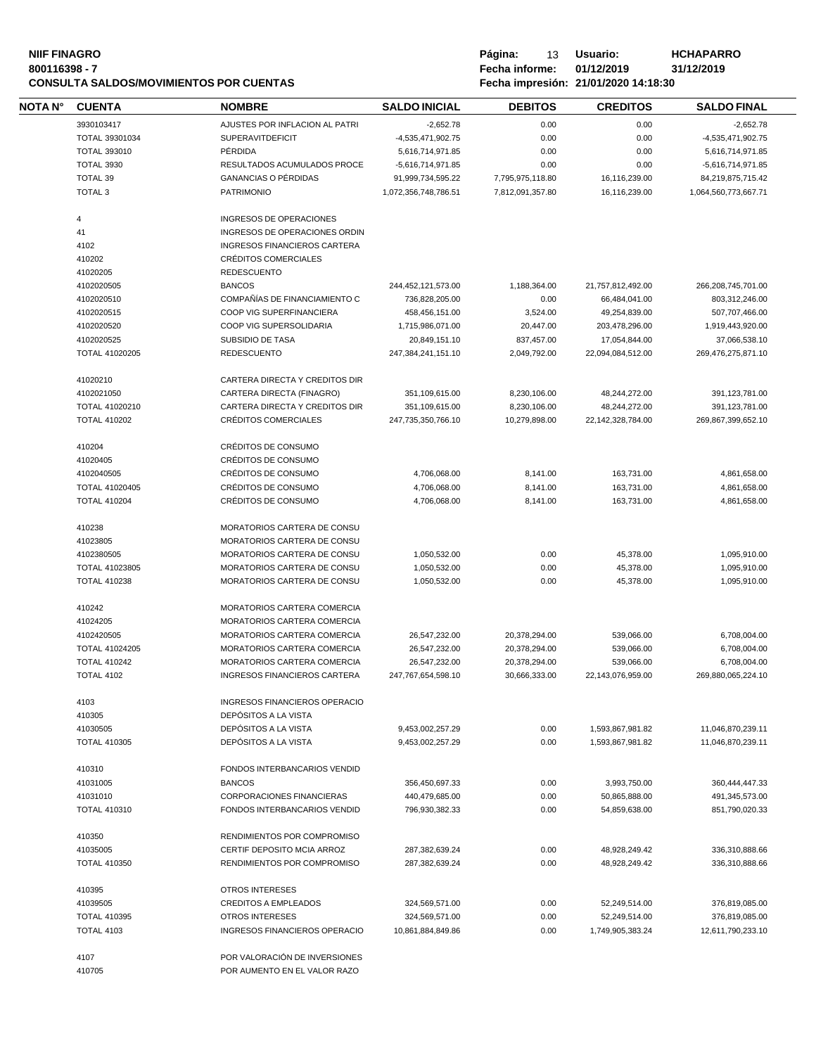| NOTA N° | CUENTA | NOMBRE | SALDO INICIAL | DEBITOS | CREDITOS | SALDO FINAL |
|---|---|---|---|---|---|---|
| | 3930103417 | AJUSTES POR INFLACION AL PATRI | -2,652.78 | 0.00 | 0.00 | -2,652.78 |
| | TOTAL 39301034 | SUPERAVITDEFICIT | -4,535,471,902.75 | 0.00 | 0.00 | -4,535,471,902.75 |
| | TOTAL 393010 | PÉRDIDA | 5,616,714,971.85 | 0.00 | 0.00 | 5,616,714,971.85 |
| | TOTAL 3930 | RESULTADOS ACUMULADOS PROCE | -5,616,714,971.85 | 0.00 | 0.00 | -5,616,714,971.85 |
| | TOTAL 39 | GANANCIAS O PÉRDIDAS | 91,999,734,595.22 | 7,795,975,118.80 | 16,116,239.00 | 84,219,875,715.42 |
| | TOTAL 3 | PATRIMONIO | 1,072,356,748,786.51 | 7,812,091,357.80 | 16,116,239.00 | 1,064,560,773,667.71 |
| | 4 | INGRESOS DE OPERACIONES | | | | |
| | 41 | INGRESOS DE OPERACIONES ORDIN | | | | |
| | 4102 | INGRESOS FINANCIEROS CARTERA | | | | |
| | 410202 | CRÉDITOS COMERCIALES | | | | |
| | 41020205 | REDESCUENTO | | | | |
| | 4102020505 | BANCOS | 244,452,121,573.00 | 1,188,364.00 | 21,757,812,492.00 | 266,208,745,701.00 |
| | 4102020510 | COMPAÑÍAS DE FINANCIAMIENTO C | 736,828,205.00 | 0.00 | 66,484,041.00 | 803,312,246.00 |
| | 4102020515 | COOP VIG SUPERFINANCIERA | 458,456,151.00 | 3,524.00 | 49,254,839.00 | 507,707,466.00 |
| | 4102020520 | COOP VIG SUPERSOLIDARIA | 1,715,986,071.00 | 20,447.00 | 203,478,296.00 | 1,919,443,920.00 |
| | 4102020525 | SUBSIDIO DE TASA | 20,849,151.10 | 837,457.00 | 17,054,844.00 | 37,066,538.10 |
| | TOTAL 41020205 | REDESCUENTO | 247,384,241,151.10 | 2,049,792.00 | 22,094,084,512.00 | 269,476,275,871.10 |
| | 41020210 | CARTERA DIRECTA Y CREDITOS DIR | | | | |
| | 4102021050 | CARTERA DIRECTA (FINAGRO) | 351,109,615.00 | 8,230,106.00 | 48,244,272.00 | 391,123,781.00 |
| | TOTAL 41020210 | CARTERA DIRECTA Y CREDITOS DIR | 351,109,615.00 | 8,230,106.00 | 48,244,272.00 | 391,123,781.00 |
| | TOTAL 410202 | CRÉDITOS COMERCIALES | 247,735,350,766.10 | 10,279,898.00 | 22,142,328,784.00 | 269,867,399,652.10 |
| | 410204 | CRÉDITOS DE CONSUMO | | | | |
| | 41020405 | CRÉDITOS DE CONSUMO | | | | |
| | 4102040505 | CRÉDITOS DE CONSUMO | 4,706,068.00 | 8,141.00 | 163,731.00 | 4,861,658.00 |
| | TOTAL 41020405 | CRÉDITOS DE CONSUMO | 4,706,068.00 | 8,141.00 | 163,731.00 | 4,861,658.00 |
| | TOTAL 410204 | CRÉDITOS DE CONSUMO | 4,706,068.00 | 8,141.00 | 163,731.00 | 4,861,658.00 |
| | 410238 | MORATORIOS CARTERA DE CONSU | | | | |
| | 41023805 | MORATORIOS CARTERA DE CONSU | | | | |
| | 4102380505 | MORATORIOS CARTERA DE CONSU | 1,050,532.00 | 0.00 | 45,378.00 | 1,095,910.00 |
| | TOTAL 41023805 | MORATORIOS CARTERA DE CONSU | 1,050,532.00 | 0.00 | 45,378.00 | 1,095,910.00 |
| | TOTAL 410238 | MORATORIOS CARTERA DE CONSU | 1,050,532.00 | 0.00 | 45,378.00 | 1,095,910.00 |
| | 410242 | MORATORIOS CARTERA COMERCIA | | | | |
| | 41024205 | MORATORIOS CARTERA COMERCIA | | | | |
| | 4102420505 | MORATORIOS CARTERA COMERCIA | 26,547,232.00 | 20,378,294.00 | 539,066.00 | 6,708,004.00 |
| | TOTAL 41024205 | MORATORIOS CARTERA COMERCIA | 26,547,232.00 | 20,378,294.00 | 539,066.00 | 6,708,004.00 |
| | TOTAL 410242 | MORATORIOS CARTERA COMERCIA | 26,547,232.00 | 20,378,294.00 | 539,066.00 | 6,708,004.00 |
| | TOTAL 4102 | INGRESOS FINANCIEROS CARTERA | 247,767,654,598.10 | 30,666,333.00 | 22,143,076,959.00 | 269,880,065,224.10 |
| | 4103 | INGRESOS FINANCIEROS OPERACIO | | | | |
| | 410305 | DEPÓSITOS A LA VISTA | | | | |
| | 41030505 | DEPÓSITOS A LA VISTA | 9,453,002,257.29 | 0.00 | 1,593,867,981.82 | 11,046,870,239.11 |
| | TOTAL 410305 | DEPÓSITOS A LA VISTA | 9,453,002,257.29 | 0.00 | 1,593,867,981.82 | 11,046,870,239.11 |
| | 410310 | FONDOS INTERBANCARIOS VENDID | | | | |
| | 41031005 | BANCOS | 356,450,697.33 | 0.00 | 3,993,750.00 | 360,444,447.33 |
| | 41031010 | CORPORACIONES FINANCIERAS | 440,479,685.00 | 0.00 | 50,865,888.00 | 491,345,573.00 |
| | TOTAL 410310 | FONDOS INTERBANCARIOS VENDID | 796,930,382.33 | 0.00 | 54,859,638.00 | 851,790,020.33 |
| | 410350 | RENDIMIENTOS POR COMPROMISO | | | | |
| | 41035005 | CERTIF DEPOSITO MCIA ARROZ | 287,382,639.24 | 0.00 | 48,928,249.42 | 336,310,888.66 |
| | TOTAL 410350 | RENDIMIENTOS POR COMPROMISO | 287,382,639.24 | 0.00 | 48,928,249.42 | 336,310,888.66 |
| | 410395 | OTROS INTERESES | | | | |
| | 41039505 | CREDITOS A EMPLEADOS | 324,569,571.00 | 0.00 | 52,249,514.00 | 376,819,085.00 |
| | TOTAL 410395 | OTROS INTERESES | 324,569,571.00 | 0.00 | 52,249,514.00 | 376,819,085.00 |
| | TOTAL 4103 | INGRESOS FINANCIEROS OPERACIO | 10,861,884,849.86 | 0.00 | 1,749,905,383.24 | 12,611,790,233.10 |
| | 4107 | POR VALORACIÓN DE INVERSIONES | | | | |
| | 410705 | POR AUMENTO EN EL VALOR RAZO | | | | |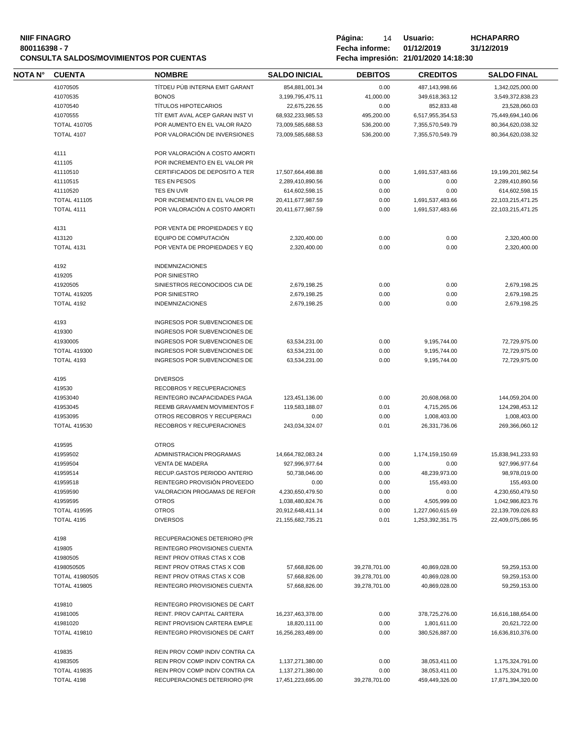**NIIF FINAGRO**
**800116398 - 7**
**CONSULTA SALDOS/MOVIMIENTOS POR CUENTAS**

**Página:** 14 **Usuario:** HCHAPARRO
**Fecha informe:** 01/12/2019 31/12/2019
**Fecha impresión:** 21/01/2020 14:18:30

| NOTA N° | CUENTA | NOMBRE | SALDO INICIAL | DEBITOS | CREDITOS | SALDO FINAL |
|---|---|---|---|---|---|---|
| | 41070505 | TÍTDEU PÚB INTERNA EMIT GARANT | 854,881,001.34 | 0.00 | 487,143,998.66 | 1,342,025,000.00 |
| | 41070535 | BONOS | 3,199,795,475.11 | 41,000.00 | 349,618,363.12 | 3,549,372,838.23 |
| | 41070540 | TÍTULOS HIPOTECARIOS | 22,675,226.55 | 0.00 | 852,833.48 | 23,528,060.03 |
| | 41070555 | TÍT EMIT AVAL ACEP GARAN INST VI | 68,932,233,985.53 | 495,200.00 | 6,517,955,354.53 | 75,449,694,140.06 |
| | TOTAL 410705 | POR AUMENTO EN EL VALOR RAZO | 73,009,585,688.53 | 536,200.00 | 7,355,570,549.79 | 80,364,620,038.32 |
| | TOTAL 4107 | POR VALORACIÓN DE INVERSIONES | 73,009,585,688.53 | 536,200.00 | 7,355,570,549.79 | 80,364,620,038.32 |
| | 4111 | POR VALORACIÓN A COSTO AMORTI | | | | |
| | 411105 | POR INCREMENTO EN EL VALOR PR | | | | |
| | 41110510 | CERTIFICADOS DE DEPOSITO A TER | 17,507,664,498.88 | 0.00 | 1,691,537,483.66 | 19,199,201,982.54 |
| | 41110515 | TES EN PESOS | 2,289,410,890.56 | 0.00 | 0.00 | 2,289,410,890.56 |
| | 41110520 | TES EN UVR | 614,602,598.15 | 0.00 | 0.00 | 614,602,598.15 |
| | TOTAL 411105 | POR INCREMENTO EN EL VALOR PR | 20,411,677,987.59 | 0.00 | 1,691,537,483.66 | 22,103,215,471.25 |
| | TOTAL 4111 | POR VALORACIÓN A COSTO AMORTI | 20,411,677,987.59 | 0.00 | 1,691,537,483.66 | 22,103,215,471.25 |
| | 4131 | POR VENTA DE PROPIEDADES Y EQ | | | | |
| | 413120 | EQUIPO DE COMPUTACIÓN | 2,320,400.00 | 0.00 | 0.00 | 2,320,400.00 |
| | TOTAL 4131 | POR VENTA DE PROPIEDADES Y EQ | 2,320,400.00 | 0.00 | 0.00 | 2,320,400.00 |
| | 4192 | INDEMNIZACIONES | | | | |
| | 419205 | POR SINIESTRO | | | | |
| | 41920505 | SINIESTROS RECONOCIDOS CIA DE | 2,679,198.25 | 0.00 | 0.00 | 2,679,198.25 |
| | TOTAL 419205 | POR SINIESTRO | 2,679,198.25 | 0.00 | 0.00 | 2,679,198.25 |
| | TOTAL 4192 | INDEMNIZACIONES | 2,679,198.25 | 0.00 | 0.00 | 2,679,198.25 |
| | 4193 | INGRESOS POR SUBVENCIONES DE | | | | |
| | 419300 | INGRESOS POR SUBVENCIONES DE | | | | |
| | 41930005 | INGRESOS POR SUBVENCIONES DE | 63,534,231.00 | 0.00 | 9,195,744.00 | 72,729,975.00 |
| | TOTAL 419300 | INGRESOS POR SUBVENCIONES DE | 63,534,231.00 | 0.00 | 9,195,744.00 | 72,729,975.00 |
| | TOTAL 4193 | INGRESOS POR SUBVENCIONES DE | 63,534,231.00 | 0.00 | 9,195,744.00 | 72,729,975.00 |
| | 4195 | DIVERSOS | | | | |
| | 419530 | RECOBROS Y RECUPERACIONES | | | | |
| | 41953040 | REINTEGRO INCAPACIDADES PAGA | 123,451,136.00 | 0.00 | 20,608,068.00 | 144,059,204.00 |
| | 41953045 | REEMB GRAVAMEN MOVIMIENTOS F | 119,583,188.07 | 0.01 | 4,715,265.06 | 124,298,453.12 |
| | 41953095 | OTROS RECOBROS Y RECUPERACI | 0.00 | 0.00 | 1,008,403.00 | 1,008,403.00 |
| | TOTAL 419530 | RECOBROS Y RECUPERACIONES | 243,034,324.07 | 0.01 | 26,331,736.06 | 269,366,060.12 |
| | 419595 | OTROS | | | | |
| | 41959502 | ADMINISTRACION PROGRAMAS | 14,664,782,083.24 | 0.00 | 1,174,159,150.69 | 15,838,941,233.93 |
| | 41959504 | VENTA DE MADERA | 927,996,977.64 | 0.00 | 0.00 | 927,996,977.64 |
| | 41959514 | RECUP.GASTOS PERIODO ANTERIO | 50,738,046.00 | 0.00 | 48,239,973.00 | 98,978,019.00 |
| | 41959518 | REINTEGRO PROVISIÓN PROVEEDO | 0.00 | 0.00 | 155,493.00 | 155,493.00 |
| | 41959590 | VALORACION PROGAMAS DE REFOR | 4,230,650,479.50 | 0.00 | 0.00 | 4,230,650,479.50 |
| | 41959595 | OTROS | 1,038,480,824.76 | 0.00 | 4,505,999.00 | 1,042,986,823.76 |
| | TOTAL 419595 | OTROS | 20,912,648,411.14 | 0.00 | 1,227,060,615.69 | 22,139,709,026.83 |
| | TOTAL 4195 | DIVERSOS | 21,155,682,735.21 | 0.01 | 1,253,392,351.75 | 22,409,075,086.95 |
| | 4198 | RECUPERACIONES DETERIORO (PR | | | | |
| | 419805 | REINTEGRO PROVISIONES CUENTA | | | | |
| | 41980505 | REINT PROV OTRAS CTAS X COB | | | | |
| | 4198050505 | REINT PROV OTRAS CTAS X COB | 57,668,826.00 | 39,278,701.00 | 40,869,028.00 | 59,259,153.00 |
| | TOTAL 41980505 | REINT PROV OTRAS CTAS X COB | 57,668,826.00 | 39,278,701.00 | 40,869,028.00 | 59,259,153.00 |
| | TOTAL 419805 | REINTEGRO PROVISIONES CUENTA | 57,668,826.00 | 39,278,701.00 | 40,869,028.00 | 59,259,153.00 |
| | 419810 | REINTEGRO PROVISIONES DE CART | | | | |
| | 41981005 | REINT. PROV CAPITAL CARTERA | 16,237,463,378.00 | 0.00 | 378,725,276.00 | 16,616,188,654.00 |
| | 41981020 | REINT PROVISION CARTERA EMPLE | 18,820,111.00 | 0.00 | 1,801,611.00 | 20,621,722.00 |
| | TOTAL 419810 | REINTEGRO PROVISIONES DE CART | 16,256,283,489.00 | 0.00 | 380,526,887.00 | 16,636,810,376.00 |
| | 419835 | REIN PROV COMP INDIV CONTRA CA | | | | |
| | 41983505 | REIN PROV COMP INDIV CONTRA CA | 1,137,271,380.00 | 0.00 | 38,053,411.00 | 1,175,324,791.00 |
| | TOTAL 419835 | REIN PROV COMP INDIV CONTRA CA | 1,137,271,380.00 | 0.00 | 38,053,411.00 | 1,175,324,791.00 |
| | TOTAL 4198 | RECUPERACIONES DETERIORO (PR | 17,451,223,695.00 | 39,278,701.00 | 459,449,326.00 | 17,871,394,320.00 |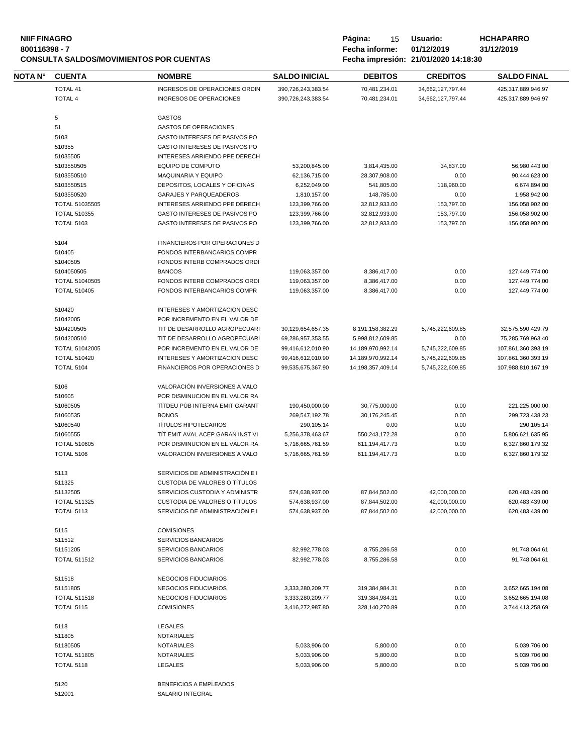**NIIF FINAGRO**
**800116398 - 7**
**CONSULTA SALDOS/MOVIMIENTOS POR CUENTAS**

**Página:** 15 **Usuario:** HCHAPARRO
**Fecha informe:** 01/12/2019 31/12/2019
**Fecha impresión:** 21/01/2020 14:18:30

| NOTA N° | CUENTA | NOMBRE | SALDO INICIAL | DEBITOS | CREDITOS | SALDO FINAL |
|---|---|---|---|---|---|---|
| | TOTAL 41 | INGRESOS DE OPERACIONES ORDIN | 390,726,243,383.54 | 70,481,234.01 | 34,662,127,797.44 | 425,317,889,946.97 |
| | TOTAL 4 | INGRESOS DE OPERACIONES | 390,726,243,383.54 | 70,481,234.01 | 34,662,127,797.44 | 425,317,889,946.97 |
| | 5 | GASTOS | | | | |
| | 51 | GASTOS DE OPERACIONES | | | | |
| | 5103 | GASTO INTERESES DE PASIVOS PO | | | | |
| | 510355 | GASTO INTERESES DE PASIVOS PO | | | | |
| | 51035505 | INTERESES ARRIENDO PPE DERECH | | | | |
| | 5103550505 | EQUIPO DE COMPUTO | 53,200,845.00 | 3,814,435.00 | 34,837.00 | 56,980,443.00 |
| | 5103550510 | MAQUINARIA Y EQUIPO | 62,136,715.00 | 28,307,908.00 | 0.00 | 90,444,623.00 |
| | 5103550515 | DEPOSITOS, LOCALES Y OFICINAS | 6,252,049.00 | 541,805.00 | 118,960.00 | 6,674,894.00 |
| | 5103550520 | GARAJES Y PARQUEADEROS | 1,810,157.00 | 148,785.00 | 0.00 | 1,958,942.00 |
| | TOTAL 51035505 | INTERESES ARRIENDO PPE DERECH | 123,399,766.00 | 32,812,933.00 | 153,797.00 | 156,058,902.00 |
| | TOTAL 510355 | GASTO INTERESES DE PASIVOS PO | 123,399,766.00 | 32,812,933.00 | 153,797.00 | 156,058,902.00 |
| | TOTAL 5103 | GASTO INTERESES DE PASIVOS PO | 123,399,766.00 | 32,812,933.00 | 153,797.00 | 156,058,902.00 |
| | 5104 | FINANCIEROS POR OPERACIONES D | | | | |
| | 510405 | FONDOS INTERBANCARIOS COMPR | | | | |
| | 51040505 | FONDOS INTERB COMPRADOS ORDI | | | | |
| | 5104050505 | BANCOS | 119,063,357.00 | 8,386,417.00 | 0.00 | 127,449,774.00 |
| | TOTAL 51040505 | FONDOS INTERB COMPRADOS ORDI | 119,063,357.00 | 8,386,417.00 | 0.00 | 127,449,774.00 |
| | TOTAL 510405 | FONDOS INTERBANCARIOS COMPR | 119,063,357.00 | 8,386,417.00 | 0.00 | 127,449,774.00 |
| | 510420 | INTERESES Y AMORTIZACION DESC | | | | |
| | 51042005 | POR INCREMENTO EN EL VALOR DE | | | | |
| | 5104200505 | TIT DE DESARROLLO AGROPECUARI | 30,129,654,657.35 | 8,191,158,382.29 | 5,745,222,609.85 | 32,575,590,429.79 |
| | 5104200510 | TIT DE DESARROLLO AGROPECUARI | 69,286,957,353.55 | 5,998,812,609.85 | 0.00 | 75,285,769,963.40 |
| | TOTAL 51042005 | POR INCREMENTO EN EL VALOR DE | 99,416,612,010.90 | 14,189,970,992.14 | 5,745,222,609.85 | 107,861,360,393.19 |
| | TOTAL 510420 | INTERESES Y AMORTIZACION DESC | 99,416,612,010.90 | 14,189,970,992.14 | 5,745,222,609.85 | 107,861,360,393.19 |
| | TOTAL 5104 | FINANCIEROS POR OPERACIONES D | 99,535,675,367.90 | 14,198,357,409.14 | 5,745,222,609.85 | 107,988,810,167.19 |
| | 5106 | VALORACIÓN INVERSIONES A VALO | | | | |
| | 510605 | POR DISMINUCION EN EL VALOR RA | | | | |
| | 51060505 | TÍTDEU PÚB INTERNA EMIT GARANT | 190,450,000.00 | 30,775,000.00 | 0.00 | 221,225,000.00 |
| | 51060535 | BONOS | 269,547,192.78 | 30,176,245.45 | 0.00 | 299,723,438.23 |
| | 51060540 | TÍTULOS HIPOTECARIOS | 290,105.14 | 0.00 | 0.00 | 290,105.14 |
| | 51060555 | TÍT EMIT AVAL ACEP GARAN INST VI | 5,256,378,463.67 | 550,243,172.28 | 0.00 | 5,806,621,635.95 |
| | TOTAL 510605 | POR DISMINUCION EN EL VALOR RA | 5,716,665,761.59 | 611,194,417.73 | 0.00 | 6,327,860,179.32 |
| | TOTAL 5106 | VALORACIÓN INVERSIONES A VALO | 5,716,665,761.59 | 611,194,417.73 | 0.00 | 6,327,860,179.32 |
| | 5113 | SERVICIOS DE ADMINISTRACIÓN E I | | | | |
| | 511325 | CUSTODIA DE VALORES O TÍTULOS | | | | |
| | 51132505 | SERVICIOS CUSTODIA Y ADMINISTR | 574,638,937.00 | 87,844,502.00 | 42,000,000.00 | 620,483,439.00 |
| | TOTAL 511325 | CUSTODIA DE VALORES O TÍTULOS | 574,638,937.00 | 87,844,502.00 | 42,000,000.00 | 620,483,439.00 |
| | TOTAL 5113 | SERVICIOS DE ADMINISTRACIÓN E I | 574,638,937.00 | 87,844,502.00 | 42,000,000.00 | 620,483,439.00 |
| | 5115 | COMISIONES | | | | |
| | 511512 | SERVICIOS BANCARIOS | | | | |
| | 51151205 | SERVICIOS BANCARIOS | 82,992,778.03 | 8,755,286.58 | 0.00 | 91,748,064.61 |
| | TOTAL 511512 | SERVICIOS BANCARIOS | 82,992,778.03 | 8,755,286.58 | 0.00 | 91,748,064.61 |
| | 511518 | NEGOCIOS FIDUCIARIOS | | | | |
| | 51151805 | NEGOCIOS FIDUCIARIOS | 3,333,280,209.77 | 319,384,984.31 | 0.00 | 3,652,665,194.08 |
| | TOTAL 511518 | NEGOCIOS FIDUCIARIOS | 3,333,280,209.77 | 319,384,984.31 | 0.00 | 3,652,665,194.08 |
| | TOTAL 5115 | COMISIONES | 3,416,272,987.80 | 328,140,270.89 | 0.00 | 3,744,413,258.69 |
| | 5118 | LEGALES | | | | |
| | 511805 | NOTARIALES | | | | |
| | 51180505 | NOTARIALES | 5,033,906.00 | 5,800.00 | 0.00 | 5,039,706.00 |
| | TOTAL 511805 | NOTARIALES | 5,033,906.00 | 5,800.00 | 0.00 | 5,039,706.00 |
| | TOTAL 5118 | LEGALES | 5,033,906.00 | 5,800.00 | 0.00 | 5,039,706.00 |
| | 5120 | BENEFICIOS A EMPLEADOS | | | | |
| | 512001 | SALARIO INTEGRAL | | | | |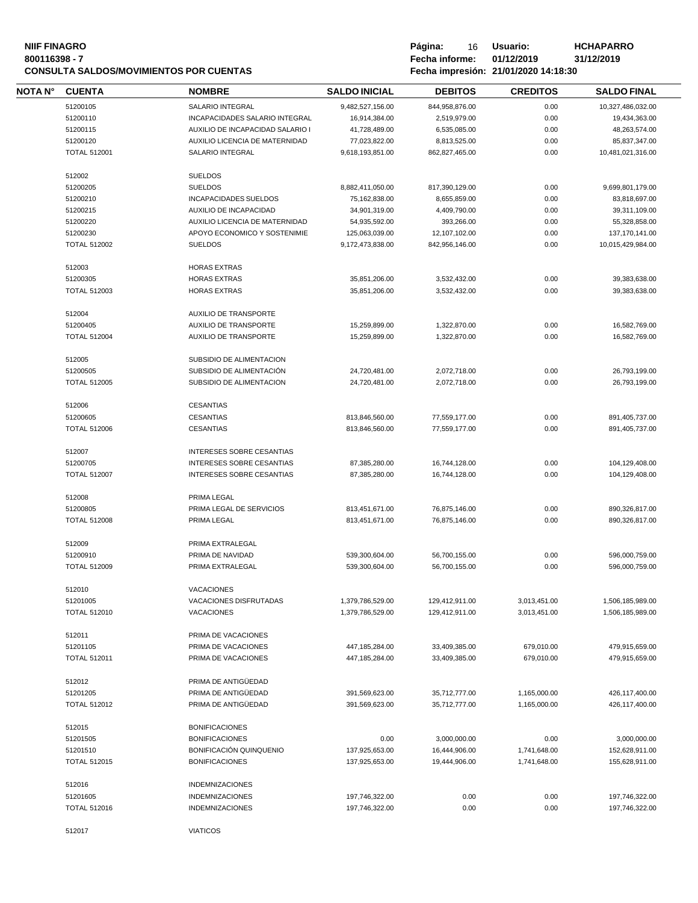**NIIF FINAGRO**
**800116398 - 7**
**CONSULTA SALDOS/MOVIMIENTOS POR CUENTAS**

**Página:** 16 **Usuario:** HCHAPARRO
**Fecha informe:** 01/12/2019 31/12/2019
**Fecha impresión:** 21/01/2020 14:18:30

| NOTA N° | CUENTA | NOMBRE | SALDO INICIAL | DEBITOS | CREDITOS | SALDO FINAL |
|---|---|---|---|---|---|---|
| | 51200105 | SALARIO INTEGRAL | 9,482,527,156.00 | 844,958,876.00 | 0.00 | 10,327,486,032.00 |
| | 51200110 | INCAPACIDADES SALARIO INTEGRAL | 16,914,384.00 | 2,519,979.00 | 0.00 | 19,434,363.00 |
| | 51200115 | AUXILIO DE INCAPACIDAD SALARIO I | 41,728,489.00 | 6,535,085.00 | 0.00 | 48,263,574.00 |
| | 51200120 | AUXILIO LICENCIA DE MATERNIDAD | 77,023,822.00 | 8,813,525.00 | 0.00 | 85,837,347.00 |
| | TOTAL 512001 | SALARIO INTEGRAL | 9,618,193,851.00 | 862,827,465.00 | 0.00 | 10,481,021,316.00 |
| | 512002 | SUELDOS | | | | |
| | 51200205 | SUELDOS | 8,882,411,050.00 | 817,390,129.00 | 0.00 | 9,699,801,179.00 |
| | 51200210 | INCAPACIDADES SUELDOS | 75,162,838.00 | 8,655,859.00 | 0.00 | 83,818,697.00 |
| | 51200215 | AUXILIO DE INCAPACIDAD | 34,901,319.00 | 4,409,790.00 | 0.00 | 39,311,109.00 |
| | 51200220 | AUXILIO LICENCIA DE MATERNIDAD | 54,935,592.00 | 393,266.00 | 0.00 | 55,328,858.00 |
| | 51200230 | APOYO ECONOMICO Y SOSTENIMIE | 125,063,039.00 | 12,107,102.00 | 0.00 | 137,170,141.00 |
| | TOTAL 512002 | SUELDOS | 9,172,473,838.00 | 842,956,146.00 | 0.00 | 10,015,429,984.00 |
| | 512003 | HORAS EXTRAS | | | | |
| | 51200305 | HORAS EXTRAS | 35,851,206.00 | 3,532,432.00 | 0.00 | 39,383,638.00 |
| | TOTAL 512003 | HORAS EXTRAS | 35,851,206.00 | 3,532,432.00 | 0.00 | 39,383,638.00 |
| | 512004 | AUXILIO DE TRANSPORTE | | | | |
| | 51200405 | AUXILIO DE TRANSPORTE | 15,259,899.00 | 1,322,870.00 | 0.00 | 16,582,769.00 |
| | TOTAL 512004 | AUXILIO DE TRANSPORTE | 15,259,899.00 | 1,322,870.00 | 0.00 | 16,582,769.00 |
| | 512005 | SUBSIDIO DE ALIMENTACION | | | | |
| | 51200505 | SUBSIDIO DE ALIMENTACIÓN | 24,720,481.00 | 2,072,718.00 | 0.00 | 26,793,199.00 |
| | TOTAL 512005 | SUBSIDIO DE ALIMENTACION | 24,720,481.00 | 2,072,718.00 | 0.00 | 26,793,199.00 |
| | 512006 | CESANTIAS | | | | |
| | 51200605 | CESANTIAS | 813,846,560.00 | 77,559,177.00 | 0.00 | 891,405,737.00 |
| | TOTAL 512006 | CESANTIAS | 813,846,560.00 | 77,559,177.00 | 0.00 | 891,405,737.00 |
| | 512007 | INTERESES SOBRE CESANTIAS | | | | |
| | 51200705 | INTERESES SOBRE CESANTIAS | 87,385,280.00 | 16,744,128.00 | 0.00 | 104,129,408.00 |
| | TOTAL 512007 | INTERESES SOBRE CESANTIAS | 87,385,280.00 | 16,744,128.00 | 0.00 | 104,129,408.00 |
| | 512008 | PRIMA LEGAL | | | | |
| | 51200805 | PRIMA LEGAL DE SERVICIOS | 813,451,671.00 | 76,875,146.00 | 0.00 | 890,326,817.00 |
| | TOTAL 512008 | PRIMA LEGAL | 813,451,671.00 | 76,875,146.00 | 0.00 | 890,326,817.00 |
| | 512009 | PRIMA EXTRALEGAL | | | | |
| | 51200910 | PRIMA DE NAVIDAD | 539,300,604.00 | 56,700,155.00 | 0.00 | 596,000,759.00 |
| | TOTAL 512009 | PRIMA EXTRALEGAL | 539,300,604.00 | 56,700,155.00 | 0.00 | 596,000,759.00 |
| | 512010 | VACACIONES | | | | |
| | 51201005 | VACACIONES DISFRUTADAS | 1,379,786,529.00 | 129,412,911.00 | 3,013,451.00 | 1,506,185,989.00 |
| | TOTAL 512010 | VACACIONES | 1,379,786,529.00 | 129,412,911.00 | 3,013,451.00 | 1,506,185,989.00 |
| | 512011 | PRIMA DE VACACIONES | | | | |
| | 51201105 | PRIMA DE VACACIONES | 447,185,284.00 | 33,409,385.00 | 679,010.00 | 479,915,659.00 |
| | TOTAL 512011 | PRIMA DE VACACIONES | 447,185,284.00 | 33,409,385.00 | 679,010.00 | 479,915,659.00 |
| | 512012 | PRIMA DE ANTIGÜEDAD | | | | |
| | 51201205 | PRIMA DE ANTIGÜEDAD | 391,569,623.00 | 35,712,777.00 | 1,165,000.00 | 426,117,400.00 |
| | TOTAL 512012 | PRIMA DE ANTIGÜEDAD | 391,569,623.00 | 35,712,777.00 | 1,165,000.00 | 426,117,400.00 |
| | 512015 | BONIFICACIONES | | | | |
| | 51201505 | BONIFICACIONES | 0.00 | 3,000,000.00 | 0.00 | 3,000,000.00 |
| | 51201510 | BONIFICACIÓN QUINQUENIO | 137,925,653.00 | 16,444,906.00 | 1,741,648.00 | 152,628,911.00 |
| | TOTAL 512015 | BONIFICACIONES | 137,925,653.00 | 19,444,906.00 | 1,741,648.00 | 155,628,911.00 |
| | 512016 | INDEMNIZACIONES | | | | |
| | 51201605 | INDEMNIZACIONES | 197,746,322.00 | 0.00 | 0.00 | 197,746,322.00 |
| | TOTAL 512016 | INDEMNIZACIONES | 197,746,322.00 | 0.00 | 0.00 | 197,746,322.00 |
| | 512017 | VIATICOS | | | | |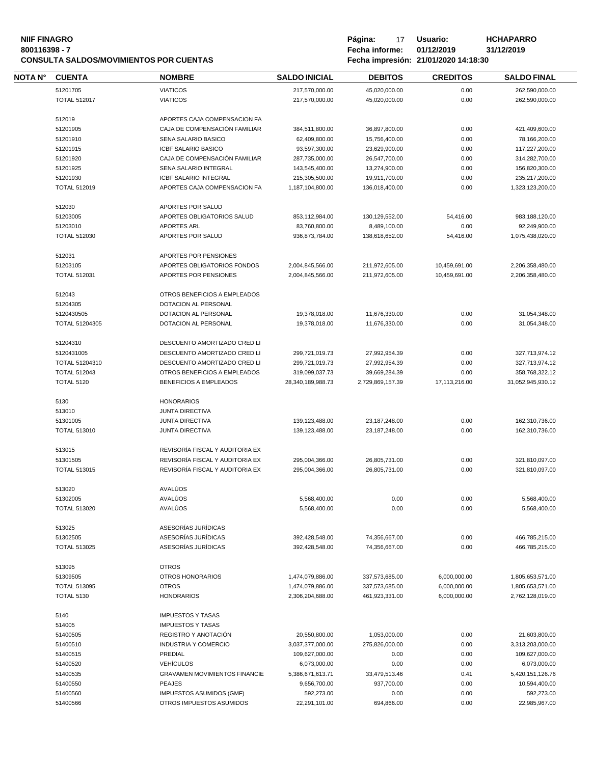**NIIF FINAGRO**
**800116398 - 7**
**CONSULTA SALDOS/MOVIMIENTOS POR CUENTAS**

**Usuario:** HCHAPARRO
**Fecha informe:** 01/12/2019 31/12/2019
**Fecha impresión:** 21/01/2020 14:18:30

| NOTA N° | CUENTA | NOMBRE | SALDO INICIAL | DEBITOS | CREDITOS | SALDO FINAL |
|---|---|---|---|---|---|---|
| | 51201705 | VIATICOS | 217,570,000.00 | 45,020,000.00 | 0.00 | 262,590,000.00 |
| | TOTAL 512017 | VIATICOS | 217,570,000.00 | 45,020,000.00 | 0.00 | 262,590,000.00 |
| | 512019 | APORTES CAJA COMPENSACION FA | | | | |
| | 51201905 | CAJA DE COMPENSACIÓN FAMILIAR | 384,511,800.00 | 36,897,800.00 | 0.00 | 421,409,600.00 |
| | 51201910 | SENA SALARIO BASICO | 62,409,800.00 | 15,756,400.00 | 0.00 | 78,166,200.00 |
| | 51201915 | ICBF SALARIO BASICO | 93,597,300.00 | 23,629,900.00 | 0.00 | 117,227,200.00 |
| | 51201920 | CAJA DE COMPENSACIÓN FAMILIAR | 287,735,000.00 | 26,547,700.00 | 0.00 | 314,282,700.00 |
| | 51201925 | SENA SALARIO INTEGRAL | 143,545,400.00 | 13,274,900.00 | 0.00 | 156,820,300.00 |
| | 51201930 | ICBF SALARIO INTEGRAL | 215,305,500.00 | 19,911,700.00 | 0.00 | 235,217,200.00 |
| | TOTAL 512019 | APORTES CAJA COMPENSACION FA | 1,187,104,800.00 | 136,018,400.00 | 0.00 | 1,323,123,200.00 |
| | 512030 | APORTES POR SALUD | | | | |
| | 51203005 | APORTES OBLIGATORIOS SALUD | 853,112,984.00 | 130,129,552.00 | 54,416.00 | 983,188,120.00 |
| | 51203010 | APORTES ARL | 83,760,800.00 | 8,489,100.00 | 0.00 | 92,249,900.00 |
| | TOTAL 512030 | APORTES POR SALUD | 936,873,784.00 | 138,618,652.00 | 54,416.00 | 1,075,438,020.00 |
| | 512031 | APORTES POR PENSIONES | | | | |
| | 51203105 | APORTES OBLIGATORIOS FONDOS | 2,004,845,566.00 | 211,972,605.00 | 10,459,691.00 | 2,206,358,480.00 |
| | TOTAL 512031 | APORTES POR PENSIONES | 2,004,845,566.00 | 211,972,605.00 | 10,459,691.00 | 2,206,358,480.00 |
| | 512043 | OTROS BENEFICIOS A EMPLEADOS | | | | |
| | 51204305 | DOTACION AL PERSONAL | | | | |
| | 5120430505 | DOTACION AL PERSONAL | 19,378,018.00 | 11,676,330.00 | 0.00 | 31,054,348.00 |
| | TOTAL 51204305 | DOTACION AL PERSONAL | 19,378,018.00 | 11,676,330.00 | 0.00 | 31,054,348.00 |
| | 51204310 | DESCUENTO AMORTIZADO CRED LI | | | | |
| | 5120431005 | DESCUENTO AMORTIZADO CRED LI | 299,721,019.73 | 27,992,954.39 | 0.00 | 327,713,974.12 |
| | TOTAL 51204310 | DESCUENTO AMORTIZADO CRED LI | 299,721,019.73 | 27,992,954.39 | 0.00 | 327,713,974.12 |
| | TOTAL 512043 | OTROS BENEFICIOS A EMPLEADOS | 319,099,037.73 | 39,669,284.39 | 0.00 | 358,768,322.12 |
| | TOTAL 5120 | BENEFICIOS A EMPLEADOS | 28,340,189,988.73 | 2,729,869,157.39 | 17,113,216.00 | 31,052,945,930.12 |
| | 5130 | HONORARIOS | | | | |
| | 513010 | JUNTA DIRECTIVA | | | | |
| | 51301005 | JUNTA DIRECTIVA | 139,123,488.00 | 23,187,248.00 | 0.00 | 162,310,736.00 |
| | TOTAL 513010 | JUNTA DIRECTIVA | 139,123,488.00 | 23,187,248.00 | 0.00 | 162,310,736.00 |
| | 513015 | REVISORÍA FISCAL Y AUDITORIA EX | | | | |
| | 51301505 | REVISORÍA FISCAL Y AUDITORIA EX | 295,004,366.00 | 26,805,731.00 | 0.00 | 321,810,097.00 |
| | TOTAL 513015 | REVISORÍA FISCAL Y AUDITORIA EX | 295,004,366.00 | 26,805,731.00 | 0.00 | 321,810,097.00 |
| | 513020 | AVALÚOS | | | | |
| | 51302005 | AVALÚOS | 5,568,400.00 | 0.00 | 0.00 | 5,568,400.00 |
| | TOTAL 513020 | AVALÚOS | 5,568,400.00 | 0.00 | 0.00 | 5,568,400.00 |
| | 513025 | ASESORÍAS JURÍDICAS | | | | |
| | 51302505 | ASESORÍAS JURÍDICAS | 392,428,548.00 | 74,356,667.00 | 0.00 | 466,785,215.00 |
| | TOTAL 513025 | ASESORÍAS JURÍDICAS | 392,428,548.00 | 74,356,667.00 | 0.00 | 466,785,215.00 |
| | 513095 | OTROS | | | | |
| | 51309505 | OTROS HONORARIOS | 1,474,079,886.00 | 337,573,685.00 | 6,000,000.00 | 1,805,653,571.00 |
| | TOTAL 513095 | OTROS | 1,474,079,886.00 | 337,573,685.00 | 6,000,000.00 | 1,805,653,571.00 |
| | TOTAL 5130 | HONORARIOS | 2,306,204,688.00 | 461,923,331.00 | 6,000,000.00 | 2,762,128,019.00 |
| | 5140 | IMPUESTOS Y TASAS | | | | |
| | 514005 | IMPUESTOS Y TASAS | | | | |
| | 51400505 | REGISTRO Y ANOTACIÓN | 20,550,800.00 | 1,053,000.00 | 0.00 | 21,603,800.00 |
| | 51400510 | INDUSTRIA Y COMERCIO | 3,037,377,000.00 | 275,826,000.00 | 0.00 | 3,313,203,000.00 |
| | 51400515 | PREDIAL | 109,627,000.00 | 0.00 | 0.00 | 109,627,000.00 |
| | 51400520 | VEHÍCULOS | 6,073,000.00 | 0.00 | 0.00 | 6,073,000.00 |
| | 51400535 | GRAVAMEN MOVIMIENTOS FINANCIE | 5,386,671,613.71 | 33,479,513.46 | 0.41 | 5,420,151,126.76 |
| | 51400550 | PEAJES | 9,656,700.00 | 937,700.00 | 0.00 | 10,594,400.00 |
| | 51400560 | IMPUESTOS ASUMIDOS (GMF) | 592,273.00 | 0.00 | 0.00 | 592,273.00 |
| | 51400566 | OTROS IMPUESTOS ASUMIDOS | 22,291,101.00 | 694,866.00 | 0.00 | 22,985,967.00 |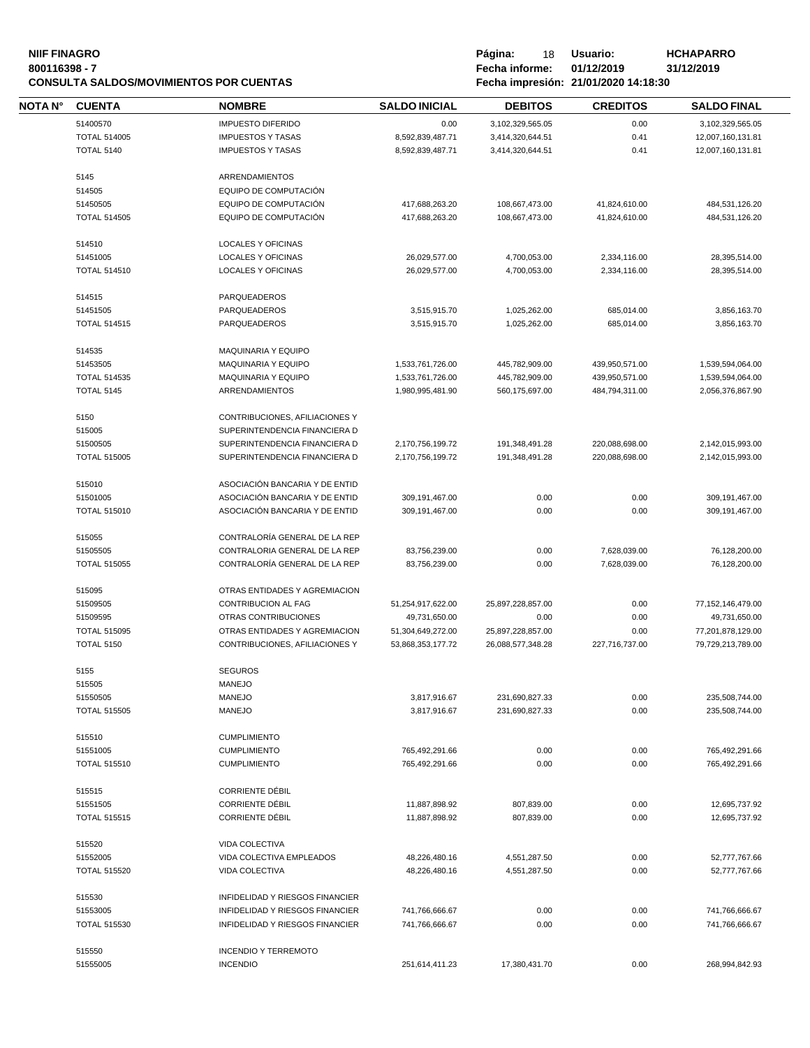| NOTA N° | CUENTA | NOMBRE | SALDO INICIAL | DEBITOS | CREDITOS | SALDO FINAL |
|---|---|---|---|---|---|---|
| | 51400570 | IMPUESTO DIFERIDO | 0.00 | 3,102,329,565.05 | 0.00 | 3,102,329,565.05 |
| | TOTAL 514005 | IMPUESTOS Y TASAS | 8,592,839,487.71 | 3,414,320,644.51 | 0.41 | 12,007,160,131.81 |
| | TOTAL 5140 | IMPUESTOS Y TASAS | 8,592,839,487.71 | 3,414,320,644.51 | 0.41 | 12,007,160,131.81 |
| | 5145 | ARRENDAMIENTOS | | | | |
| | 514505 | EQUIPO DE COMPUTACIÓN | | | | |
| | 51450505 | EQUIPO DE COMPUTACIÓN | 417,688,263.20 | 108,667,473.00 | 41,824,610.00 | 484,531,126.20 |
| | TOTAL 514505 | EQUIPO DE COMPUTACIÓN | 417,688,263.20 | 108,667,473.00 | 41,824,610.00 | 484,531,126.20 |
| | 514510 | LOCALES Y OFICINAS | | | | |
| | 51451005 | LOCALES Y OFICINAS | 26,029,577.00 | 4,700,053.00 | 2,334,116.00 | 28,395,514.00 |
| | TOTAL 514510 | LOCALES Y OFICINAS | 26,029,577.00 | 4,700,053.00 | 2,334,116.00 | 28,395,514.00 |
| | 514515 | PARQUEADEROS | | | | |
| | 51451505 | PARQUEADEROS | 3,515,915.70 | 1,025,262.00 | 685,014.00 | 3,856,163.70 |
| | TOTAL 514515 | PARQUEADEROS | 3,515,915.70 | 1,025,262.00 | 685,014.00 | 3,856,163.70 |
| | 514535 | MAQUINARIA Y EQUIPO | | | | |
| | 51453505 | MAQUINARIA Y EQUIPO | 1,533,761,726.00 | 445,782,909.00 | 439,950,571.00 | 1,539,594,064.00 |
| | TOTAL 514535 | MAQUINARIA Y EQUIPO | 1,533,761,726.00 | 445,782,909.00 | 439,950,571.00 | 1,539,594,064.00 |
| | TOTAL 5145 | ARRENDAMIENTOS | 1,980,995,481.90 | 560,175,697.00 | 484,794,311.00 | 2,056,376,867.90 |
| | 5150 | CONTRIBUCIONES, AFILIACIONES Y | | | | |
| | 515005 | SUPERINTENDENCIA FINANCIERA D | | | | |
| | 51500505 | SUPERINTENDENCIA FINANCIERA D | 2,170,756,199.72 | 191,348,491.28 | 220,088,698.00 | 2,142,015,993.00 |
| | TOTAL 515005 | SUPERINTENDENCIA FINANCIERA D | 2,170,756,199.72 | 191,348,491.28 | 220,088,698.00 | 2,142,015,993.00 |
| | 515010 | ASOCIACIÓN BANCARIA Y DE ENTID | | | | |
| | 51501005 | ASOCIACIÓN BANCARIA Y DE ENTID | 309,191,467.00 | 0.00 | 0.00 | 309,191,467.00 |
| | TOTAL 515010 | ASOCIACIÓN BANCARIA Y DE ENTID | 309,191,467.00 | 0.00 | 0.00 | 309,191,467.00 |
| | 515055 | CONTRALORÍA GENERAL DE LA REP | | | | |
| | 51505505 | CONTRALORIA GENERAL DE LA REP | 83,756,239.00 | 0.00 | 7,628,039.00 | 76,128,200.00 |
| | TOTAL 515055 | CONTRALORÍA GENERAL DE LA REP | 83,756,239.00 | 0.00 | 7,628,039.00 | 76,128,200.00 |
| | 515095 | OTRAS ENTIDADES Y AGREMIACION | | | | |
| | 51509505 | CONTRIBUCION AL FAG | 51,254,917,622.00 | 25,897,228,857.00 | 0.00 | 77,152,146,479.00 |
| | 51509595 | OTRAS CONTRIBUCIONES | 49,731,650.00 | 0.00 | 0.00 | 49,731,650.00 |
| | TOTAL 515095 | OTRAS ENTIDADES Y AGREMIACION | 51,304,649,272.00 | 25,897,228,857.00 | 0.00 | 77,201,878,129.00 |
| | TOTAL 5150 | CONTRIBUCIONES, AFILIACIONES Y | 53,868,353,177.72 | 26,088,577,348.28 | 227,716,737.00 | 79,729,213,789.00 |
| | 5155 | SEGUROS | | | | |
| | 515505 | MANEJO | | | | |
| | 51550505 | MANEJO | 3,817,916.67 | 231,690,827.33 | 0.00 | 235,508,744.00 |
| | TOTAL 515505 | MANEJO | 3,817,916.67 | 231,690,827.33 | 0.00 | 235,508,744.00 |
| | 515510 | CUMPLIMIENTO | | | | |
| | 51551005 | CUMPLIMIENTO | 765,492,291.66 | 0.00 | 0.00 | 765,492,291.66 |
| | TOTAL 515510 | CUMPLIMIENTO | 765,492,291.66 | 0.00 | 0.00 | 765,492,291.66 |
| | 515515 | CORRIENTE DÉBIL | | | | |
| | 51551505 | CORRIENTE DÉBIL | 11,887,898.92 | 807,839.00 | 0.00 | 12,695,737.92 |
| | TOTAL 515515 | CORRIENTE DÉBIL | 11,887,898.92 | 807,839.00 | 0.00 | 12,695,737.92 |
| | 515520 | VIDA COLECTIVA | | | | |
| | 51552005 | VIDA COLECTIVA EMPLEADOS | 48,226,480.16 | 4,551,287.50 | 0.00 | 52,777,767.66 |
| | TOTAL 515520 | VIDA COLECTIVA | 48,226,480.16 | 4,551,287.50 | 0.00 | 52,777,767.66 |
| | 515530 | INFIDELIDAD Y RIESGOS FINANCIER | | | | |
| | 51553005 | INFIDELIDAD Y RIESGOS FINANCIER | 741,766,666.67 | 0.00 | 0.00 | 741,766,666.67 |
| | TOTAL 515530 | INFIDELIDAD Y RIESGOS FINANCIER | 741,766,666.67 | 0.00 | 0.00 | 741,766,666.67 |
| | 515550 | INCENDIO Y TERREMOTO | | | | |
| | 51555005 | INCENDIO | 251,614,411.23 | 17,380,431.70 | 0.00 | 268,994,842.93 |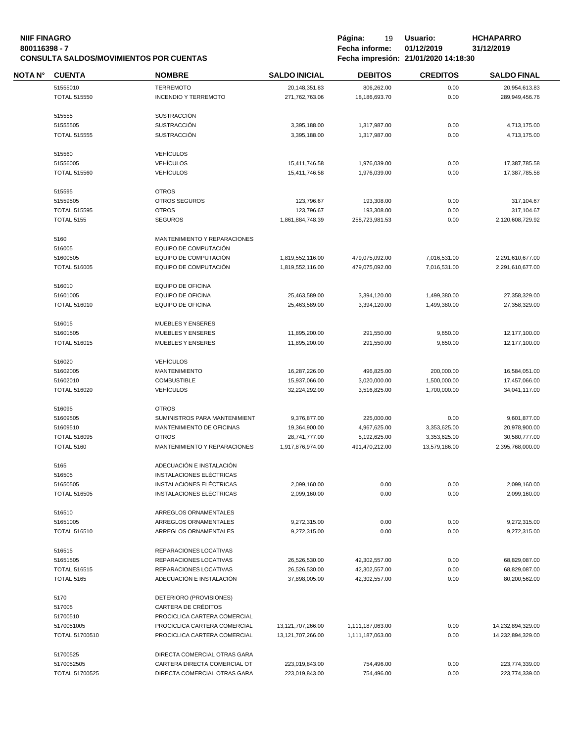**NIIF FINAGRO**
**800116398 - 7**
**CONSULTA SALDOS/MOVIMIENTOS POR CUENTAS**

**Fecha informe:** 01/12/2019 31/12/2019
**Fecha impresión:** 21/01/2020 14:18:30
**Usuario:** HCHAPARRO

| NOTA N° | CUENTA | NOMBRE | SALDO INICIAL | DEBITOS | CREDITOS | SALDO FINAL |
|---|---|---|---|---|---|---|
| | 51555010 | TERREMOTO | 20,148,351.83 | 806,262.00 | 0.00 | 20,954,613.83 |
| | TOTAL 515550 | INCENDIO Y TERREMOTO | 271,762,763.06 | 18,186,693.70 | 0.00 | 289,949,456.76 |
| | 515555 | SUSTRACCIÓN | | | | |
| | 51555505 | SUSTRACCIÓN | 3,395,188.00 | 1,317,987.00 | 0.00 | 4,713,175.00 |
| | TOTAL 515555 | SUSTRACCIÓN | 3,395,188.00 | 1,317,987.00 | 0.00 | 4,713,175.00 |
| | 515560 | VEHÍCULOS | | | | |
| | 51556005 | VEHÍCULOS | 15,411,746.58 | 1,976,039.00 | 0.00 | 17,387,785.58 |
| | TOTAL 515560 | VEHÍCULOS | 15,411,746.58 | 1,976,039.00 | 0.00 | 17,387,785.58 |
| | 515595 | OTROS | | | | |
| | 51559505 | OTROS SEGUROS | 123,796.67 | 193,308.00 | 0.00 | 317,104.67 |
| | TOTAL 515595 | OTROS | 123,796.67 | 193,308.00 | 0.00 | 317,104.67 |
| | TOTAL 5155 | SEGUROS | 1,861,884,748.39 | 258,723,981.53 | 0.00 | 2,120,608,729.92 |
| | 5160 | MANTENIMIENTO Y REPARACIONES | | | | |
| | 516005 | EQUIPO DE COMPUTACIÓN | | | | |
| | 51600505 | EQUIPO DE COMPUTACIÓN | 1,819,552,116.00 | 479,075,092.00 | 7,016,531.00 | 2,291,610,677.00 |
| | TOTAL 516005 | EQUIPO DE COMPUTACIÓN | 1,819,552,116.00 | 479,075,092.00 | 7,016,531.00 | 2,291,610,677.00 |
| | 516010 | EQUIPO DE OFICINA | | | | |
| | 51601005 | EQUIPO DE OFICINA | 25,463,589.00 | 3,394,120.00 | 1,499,380.00 | 27,358,329.00 |
| | TOTAL 516010 | EQUIPO DE OFICINA | 25,463,589.00 | 3,394,120.00 | 1,499,380.00 | 27,358,329.00 |
| | 516015 | MUEBLES Y ENSERES | | | | |
| | 51601505 | MUEBLES Y ENSERES | 11,895,200.00 | 291,550.00 | 9,650.00 | 12,177,100.00 |
| | TOTAL 516015 | MUEBLES Y ENSERES | 11,895,200.00 | 291,550.00 | 9,650.00 | 12,177,100.00 |
| | 516020 | VEHÍCULOS | | | | |
| | 51602005 | MANTENIMIENTO | 16,287,226.00 | 496,825.00 | 200,000.00 | 16,584,051.00 |
| | 51602010 | COMBUSTIBLE | 15,937,066.00 | 3,020,000.00 | 1,500,000.00 | 17,457,066.00 |
| | TOTAL 516020 | VEHÍCULOS | 32,224,292.00 | 3,516,825.00 | 1,700,000.00 | 34,041,117.00 |
| | 516095 | OTROS | | | | |
| | 51609505 | SUMINISTROS PARA MANTENIMIENT | 9,376,877.00 | 225,000.00 | 0.00 | 9,601,877.00 |
| | 51609510 | MANTENIMIENTO DE OFICINAS | 19,364,900.00 | 4,967,625.00 | 3,353,625.00 | 20,978,900.00 |
| | TOTAL 516095 | OTROS | 28,741,777.00 | 5,192,625.00 | 3,353,625.00 | 30,580,777.00 |
| | TOTAL 5160 | MANTENIMIENTO Y REPARACIONES | 1,917,876,974.00 | 491,470,212.00 | 13,579,186.00 | 2,395,768,000.00 |
| | 5165 | ADECUACIÓN E INSTALACIÓN | | | | |
| | 516505 | INSTALACIONES ELÉCTRICAS | | | | |
| | 51650505 | INSTALACIONES ELÉCTRICAS | 2,099,160.00 | 0.00 | 0.00 | 2,099,160.00 |
| | TOTAL 516505 | INSTALACIONES ELÉCTRICAS | 2,099,160.00 | 0.00 | 0.00 | 2,099,160.00 |
| | 516510 | ARREGLOS ORNAMENTALES | | | | |
| | 51651005 | ARREGLOS ORNAMENTALES | 9,272,315.00 | 0.00 | 0.00 | 9,272,315.00 |
| | TOTAL 516510 | ARREGLOS ORNAMENTALES | 9,272,315.00 | 0.00 | 0.00 | 9,272,315.00 |
| | 516515 | REPARACIONES LOCATIVAS | | | | |
| | 51651505 | REPARACIONES LOCATIVAS | 26,526,530.00 | 42,302,557.00 | 0.00 | 68,829,087.00 |
| | TOTAL 516515 | REPARACIONES LOCATIVAS | 26,526,530.00 | 42,302,557.00 | 0.00 | 68,829,087.00 |
| | TOTAL 5165 | ADECUACIÓN E INSTALACIÓN | 37,898,005.00 | 42,302,557.00 | 0.00 | 80,200,562.00 |
| | 5170 | DETERIORO (PROVISIONES) | | | | |
| | 517005 | CARTERA DE CRÉDITOS | | | | |
| | 51700510 | PROCICLICA CARTERA COMERCIAL | | | | |
| | 5170051005 | PROCICLICA CARTERA COMERCIAL | 13,121,707,266.00 | 1,111,187,063.00 | 0.00 | 14,232,894,329.00 |
| | TOTAL 51700510 | PROCICLICA CARTERA COMERCIAL | 13,121,707,266.00 | 1,111,187,063.00 | 0.00 | 14,232,894,329.00 |
| | 51700525 | DIRECTA COMERCIAL OTRAS GARA | | | | |
| | 5170052505 | CARTERA DIRECTA COMERCIAL OT | 223,019,843.00 | 754,496.00 | 0.00 | 223,774,339.00 |
| | TOTAL 51700525 | DIRECTA COMERCIAL OTRAS GARA | 223,019,843.00 | 754,496.00 | 0.00 | 223,774,339.00 |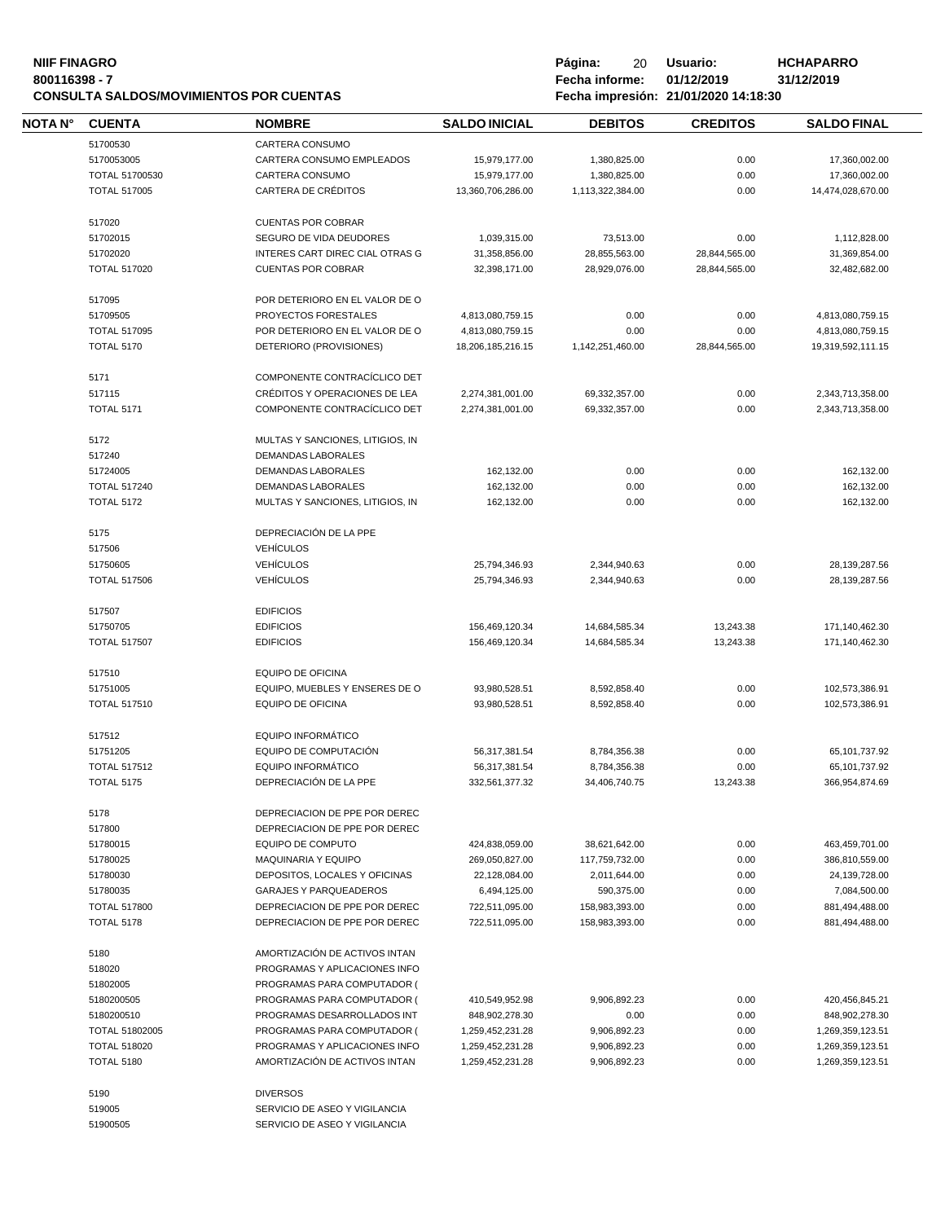**NIIF FINAGRO**
**800116398 - 7**
**CONSULTA SALDOS/MOVIMIENTOS POR CUENTAS**

**Página:** 20 **Usuario:** HCHAPARRO
**Fecha informe:** 01/12/2019 31/12/2019
**Fecha impresión:** 21/01/2020 14:18:30

| NOTA N° | CUENTA | NOMBRE | SALDO INICIAL | DEBITOS | CREDITOS | SALDO FINAL |
|---|---|---|---|---|---|---|
| | 51700530 | CARTERA CONSUMO | | | | |
| | 5170053005 | CARTERA CONSUMO EMPLEADOS | 15,979,177.00 | 1,380,825.00 | 0.00 | 17,360,002.00 |
| | TOTAL 51700530 | CARTERA CONSUMO | 15,979,177.00 | 1,380,825.00 | 0.00 | 17,360,002.00 |
| | TOTAL 517005 | CARTERA DE CRÉDITOS | 13,360,706,286.00 | 1,113,322,384.00 | 0.00 | 14,474,028,670.00 |
| | 517020 | CUENTAS POR COBRAR | | | | |
| | 51702015 | SEGURO DE VIDA DEUDORES | 1,039,315.00 | 73,513.00 | 0.00 | 1,112,828.00 |
| | 51702020 | INTERES CART DIREC CIAL OTRAS G | 31,358,856.00 | 28,855,563.00 | 28,844,565.00 | 31,369,854.00 |
| | TOTAL 517020 | CUENTAS POR COBRAR | 32,398,171.00 | 28,929,076.00 | 28,844,565.00 | 32,482,682.00 |
| | 517095 | POR DETERIORO EN EL VALOR DE O | | | | |
| | 51709505 | PROYECTOS FORESTALES | 4,813,080,759.15 | 0.00 | 0.00 | 4,813,080,759.15 |
| | TOTAL 517095 | POR DETERIORO EN EL VALOR DE O | 4,813,080,759.15 | 0.00 | 0.00 | 4,813,080,759.15 |
| | TOTAL 5170 | DETERIORO (PROVISIONES) | 18,206,185,216.15 | 1,142,251,460.00 | 28,844,565.00 | 19,319,592,111.15 |
| | 5171 | COMPONENTE CONTRACÍCLICO DET | | | | |
| | 517115 | CRÉDITOS Y OPERACIONES DE LEA | 2,274,381,001.00 | 69,332,357.00 | 0.00 | 2,343,713,358.00 |
| | TOTAL 5171 | COMPONENTE CONTRACÍCLICO DET | 2,274,381,001.00 | 69,332,357.00 | 0.00 | 2,343,713,358.00 |
| | 5172 | MULTAS Y SANCIONES, LITIGIOS, IN | | | | |
| | 517240 | DEMANDAS LABORALES | | | | |
| | 51724005 | DEMANDAS LABORALES | 162,132.00 | 0.00 | 0.00 | 162,132.00 |
| | TOTAL 517240 | DEMANDAS LABORALES | 162,132.00 | 0.00 | 0.00 | 162,132.00 |
| | TOTAL 5172 | MULTAS Y SANCIONES, LITIGIOS, IN | 162,132.00 | 0.00 | 0.00 | 162,132.00 |
| | 5175 | DEPRECIACIÓN DE LA PPE | | | | |
| | 517506 | VEHÍCULOS | | | | |
| | 51750605 | VEHÍCULOS | 25,794,346.93 | 2,344,940.63 | 0.00 | 28,139,287.56 |
| | TOTAL 517506 | VEHÍCULOS | 25,794,346.93 | 2,344,940.63 | 0.00 | 28,139,287.56 |
| | 517507 | EDIFICIOS | | | | |
| | 51750705 | EDIFICIOS | 156,469,120.34 | 14,684,585.34 | 13,243.38 | 171,140,462.30 |
| | TOTAL 517507 | EDIFICIOS | 156,469,120.34 | 14,684,585.34 | 13,243.38 | 171,140,462.30 |
| | 517510 | EQUIPO DE OFICINA | | | | |
| | 51751005 | EQUIPO, MUEBLES Y ENSERES DE O | 93,980,528.51 | 8,592,858.40 | 0.00 | 102,573,386.91 |
| | TOTAL 517510 | EQUIPO DE OFICINA | 93,980,528.51 | 8,592,858.40 | 0.00 | 102,573,386.91 |
| | 517512 | EQUIPO INFORMÁTICO | | | | |
| | 51751205 | EQUIPO DE COMPUTACIÓN | 56,317,381.54 | 8,784,356.38 | 0.00 | 65,101,737.92 |
| | TOTAL 517512 | EQUIPO INFORMÁTICO | 56,317,381.54 | 8,784,356.38 | 0.00 | 65,101,737.92 |
| | TOTAL 5175 | DEPRECIACIÓN DE LA PPE | 332,561,377.32 | 34,406,740.75 | 13,243.38 | 366,954,874.69 |
| | 5178 | DEPRECIACION DE PPE POR DEREC | | | | |
| | 517800 | DEPRECIACION DE PPE POR DEREC | | | | |
| | 51780015 | EQUIPO DE COMPUTO | 424,838,059.00 | 38,621,642.00 | 0.00 | 463,459,701.00 |
| | 51780025 | MAQUINARIA Y EQUIPO | 269,050,827.00 | 117,759,732.00 | 0.00 | 386,810,559.00 |
| | 51780030 | DEPOSITOS, LOCALES Y OFICINAS | 22,128,084.00 | 2,011,644.00 | 0.00 | 24,139,728.00 |
| | 51780035 | GARAJES Y PARQUEADEROS | 6,494,125.00 | 590,375.00 | 0.00 | 7,084,500.00 |
| | TOTAL 517800 | DEPRECIACION DE PPE POR DEREC | 722,511,095.00 | 158,983,393.00 | 0.00 | 881,494,488.00 |
| | TOTAL 5178 | DEPRECIACION DE PPE POR DEREC | 722,511,095.00 | 158,983,393.00 | 0.00 | 881,494,488.00 |
| | 5180 | AMORTIZACIÓN DE ACTIVOS INTAN | | | | |
| | 518020 | PROGRAMAS Y APLICACIONES INFO | | | | |
| | 51802005 | PROGRAMAS PARA COMPUTADOR ( | | | | |
| | 5180200505 | PROGRAMAS PARA COMPUTADOR ( | 410,549,952.98 | 9,906,892.23 | 0.00 | 420,456,845.21 |
| | 5180200510 | PROGRAMAS DESARROLLADOS INT | 848,902,278.30 | 0.00 | 0.00 | 848,902,278.30 |
| | TOTAL 51802005 | PROGRAMAS PARA COMPUTADOR ( | 1,259,452,231.28 | 9,906,892.23 | 0.00 | 1,269,359,123.51 |
| | TOTAL 518020 | PROGRAMAS Y APLICACIONES INFO | 1,259,452,231.28 | 9,906,892.23 | 0.00 | 1,269,359,123.51 |
| | TOTAL 5180 | AMORTIZACIÓN DE ACTIVOS INTAN | 1,259,452,231.28 | 9,906,892.23 | 0.00 | 1,269,359,123.51 |
| | 5190 | DIVERSOS | | | | |
| | 519005 | SERVICIO DE ASEO Y VIGILANCIA | | | | |
| | 51900505 | SERVICIO DE ASEO Y VIGILANCIA | | | | |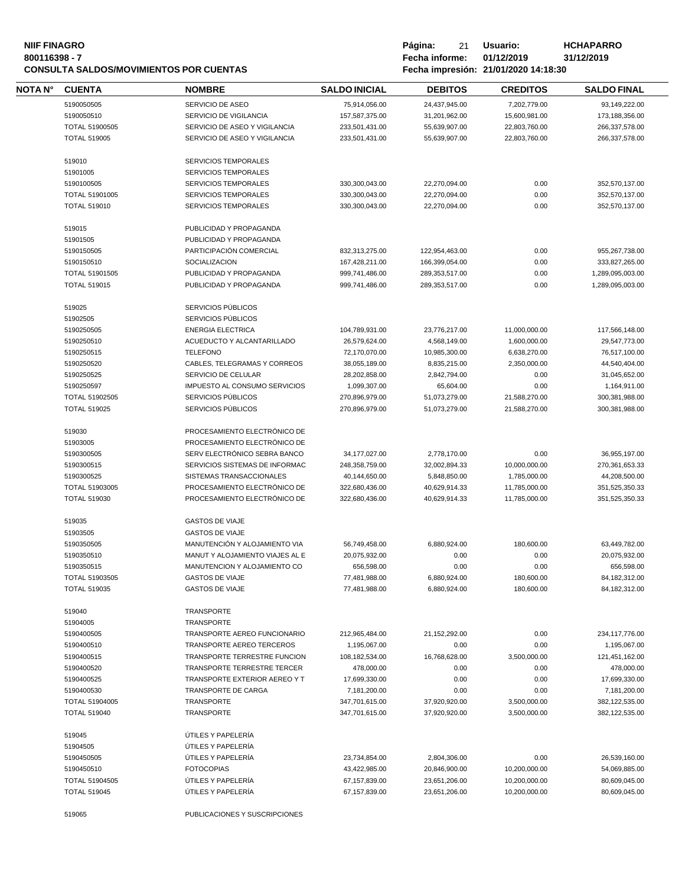| NOTA N° | CUENTA | NOMBRE | SALDO INICIAL | DEBITOS | CREDITOS | SALDO FINAL |
|---|---|---|---|---|---|---|
| | 5190050505 | SERVICIO DE ASEO | 75,914,056.00 | 24,437,945.00 | 7,202,779.00 | 93,149,222.00 |
| | 5190050510 | SERVICIO DE VIGILANCIA | 157,587,375.00 | 31,201,962.00 | 15,600,981.00 | 173,188,356.00 |
| | TOTAL 51900505 | SERVICIO DE ASEO Y VIGILANCIA | 233,501,431.00 | 55,639,907.00 | 22,803,760.00 | 266,337,578.00 |
| | TOTAL 519005 | SERVICIO DE ASEO Y VIGILANCIA | 233,501,431.00 | 55,639,907.00 | 22,803,760.00 | 266,337,578.00 |
| | 519010 | SERVICIOS TEMPORALES | | | | |
| | 51901005 | SERVICIOS TEMPORALES | | | | |
| | 5190100505 | SERVICIOS TEMPORALES | 330,300,043.00 | 22,270,094.00 | 0.00 | 352,570,137.00 |
| | TOTAL 51901005 | SERVICIOS TEMPORALES | 330,300,043.00 | 22,270,094.00 | 0.00 | 352,570,137.00 |
| | TOTAL 519010 | SERVICIOS TEMPORALES | 330,300,043.00 | 22,270,094.00 | 0.00 | 352,570,137.00 |
| | 519015 | PUBLICIDAD Y PROPAGANDA | | | | |
| | 51901505 | PUBLICIDAD Y PROPAGANDA | | | | |
| | 5190150505 | PARTICIPACIÓN COMERCIAL | 832,313,275.00 | 122,954,463.00 | 0.00 | 955,267,738.00 |
| | 5190150510 | SOCIALIZACION | 167,428,211.00 | 166,399,054.00 | 0.00 | 333,827,265.00 |
| | TOTAL 51901505 | PUBLICIDAD Y PROPAGANDA | 999,741,486.00 | 289,353,517.00 | 0.00 | 1,289,095,003.00 |
| | TOTAL 519015 | PUBLICIDAD Y PROPAGANDA | 999,741,486.00 | 289,353,517.00 | 0.00 | 1,289,095,003.00 |
| | 519025 | SERVICIOS PÚBLICOS | | | | |
| | 51902505 | SERVICIOS PÚBLICOS | | | | |
| | 5190250505 | ENERGIA ELECTRICA | 104,789,931.00 | 23,776,217.00 | 11,000,000.00 | 117,566,148.00 |
| | 5190250510 | ACUEDUCTO Y ALCANTARILLADO | 26,579,624.00 | 4,568,149.00 | 1,600,000.00 | 29,547,773.00 |
| | 5190250515 | TELEFONO | 72,170,070.00 | 10,985,300.00 | 6,638,270.00 | 76,517,100.00 |
| | 5190250520 | CABLES, TELEGRAMAS Y CORREOS | 38,055,189.00 | 8,835,215.00 | 2,350,000.00 | 44,540,404.00 |
| | 5190250525 | SERVICIO DE CELULAR | 28,202,858.00 | 2,842,794.00 | 0.00 | 31,045,652.00 |
| | 5190250597 | IMPUESTO AL CONSUMO SERVICIOS | 1,099,307.00 | 65,604.00 | 0.00 | 1,164,911.00 |
| | TOTAL 51902505 | SERVICIOS PÚBLICOS | 270,896,979.00 | 51,073,279.00 | 21,588,270.00 | 300,381,988.00 |
| | TOTAL 519025 | SERVICIOS PÚBLICOS | 270,896,979.00 | 51,073,279.00 | 21,588,270.00 | 300,381,988.00 |
| | 519030 | PROCESAMIENTO ELECTRÓNICO DE | | | | |
| | 51903005 | PROCESAMIENTO ELECTRÓNICO DE | | | | |
| | 5190300505 | SERV ELECTRÓNICO SEBRA BANCO | 34,177,027.00 | 2,778,170.00 | 0.00 | 36,955,197.00 |
| | 5190300515 | SERVICIOS SISTEMAS DE INFORMAC | 248,358,759.00 | 32,002,894.33 | 10,000,000.00 | 270,361,653.33 |
| | 5190300525 | SISTEMAS TRANSACCIONALES | 40,144,650.00 | 5,848,850.00 | 1,785,000.00 | 44,208,500.00 |
| | TOTAL 51903005 | PROCESAMIENTO ELECTRÓNICO DE | 322,680,436.00 | 40,629,914.33 | 11,785,000.00 | 351,525,350.33 |
| | TOTAL 519030 | PROCESAMIENTO ELECTRÓNICO DE | 322,680,436.00 | 40,629,914.33 | 11,785,000.00 | 351,525,350.33 |
| | 519035 | GASTOS DE VIAJE | | | | |
| | 51903505 | GASTOS DE VIAJE | | | | |
| | 5190350505 | MANUTENCIÓN Y ALOJAMIENTO VIA | 56,749,458.00 | 6,880,924.00 | 180,600.00 | 63,449,782.00 |
| | 5190350510 | MANUT Y ALOJAMIENTO VIAJES AL E | 20,075,932.00 | 0.00 | 0.00 | 20,075,932.00 |
| | 5190350515 | MANUTENCION Y ALOJAMIENTO CO | 656,598.00 | 0.00 | 0.00 | 656,598.00 |
| | TOTAL 51903505 | GASTOS DE VIAJE | 77,481,988.00 | 6,880,924.00 | 180,600.00 | 84,182,312.00 |
| | TOTAL 519035 | GASTOS DE VIAJE | 77,481,988.00 | 6,880,924.00 | 180,600.00 | 84,182,312.00 |
| | 519040 | TRANSPORTE | | | | |
| | 51904005 | TRANSPORTE | | | | |
| | 5190400505 | TRANSPORTE AEREO FUNCIONARIO | 212,965,484.00 | 21,152,292.00 | 0.00 | 234,117,776.00 |
| | 5190400510 | TRANSPORTE AEREO TERCEROS | 1,195,067.00 | 0.00 | 0.00 | 1,195,067.00 |
| | 5190400515 | TRANSPORTE TERRESTRE FUNCION | 108,182,534.00 | 16,768,628.00 | 3,500,000.00 | 121,451,162.00 |
| | 5190400520 | TRANSPORTE TERRESTRE TERCER | 478,000.00 | 0.00 | 0.00 | 478,000.00 |
| | 5190400525 | TRANSPORTE EXTERIOR AEREO Y T | 17,699,330.00 | 0.00 | 0.00 | 17,699,330.00 |
| | 5190400530 | TRANSPORTE DE CARGA | 7,181,200.00 | 0.00 | 0.00 | 7,181,200.00 |
| | TOTAL 51904005 | TRANSPORTE | 347,701,615.00 | 37,920,920.00 | 3,500,000.00 | 382,122,535.00 |
| | TOTAL 519040 | TRANSPORTE | 347,701,615.00 | 37,920,920.00 | 3,500,000.00 | 382,122,535.00 |
| | 519045 | ÚTILES Y PAPELERÍA | | | | |
| | 51904505 | ÚTILES Y PAPELERÍA | | | | |
| | 5190450505 | ÚTILES Y PAPELERÍA | 23,734,854.00 | 2,804,306.00 | 0.00 | 26,539,160.00 |
| | 5190450510 | FOTOCOPIAS | 43,422,985.00 | 20,846,900.00 | 10,200,000.00 | 54,069,885.00 |
| | TOTAL 51904505 | ÚTILES Y PAPELERÍA | 67,157,839.00 | 23,651,206.00 | 10,200,000.00 | 80,609,045.00 |
| | TOTAL 519045 | ÚTILES Y PAPELERÍA | 67,157,839.00 | 23,651,206.00 | 10,200,000.00 | 80,609,045.00 |
| | 519065 | PUBLICACIONES Y SUSCRIPCIONES | | | | |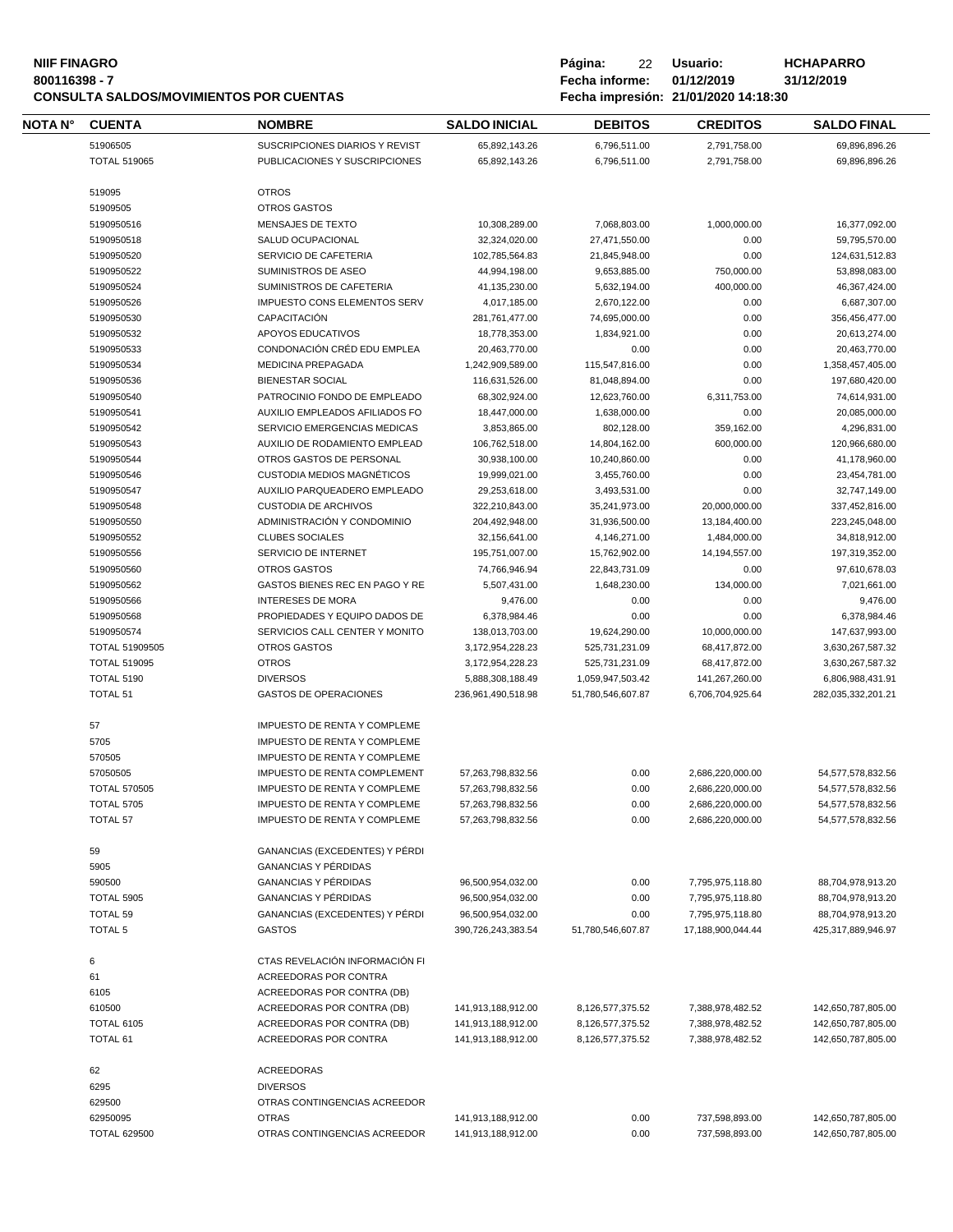**NIIF FINAGRO**
**800116398 - 7**
**CONSULTA SALDOS/MOVIMIENTOS POR CUENTAS**

**Página:** 22 **Usuario:** HCHAPARRO
**Fecha informe:** 01/12/2019 31/12/2019
**Fecha impresión:** 21/01/2020 14:18:30

| NOTA N° | CUENTA | NOMBRE | SALDO INICIAL | DEBITOS | CREDITOS | SALDO FINAL |
|---|---|---|---|---|---|---|
| | 51906505 | SUSCRIPCIONES DIARIOS Y REVIST | 65,892,143.26 | 6,796,511.00 | 2,791,758.00 | 69,896,896.26 |
| | TOTAL 519065 | PUBLICACIONES Y SUSCRIPCIONES | 65,892,143.26 | 6,796,511.00 | 2,791,758.00 | 69,896,896.26 |
| | 519095 | OTROS | | | | |
| | 51909505 | OTROS GASTOS | | | | |
| | 5190950516 | MENSAJES DE TEXTO | 10,308,289.00 | 7,068,803.00 | 1,000,000.00 | 16,377,092.00 |
| | 5190950518 | SALUD OCUPACIONAL | 32,324,020.00 | 27,471,550.00 | 0.00 | 59,795,570.00 |
| | 5190950520 | SERVICIO DE CAFETERIA | 102,785,564.83 | 21,845,948.00 | 0.00 | 124,631,512.83 |
| | 5190950522 | SUMINISTROS DE ASEO | 44,994,198.00 | 9,653,885.00 | 750,000.00 | 53,898,083.00 |
| | 5190950524 | SUMINISTROS DE CAFETERIA | 41,135,230.00 | 5,632,194.00 | 400,000.00 | 46,367,424.00 |
| | 5190950526 | IMPUESTO CONS ELEMENTOS SERV | 4,017,185.00 | 2,670,122.00 | 0.00 | 6,687,307.00 |
| | 5190950530 | CAPACITACIÓN | 281,761,477.00 | 74,695,000.00 | 0.00 | 356,456,477.00 |
| | 5190950532 | APOYOS EDUCATIVOS | 18,778,353.00 | 1,834,921.00 | 0.00 | 20,613,274.00 |
| | 5190950533 | CONDONACIÓN CRÉD EDU EMPLEA | 20,463,770.00 | 0.00 | 0.00 | 20,463,770.00 |
| | 5190950534 | MEDICINA PREPAGADA | 1,242,909,589.00 | 115,547,816.00 | 0.00 | 1,358,457,405.00 |
| | 5190950536 | BIENESTAR SOCIAL | 116,631,526.00 | 81,048,894.00 | 0.00 | 197,680,420.00 |
| | 5190950540 | PATROCINIO FONDO DE EMPLEADO | 68,302,924.00 | 12,623,760.00 | 6,311,753.00 | 74,614,931.00 |
| | 5190950541 | AUXILIO EMPLEADOS AFILIADOS FO | 18,447,000.00 | 1,638,000.00 | 0.00 | 20,085,000.00 |
| | 5190950542 | SERVICIO EMERGENCIAS MEDICAS | 3,853,865.00 | 802,128.00 | 359,162.00 | 4,296,831.00 |
| | 5190950543 | AUXILIO DE RODAMIENTO EMPLEAD | 106,762,518.00 | 14,804,162.00 | 600,000.00 | 120,966,680.00 |
| | 5190950544 | OTROS GASTOS DE PERSONAL | 30,938,100.00 | 10,240,860.00 | 0.00 | 41,178,960.00 |
| | 5190950546 | CUSTODIA MEDIOS MAGNÉTICOS | 19,999,021.00 | 3,455,760.00 | 0.00 | 23,454,781.00 |
| | 5190950547 | AUXILIO PARQUEADERO EMPLEADO | 29,253,618.00 | 3,493,531.00 | 0.00 | 32,747,149.00 |
| | 5190950548 | CUSTODIA DE ARCHIVOS | 322,210,843.00 | 35,241,973.00 | 20,000,000.00 | 337,452,816.00 |
| | 5190950550 | ADMINISTRACIÓN Y CONDOMINIO | 204,492,948.00 | 31,936,500.00 | 13,184,400.00 | 223,245,048.00 |
| | 5190950552 | CLUBES SOCIALES | 32,156,641.00 | 4,146,271.00 | 1,484,000.00 | 34,818,912.00 |
| | 5190950556 | SERVICIO DE INTERNET | 195,751,007.00 | 15,762,902.00 | 14,194,557.00 | 197,319,352.00 |
| | 5190950560 | OTROS GASTOS | 74,766,946.94 | 22,843,731.09 | 0.00 | 97,610,678.03 |
| | 5190950562 | GASTOS BIENES REC EN PAGO Y RE | 5,507,431.00 | 1,648,230.00 | 134,000.00 | 7,021,661.00 |
| | 5190950566 | INTERESES DE MORA | 9,476.00 | 0.00 | 0.00 | 9,476.00 |
| | 5190950568 | PROPIEDADES Y EQUIPO DADOS DE | 6,378,984.46 | 0.00 | 0.00 | 6,378,984.46 |
| | 5190950574 | SERVICIOS CALL CENTER Y MONITO | 138,013,703.00 | 19,624,290.00 | 10,000,000.00 | 147,637,993.00 |
| | TOTAL 51909505 | OTROS GASTOS | 3,172,954,228.23 | 525,731,231.09 | 68,417,872.00 | 3,630,267,587.32 |
| | TOTAL 519095 | OTROS | 3,172,954,228.23 | 525,731,231.09 | 68,417,872.00 | 3,630,267,587.32 |
| | TOTAL 5190 | DIVERSOS | 5,888,308,188.49 | 1,059,947,503.42 | 141,267,260.00 | 6,806,988,431.91 |
| | TOTAL 51 | GASTOS DE OPERACIONES | 236,961,490,518.98 | 51,780,546,607.87 | 6,706,704,925.64 | 282,035,332,201.21 |
| | 57 | IMPUESTO DE RENTA Y COMPLEME | | | | |
| | 5705 | IMPUESTO DE RENTA Y COMPLEME | | | | |
| | 570505 | IMPUESTO DE RENTA Y COMPLEME | | | | |
| | 57050505 | IMPUESTO DE RENTA COMPLEMENT | 57,263,798,832.56 | 0.00 | 2,686,220,000.00 | 54,577,578,832.56 |
| | TOTAL 570505 | IMPUESTO DE RENTA Y COMPLEME | 57,263,798,832.56 | 0.00 | 2,686,220,000.00 | 54,577,578,832.56 |
| | TOTAL 5705 | IMPUESTO DE RENTA Y COMPLEME | 57,263,798,832.56 | 0.00 | 2,686,220,000.00 | 54,577,578,832.56 |
| | TOTAL 57 | IMPUESTO DE RENTA Y COMPLEME | 57,263,798,832.56 | 0.00 | 2,686,220,000.00 | 54,577,578,832.56 |
| | 59 | GANANCIAS (EXCEDENTES) Y PÉRDI | | | | |
| | 5905 | GANANCIAS Y PÉRDIDAS | | | | |
| | 590500 | GANANCIAS Y PÉRDIDAS | 96,500,954,032.00 | 0.00 | 7,795,975,118.80 | 88,704,978,913.20 |
| | TOTAL 5905 | GANANCIAS Y PÉRDIDAS | 96,500,954,032.00 | 0.00 | 7,795,975,118.80 | 88,704,978,913.20 |
| | TOTAL 59 | GANANCIAS (EXCEDENTES) Y PÉRDI | 96,500,954,032.00 | 0.00 | 7,795,975,118.80 | 88,704,978,913.20 |
| | TOTAL 5 | GASTOS | 390,726,243,383.54 | 51,780,546,607.87 | 17,188,900,044.44 | 425,317,889,946.97 |
| | 6 | CTAS REVELACIÓN INFORMACIÓN FI | | | | |
| | 61 | ACREEDORAS POR CONTRA | | | | |
| | 6105 | ACREEDORAS POR CONTRA (DB) | | | | |
| | 610500 | ACREEDORAS POR CONTRA (DB) | 141,913,188,912.00 | 8,126,577,375.52 | 7,388,978,482.52 | 142,650,787,805.00 |
| | TOTAL 6105 | ACREEDORAS POR CONTRA (DB) | 141,913,188,912.00 | 8,126,577,375.52 | 7,388,978,482.52 | 142,650,787,805.00 |
| | TOTAL 61 | ACREEDORAS POR CONTRA | 141,913,188,912.00 | 8,126,577,375.52 | 7,388,978,482.52 | 142,650,787,805.00 |
| | 62 | ACREEDORAS | | | | |
| | 6295 | DIVERSOS | | | | |
| | 629500 | OTRAS CONTINGENCIAS ACREEDOR | | | | |
| | 62950095 | OTRAS | 141,913,188,912.00 | 0.00 | 737,598,893.00 | 142,650,787,805.00 |
| | TOTAL 629500 | OTRAS CONTINGENCIAS ACREEDOR | 141,913,188,912.00 | 0.00 | 737,598,893.00 | 142,650,787,805.00 |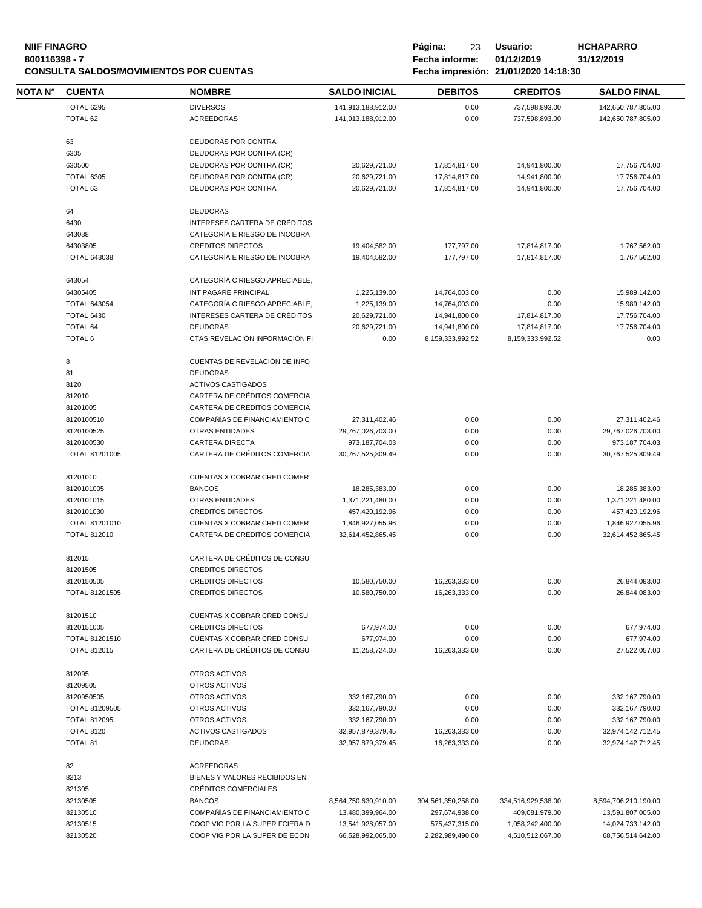**NIIF FINAGRO**
**800116398 - 7**
**CONSULTA SALDOS/MOVIMIENTOS POR CUENTAS**

**Página:** 23 **Usuario:** HCHAPARRO
**Fecha informe:** 01/12/2019 31/12/2019
**Fecha impresión:** 21/01/2020 14:18:30

| NOTA N° | CUENTA | NOMBRE | SALDO INICIAL | DEBITOS | CREDITOS | SALDO FINAL |
|---|---|---|---|---|---|---|
| | TOTAL 6295 | DIVERSOS | 141,913,188,912.00 | 0.00 | 737,598,893.00 | 142,650,787,805.00 |
| | TOTAL 62 | ACREEDORAS | 141,913,188,912.00 | 0.00 | 737,598,893.00 | 142,650,787,805.00 |
| | 63 | DEUDORAS POR CONTRA | | | | |
| | 6305 | DEUDORAS POR CONTRA (CR) | | | | |
| | 630500 | DEUDORAS POR CONTRA (CR) | 20,629,721.00 | 17,814,817.00 | 14,941,800.00 | 17,756,704.00 |
| | TOTAL 6305 | DEUDORAS POR CONTRA (CR) | 20,629,721.00 | 17,814,817.00 | 14,941,800.00 | 17,756,704.00 |
| | TOTAL 63 | DEUDORAS POR CONTRA | 20,629,721.00 | 17,814,817.00 | 14,941,800.00 | 17,756,704.00 |
| | 64 | DEUDORAS | | | | |
| | 6430 | INTERESES CARTERA DE CRÉDITOS | | | | |
| | 643038 | CATEGORÍA E RIESGO DE INCOBRA | | | | |
| | 64303805 | CREDITOS DIRECTOS | 19,404,582.00 | 177,797.00 | 17,814,817.00 | 1,767,562.00 |
| | TOTAL 643038 | CATEGORÍA E RIESGO DE INCOBRA | 19,404,582.00 | 177,797.00 | 17,814,817.00 | 1,767,562.00 |
| | 643054 | CATEGORÍA C RIESGO APRECIABLE, | | | | |
| | 64305405 | INT PAGARÉ PRINCIPAL | 1,225,139.00 | 14,764,003.00 | 0.00 | 15,989,142.00 |
| | TOTAL 643054 | CATEGORÍA C RIESGO APRECIABLE, | 1,225,139.00 | 14,764,003.00 | 0.00 | 15,989,142.00 |
| | TOTAL 6430 | INTERESES CARTERA DE CRÉDITOS | 20,629,721.00 | 14,941,800.00 | 17,814,817.00 | 17,756,704.00 |
| | TOTAL 64 | DEUDORAS | 20,629,721.00 | 14,941,800.00 | 17,814,817.00 | 17,756,704.00 |
| | TOTAL 6 | CTAS REVELACIÓN INFORMACIÓN FI | 0.00 | 8,159,333,992.52 | 8,159,333,992.52 | 0.00 |
| | 8 | CUENTAS DE REVELACIÓN DE INFO | | | | |
| | 81 | DEUDORAS | | | | |
| | 8120 | ACTIVOS CASTIGADOS | | | | |
| | 812010 | CARTERA DE CRÉDITOS COMERCIA | | | | |
| | 81201005 | CARTERA DE CRÉDITOS COMERCIA | | | | |
| | 8120100510 | COMPAÑÍAS DE FINANCIAMIENTO C | 27,311,402.46 | 0.00 | 0.00 | 27,311,402.46 |
| | 8120100525 | OTRAS ENTIDADES | 29,767,026,703.00 | 0.00 | 0.00 | 29,767,026,703.00 |
| | 8120100530 | CARTERA DIRECTA | 973,187,704.03 | 0.00 | 0.00 | 973,187,704.03 |
| | TOTAL 81201005 | CARTERA DE CRÉDITOS COMERCIA | 30,767,525,809.49 | 0.00 | 0.00 | 30,767,525,809.49 |
| | 81201010 | CUENTAS X COBRAR CRED COMER | | | | |
| | 8120101005 | BANCOS | 18,285,383.00 | 0.00 | 0.00 | 18,285,383.00 |
| | 8120101015 | OTRAS ENTIDADES | 1,371,221,480.00 | 0.00 | 0.00 | 1,371,221,480.00 |
| | 8120101030 | CREDITOS DIRECTOS | 457,420,192.96 | 0.00 | 0.00 | 457,420,192.96 |
| | TOTAL 81201010 | CUENTAS X COBRAR CRED COMER | 1,846,927,055.96 | 0.00 | 0.00 | 1,846,927,055.96 |
| | TOTAL 812010 | CARTERA DE CRÉDITOS COMERCIA | 32,614,452,865.45 | 0.00 | 0.00 | 32,614,452,865.45 |
| | 812015 | CARTERA DE CRÉDITOS DE CONSU | | | | |
| | 81201505 | CREDITOS DIRECTOS | | | | |
| | 8120150505 | CREDITOS DIRECTOS | 10,580,750.00 | 16,263,333.00 | 0.00 | 26,844,083.00 |
| | TOTAL 81201505 | CREDITOS DIRECTOS | 10,580,750.00 | 16,263,333.00 | 0.00 | 26,844,083.00 |
| | 81201510 | CUENTAS X COBRAR CRED CONSU | | | | |
| | 8120151005 | CREDITOS DIRECTOS | 677,974.00 | 0.00 | 0.00 | 677,974.00 |
| | TOTAL 81201510 | CUENTAS X COBRAR CRED CONSU | 677,974.00 | 0.00 | 0.00 | 677,974.00 |
| | TOTAL 812015 | CARTERA DE CRÉDITOS DE CONSU | 11,258,724.00 | 16,263,333.00 | 0.00 | 27,522,057.00 |
| | 812095 | OTROS ACTIVOS | | | | |
| | 81209505 | OTROS ACTIVOS | | | | |
| | 8120950505 | OTROS ACTIVOS | 332,167,790.00 | 0.00 | 0.00 | 332,167,790.00 |
| | TOTAL 81209505 | OTROS ACTIVOS | 332,167,790.00 | 0.00 | 0.00 | 332,167,790.00 |
| | TOTAL 812095 | OTROS ACTIVOS | 332,167,790.00 | 0.00 | 0.00 | 332,167,790.00 |
| | TOTAL 8120 | ACTIVOS CASTIGADOS | 32,957,879,379.45 | 16,263,333.00 | 0.00 | 32,974,142,712.45 |
| | TOTAL 81 | DEUDORAS | 32,957,879,379.45 | 16,263,333.00 | 0.00 | 32,974,142,712.45 |
| | 82 | ACREEDORAS | | | | |
| | 8213 | BIENES Y VALORES RECIBIDOS EN | | | | |
| | 821305 | CRÉDITOS COMERCIALES | | | | |
| | 82130505 | BANCOS | 8,564,750,630,910.00 | 304,561,350,258.00 | 334,516,929,538.00 | 8,594,706,210,190.00 |
| | 82130510 | COMPAÑÍAS DE FINANCIAMIENTO C | 13,480,399,964.00 | 297,674,938.00 | 409,081,979.00 | 13,591,807,005.00 |
| | 82130515 | COOP VIG POR LA SUPER FCIERA D | 13,541,928,057.00 | 575,437,315.00 | 1,058,242,400.00 | 14,024,733,142.00 |
| | 82130520 | COOP VIG POR LA SUPER DE ECON | 66,528,992,065.00 | 2,282,989,490.00 | 4,510,512,067.00 | 68,756,514,642.00 |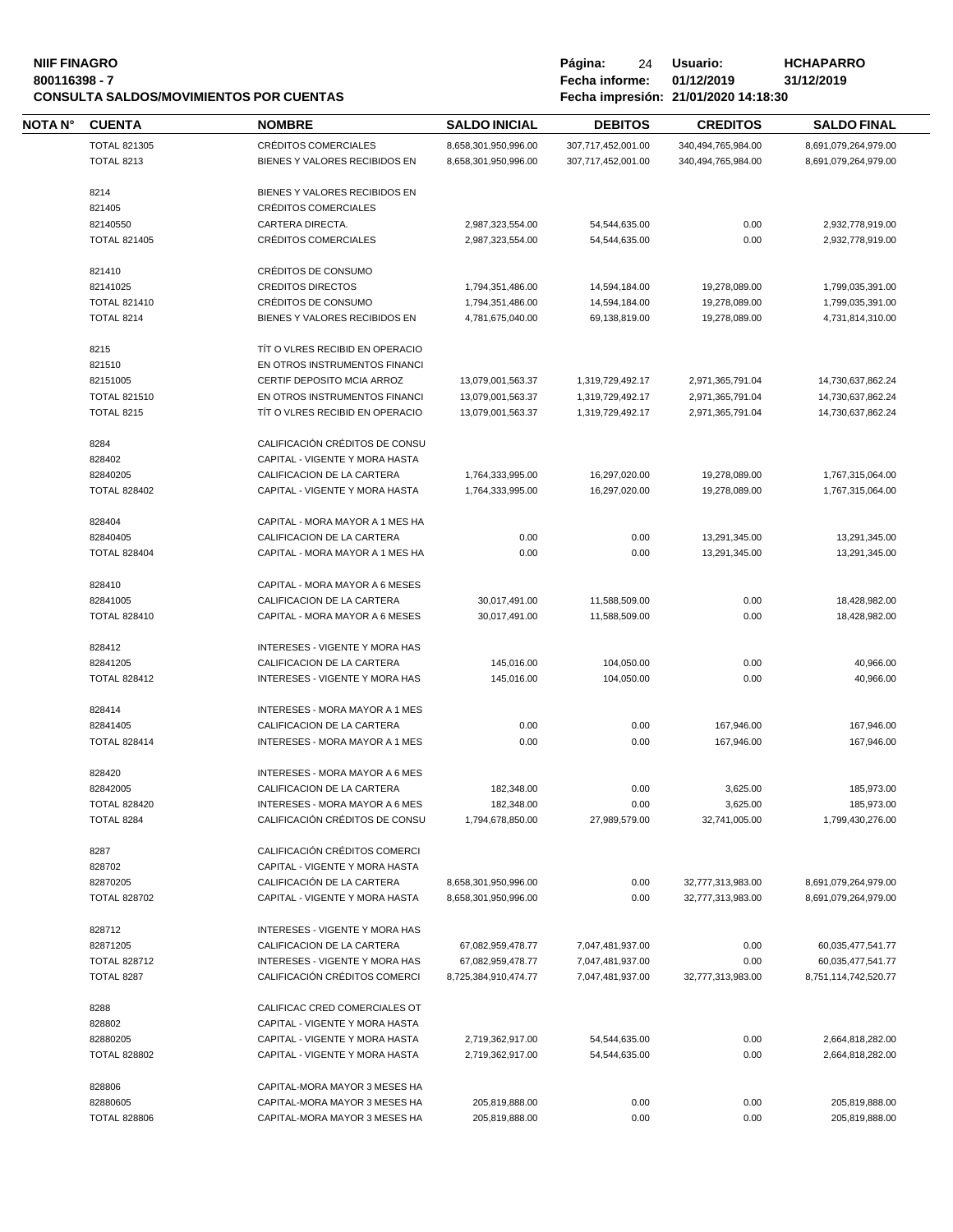| NOTA N° | CUENTA | NOMBRE | SALDO INICIAL | DEBITOS | CREDITOS | SALDO FINAL |
|---|---|---|---|---|---|---|
| | TOTAL 821305 | CRÉDITOS COMERCIALES | 8,658,301,950,996.00 | 307,717,452,001.00 | 340,494,765,984.00 | 8,691,079,264,979.00 |
| | TOTAL 8213 | BIENES Y VALORES RECIBIDOS EN | 8,658,301,950,996.00 | 307,717,452,001.00 | 340,494,765,984.00 | 8,691,079,264,979.00 |
| | 8214 | BIENES Y VALORES RECIBIDOS EN | | | | |
| | 821405 | CRÉDITOS COMERCIALES | | | | |
| | 82140550 | CARTERA DIRECTA. | 2,987,323,554.00 | 54,544,635.00 | 0.00 | 2,932,778,919.00 |
| | TOTAL 821405 | CRÉDITOS COMERCIALES | 2,987,323,554.00 | 54,544,635.00 | 0.00 | 2,932,778,919.00 |
| | 821410 | CRÉDITOS DE CONSUMO | | | | |
| | 82141025 | CREDITOS DIRECTOS | 1,794,351,486.00 | 14,594,184.00 | 19,278,089.00 | 1,799,035,391.00 |
| | TOTAL 821410 | CRÉDITOS DE CONSUMO | 1,794,351,486.00 | 14,594,184.00 | 19,278,089.00 | 1,799,035,391.00 |
| | TOTAL 8214 | BIENES Y VALORES RECIBIDOS EN | 4,781,675,040.00 | 69,138,819.00 | 19,278,089.00 | 4,731,814,310.00 |
| | 8215 | TÍT O VLRES RECIBID EN OPERACIO | | | | |
| | 821510 | EN OTROS INSTRUMENTOS FINANCI | | | | |
| | 82151005 | CERTIF DEPOSITO MCIA ARROZ | 13,079,001,563.37 | 1,319,729,492.17 | 2,971,365,791.04 | 14,730,637,862.24 |
| | TOTAL 821510 | EN OTROS INSTRUMENTOS FINANCI | 13,079,001,563.37 | 1,319,729,492.17 | 2,971,365,791.04 | 14,730,637,862.24 |
| | TOTAL 8215 | TÍT O VLRES RECIBID EN OPERACIO | 13,079,001,563.37 | 1,319,729,492.17 | 2,971,365,791.04 | 14,730,637,862.24 |
| | 8284 | CALIFICACIÓN CRÉDITOS DE CONSU | | | | |
| | 828402 | CAPITAL - VIGENTE Y MORA HASTA | | | | |
| | 82840205 | CALIFICACION DE LA CARTERA | 1,764,333,995.00 | 16,297,020.00 | 19,278,089.00 | 1,767,315,064.00 |
| | TOTAL 828402 | CAPITAL - VIGENTE Y MORA HASTA | 1,764,333,995.00 | 16,297,020.00 | 19,278,089.00 | 1,767,315,064.00 |
| | 828404 | CAPITAL - MORA MAYOR A 1 MES HA | | | | |
| | 82840405 | CALIFICACION DE LA CARTERA | 0.00 | 0.00 | 13,291,345.00 | 13,291,345.00 |
| | TOTAL 828404 | CAPITAL - MORA MAYOR A 1 MES HA | 0.00 | 0.00 | 13,291,345.00 | 13,291,345.00 |
| | 828410 | CAPITAL - MORA MAYOR A 6 MESES | | | | |
| | 82841005 | CALIFICACION DE LA CARTERA | 30,017,491.00 | 11,588,509.00 | 0.00 | 18,428,982.00 |
| | TOTAL 828410 | CAPITAL - MORA MAYOR A 6 MESES | 30,017,491.00 | 11,588,509.00 | 0.00 | 18,428,982.00 |
| | 828412 | INTERESES - VIGENTE Y MORA HAS | | | | |
| | 82841205 | CALIFICACION DE LA CARTERA | 145,016.00 | 104,050.00 | 0.00 | 40,966.00 |
| | TOTAL 828412 | INTERESES - VIGENTE Y MORA HAS | 145,016.00 | 104,050.00 | 0.00 | 40,966.00 |
| | 828414 | INTERESES - MORA MAYOR A 1 MES | | | | |
| | 82841405 | CALIFICACION DE LA CARTERA | 0.00 | 0.00 | 167,946.00 | 167,946.00 |
| | TOTAL 828414 | INTERESES - MORA MAYOR A 1 MES | 0.00 | 0.00 | 167,946.00 | 167,946.00 |
| | 828420 | INTERESES - MORA MAYOR A 6 MES | | | | |
| | 82842005 | CALIFICACION DE LA CARTERA | 182,348.00 | 0.00 | 3,625.00 | 185,973.00 |
| | TOTAL 828420 | INTERESES - MORA MAYOR A 6 MES | 182,348.00 | 0.00 | 3,625.00 | 185,973.00 |
| | TOTAL 8284 | CALIFICACIÓN CRÉDITOS DE CONSU | 1,794,678,850.00 | 27,989,579.00 | 32,741,005.00 | 1,799,430,276.00 |
| | 8287 | CALIFICACIÓN CRÉDITOS COMERCI | | | | |
| | 828702 | CAPITAL - VIGENTE Y MORA HASTA | | | | |
| | 82870205 | CALIFICACIÓN DE LA CARTERA | 8,658,301,950,996.00 | 0.00 | 32,777,313,983.00 | 8,691,079,264,979.00 |
| | TOTAL 828702 | CAPITAL - VIGENTE Y MORA HASTA | 8,658,301,950,996.00 | 0.00 | 32,777,313,983.00 | 8,691,079,264,979.00 |
| | 828712 | INTERESES - VIGENTE Y MORA HAS | | | | |
| | 82871205 | CALIFICACION DE LA CARTERA | 67,082,959,478.77 | 7,047,481,937.00 | 0.00 | 60,035,477,541.77 |
| | TOTAL 828712 | INTERESES - VIGENTE Y MORA HAS | 67,082,959,478.77 | 7,047,481,937.00 | 0.00 | 60,035,477,541.77 |
| | TOTAL 8287 | CALIFICACIÓN CRÉDITOS COMERCI | 8,725,384,910,474.77 | 7,047,481,937.00 | 32,777,313,983.00 | 8,751,114,742,520.77 |
| | 8288 | CALIFICAC CRED COMERCIALES OT | | | | |
| | 828802 | CAPITAL - VIGENTE Y MORA HASTA | | | | |
| | 82880205 | CAPITAL - VIGENTE Y MORA HASTA | 2,719,362,917.00 | 54,544,635.00 | 0.00 | 2,664,818,282.00 |
| | TOTAL 828802 | CAPITAL - VIGENTE Y MORA HASTA | 2,719,362,917.00 | 54,544,635.00 | 0.00 | 2,664,818,282.00 |
| | 828806 | CAPITAL-MORA MAYOR 3 MESES HA | | | | |
| | 82880605 | CAPITAL-MORA MAYOR 3 MESES HA | 205,819,888.00 | 0.00 | 0.00 | 205,819,888.00 |
| | TOTAL 828806 | CAPITAL-MORA MAYOR 3 MESES HA | 205,819,888.00 | 0.00 | 0.00 | 205,819,888.00 |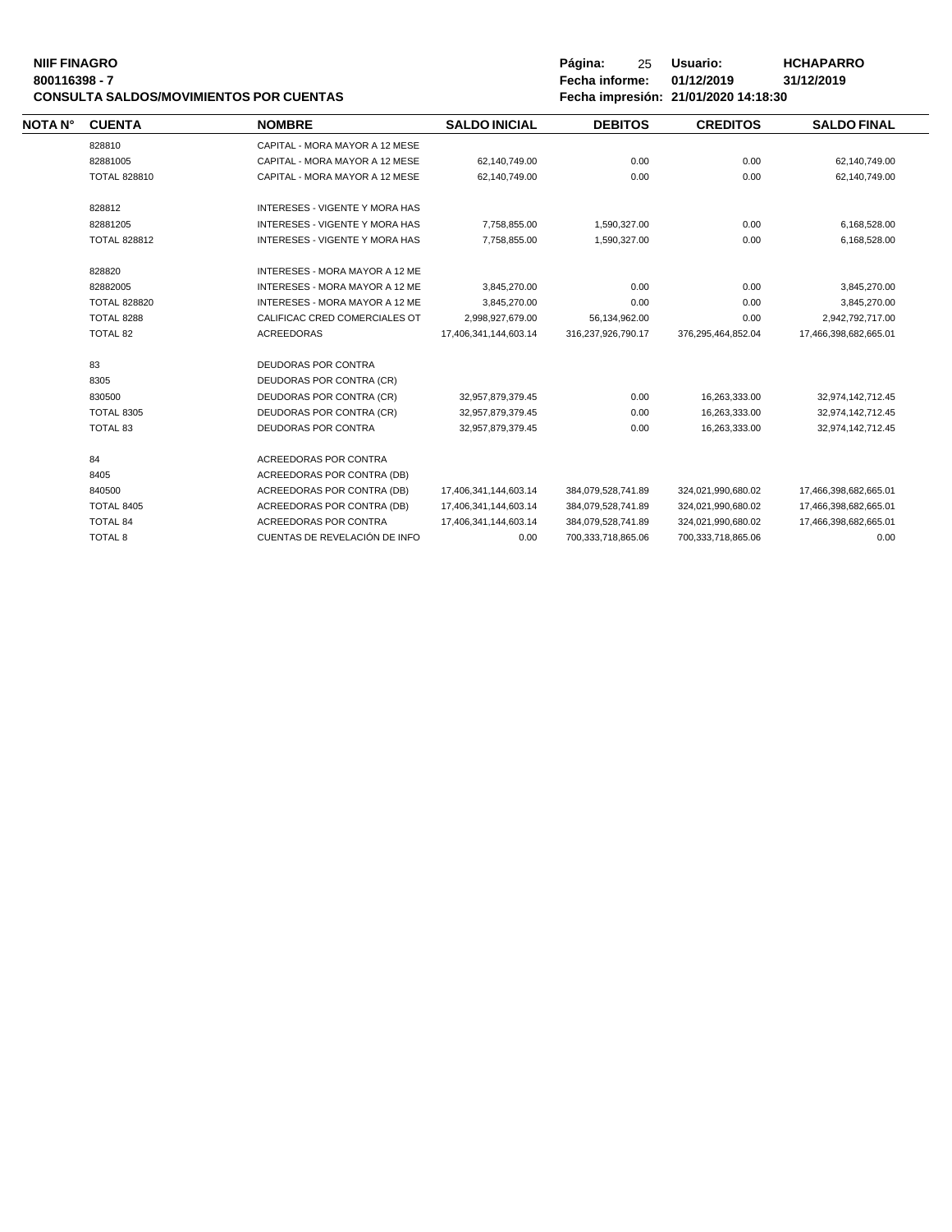**NIIF FINAGRO**
**800116398 - 7**
**CONSULTA SALDOS/MOVIMIENTOS POR CUENTAS**

**Página:** 25 **Usuario:** **HCHAPARRO**
**Fecha informe:** **01/12/2019** **31/12/2019**
**Fecha impresión:** **21/01/2020 14:18:30**

| NOTA N° | CUENTA | NOMBRE | SALDO INICIAL | DEBITOS | CREDITOS | SALDO FINAL |
|---|---|---|---|---|---|---|
| | 828810 | CAPITAL - MORA MAYOR A 12 MESE | | | | |
| | 82881005 | CAPITAL - MORA MAYOR A 12 MESE | 62,140,749.00 | 0.00 | 0.00 | 62,140,749.00 |
| | TOTAL 828810 | CAPITAL - MORA MAYOR A 12 MESE | 62,140,749.00 | 0.00 | 0.00 | 62,140,749.00 |
| | 828812 | INTERESES - VIGENTE Y MORA HAS | | | | |
| | 82881205 | INTERESES - VIGENTE Y MORA HAS | 7,758,855.00 | 1,590,327.00 | 0.00 | 6,168,528.00 |
| | TOTAL 828812 | INTERESES - VIGENTE Y MORA HAS | 7,758,855.00 | 1,590,327.00 | 0.00 | 6,168,528.00 |
| | 828820 | INTERESES - MORA MAYOR A 12 ME | | | | |
| | 82882005 | INTERESES - MORA MAYOR A 12 ME | 3,845,270.00 | 0.00 | 0.00 | 3,845,270.00 |
| | TOTAL 828820 | INTERESES - MORA MAYOR A 12 ME | 3,845,270.00 | 0.00 | 0.00 | 3,845,270.00 |
| | TOTAL 8288 | CALIFICAC CRED COMERCIALES OT | 2,998,927,679.00 | 56,134,962.00 | 0.00 | 2,942,792,717.00 |
| | TOTAL 82 | ACREEDORAS | 17,406,341,144,603.14 | 316,237,926,790.17 | 376,295,464,852.04 | 17,466,398,682,665.01 |
| | 83 | DEUDORAS POR CONTRA | | | | |
| | 8305 | DEUDORAS POR CONTRA (CR) | | | | |
| | 830500 | DEUDORAS POR CONTRA (CR) | 32,957,879,379.45 | 0.00 | 16,263,333.00 | 32,974,142,712.45 |
| | TOTAL 8305 | DEUDORAS POR CONTRA (CR) | 32,957,879,379.45 | 0.00 | 16,263,333.00 | 32,974,142,712.45 |
| | TOTAL 83 | DEUDORAS POR CONTRA | 32,957,879,379.45 | 0.00 | 16,263,333.00 | 32,974,142,712.45 |
| | 84 | ACREEDORAS POR CONTRA | | | | |
| | 8405 | ACREEDORAS POR CONTRA (DB) | | | | |
| | 840500 | ACREEDORAS POR CONTRA (DB) | 17,406,341,144,603.14 | 384,079,528,741.89 | 324,021,990,680.02 | 17,466,398,682,665.01 |
| | TOTAL 8405 | ACREEDORAS POR CONTRA (DB) | 17,406,341,144,603.14 | 384,079,528,741.89 | 324,021,990,680.02 | 17,466,398,682,665.01 |
| | TOTAL 84 | ACREEDORAS POR CONTRA | 17,406,341,144,603.14 | 384,079,528,741.89 | 324,021,990,680.02 | 17,466,398,682,665.01 |
| | TOTAL 8 | CUENTAS DE REVELACIÓN DE INFO | 0.00 | 700,333,718,865.06 | 700,333,718,865.06 | 0.00 |